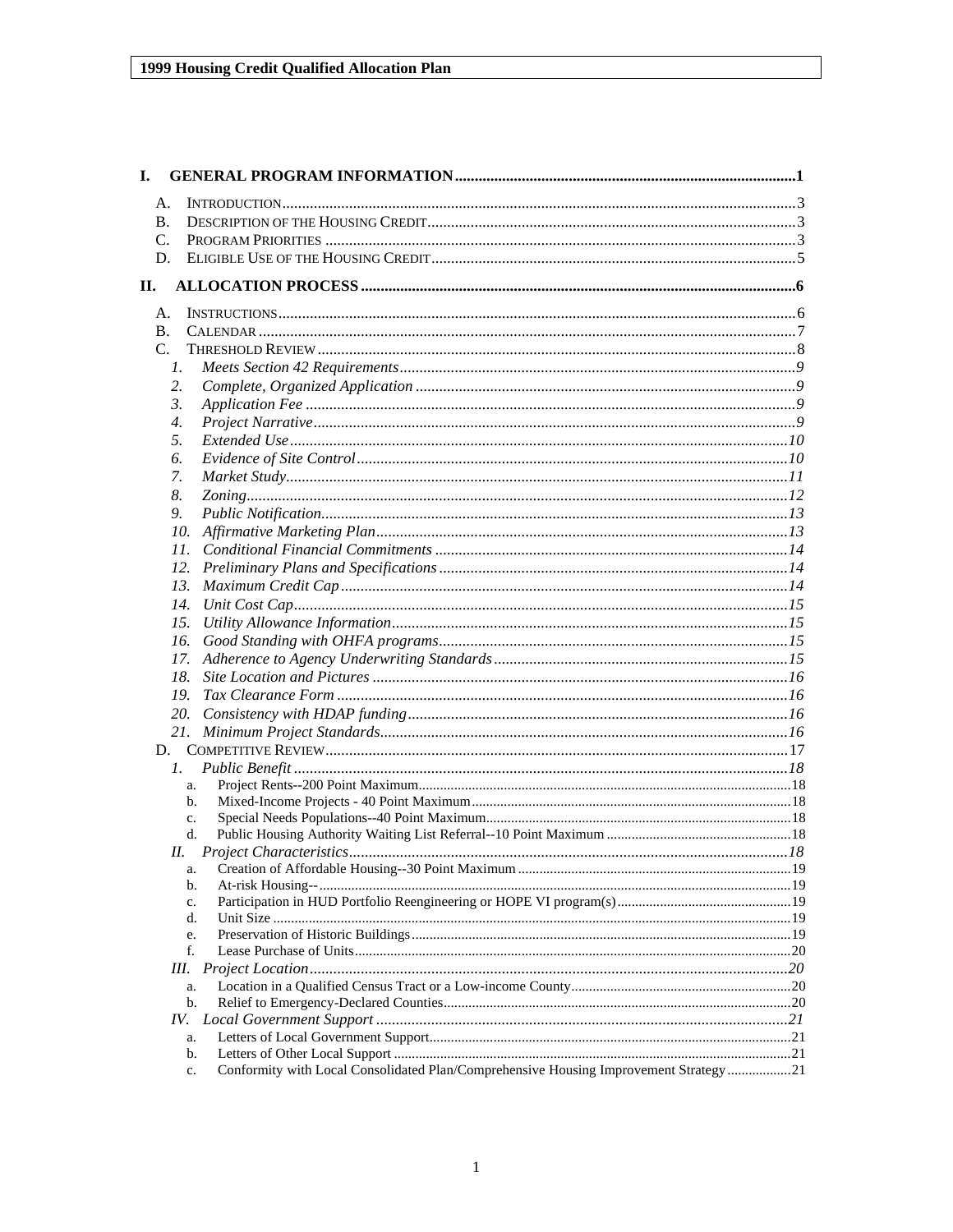**1999 Housing Credit Qualified Allocation Plan**

I. GENERAL PROGRAM INFORMATION ...... 1

- A. INTRODUCTION ...... 3
- B. DESCRIPTION OF THE HOUSING CREDIT ...... 3
- C. PROGRAM PRIORITIES ...... 3
- D. ELIGIBLE USE OF THE HOUSING CREDIT ...... 5

II. ALLOCATION PROCESS ...... 6

- A. INSTRUCTIONS ...... 6
- B. CALENDAR ...... 7
- C. THRESHOLD REVIEW ...... 8
  - 1. *Meets Section 42 Requirements* ...... 9
  - 2. *Complete, Organized Application* ...... 9
  - 3. *Application Fee* ...... 9
  - 4. *Project Narrative* ...... 9
  - 5. *Extended Use* ...... 10
  - 6. *Evidence of Site Control* ...... 10
  - 7. *Market Study* ...... 11
  - 8. *Zoning* ...... 12
  - 9. *Public Notification* ...... 13
  - 10. *Affirmative Marketing Plan* ...... 13
  - 11. *Conditional Financial Commitments* ...... 14
  - 12. *Preliminary Plans and Specifications* ...... 14
  - 13. *Maximum Credit Cap* ...... 14
  - 14. *Unit Cost Cap* ...... 15
  - 15. *Utility Allowance Information* ...... 15
  - 16. *Good Standing with OHFA programs* ...... 15
  - 17. *Adherence to Agency Underwriting Standards* ...... 15
  - 18. *Site Location and Pictures* ...... 16
  - 19. *Tax Clearance Form* ...... 16
  - 20. *Consistency with HDAP funding* ...... 16
  - 21. *Minimum Project Standards* ...... 16
- D. COMPETITIVE REVIEW ...... 17
  - 1. *Public Benefit* ...... 18
    - a. Project Rents--200 Point Maximum ...... 18
    - b. Mixed-Income Projects - 40 Point Maximum ...... 18
    - c. Special Needs Populations--40 Point Maximum ...... 18
    - d. Public Housing Authority Waiting List Referral--10 Point Maximum ...... 18
  - II. *Project Characteristics* ...... 18
    - a. Creation of Affordable Housing--30 Point Maximum ...... 19
    - b. At-risk Housing-- ...... 19
    - c. Participation in HUD Portfolio Reengineering or HOPE VI program(s) ...... 19
    - d. Unit Size ...... 19
    - e. Preservation of Historic Buildings ...... 19
    - f. Lease Purchase of Units ...... 20
  - III. *Project Location* ...... 20
    - a. Location in a Qualified Census Tract or a Low-income County ...... 20
    - b. Relief to Emergency-Declared Counties ...... 20
  - IV. *Local Government Support* ...... 21
    - a. Letters of Local Government Support ...... 21
    - b. Letters of Other Local Support ...... 21
    - c. Conformity with Local Consolidated Plan/Comprehensive Housing Improvement Strategy ...... 21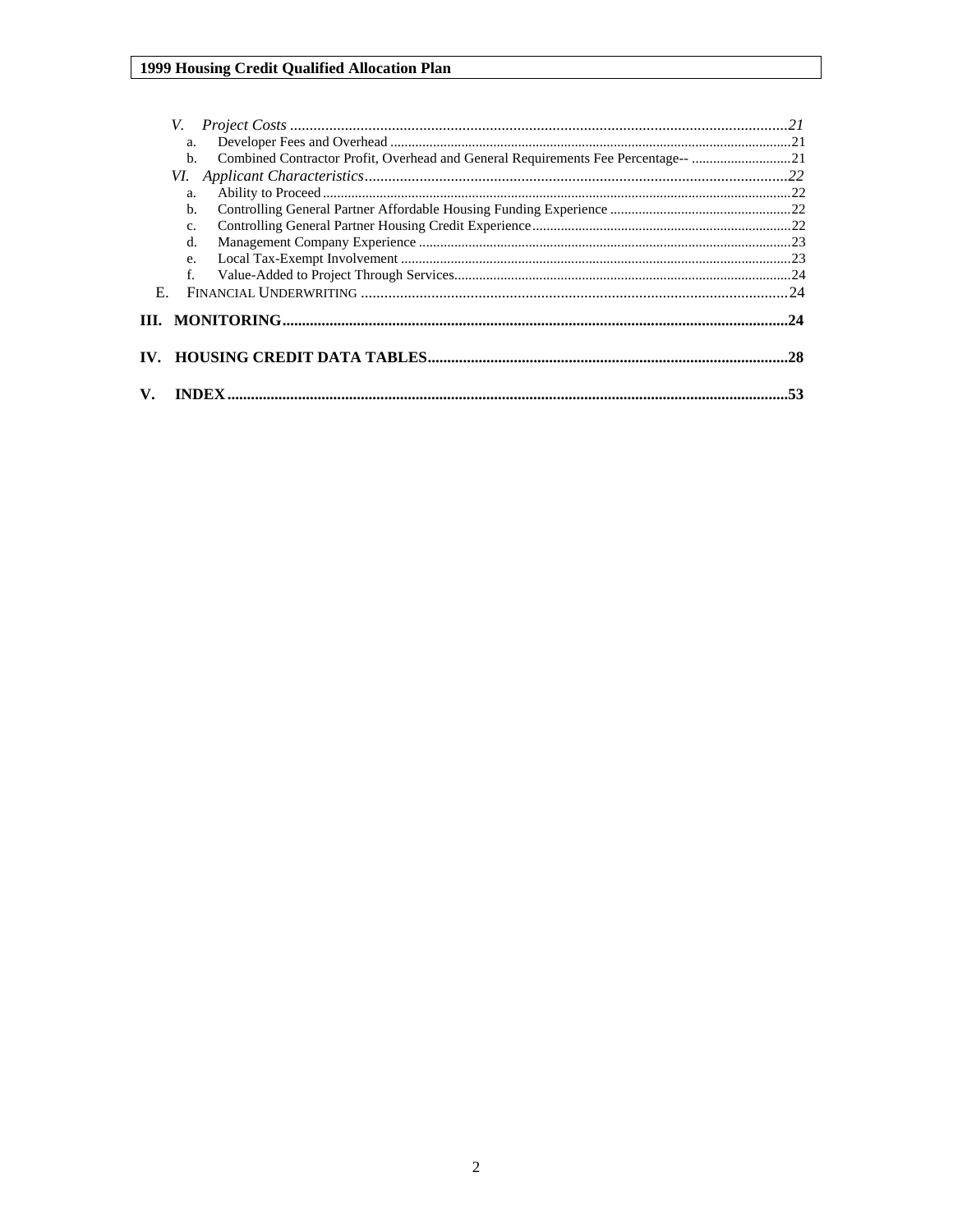*V. Project Costs* ............................................................................................................................21

a. Developer Fees and Overhead ....................................................................................................21

b. Combined Contractor Profit, Overhead and General Requirements Fee Percentage-- ............................21

*VI. Applicant Characteristics* ...........................................................................................................22

a. Ability to Proceed ......................................................................................................................22

b. Controlling General Partner Affordable Housing Funding Experience ...................................................22

c. Controlling General Partner Housing Credit Experience ........................................................................22

d. Management Company Experience ........................................................................................................23

e. Local Tax-Exempt Involvement ..............................................................................................................23

f. Value-Added to Project Through Services..............................................................................................24

E. FINANCIAL UNDERWRITING ..........................................................................................................24

**III. MONITORING** ...............................................................................................................................**24**

**IV. HOUSING CREDIT DATA TABLES** ..........................................................................................**28**

**V. INDEX** ............................................................................................................................................**53**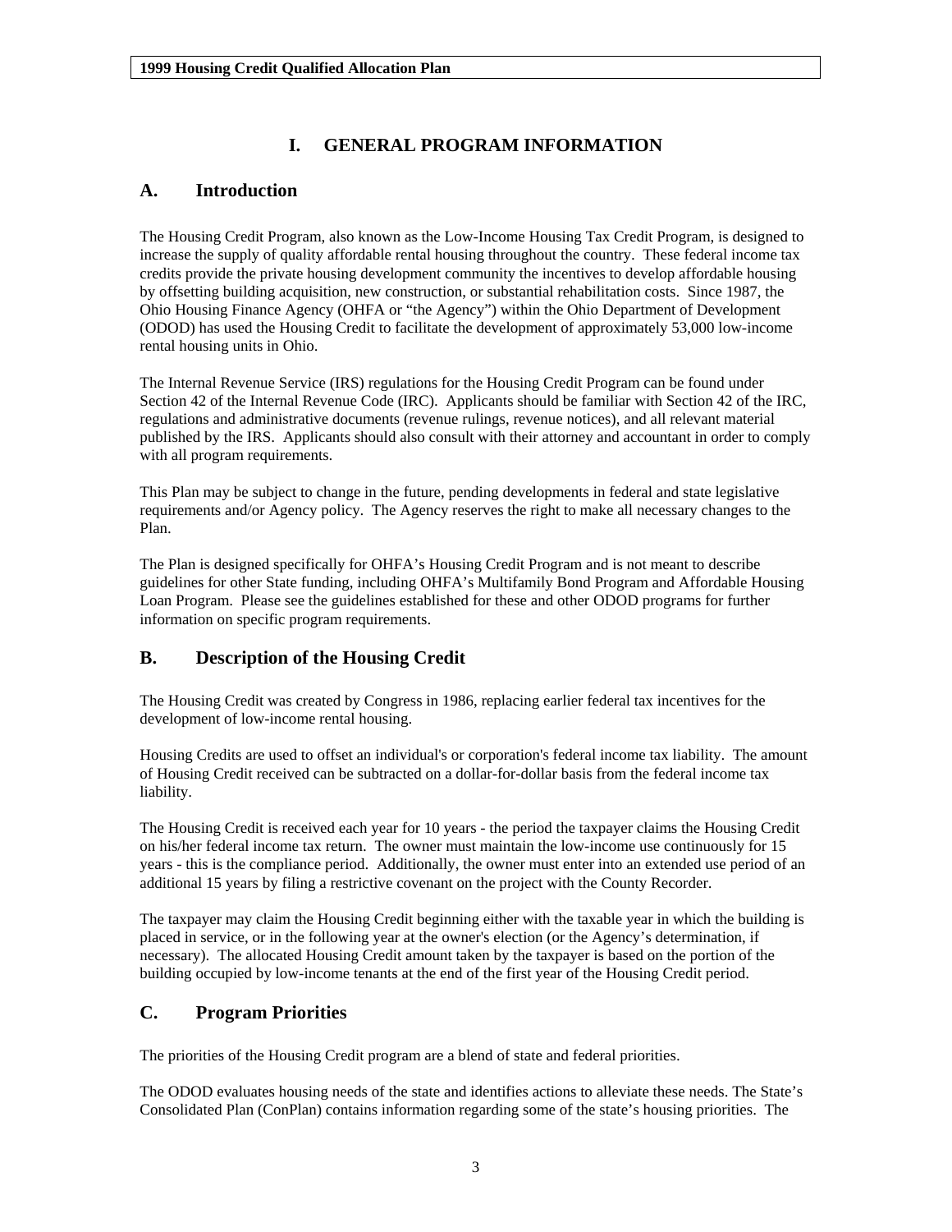# I. GENERAL PROGRAM INFORMATION

## A. Introduction

The Housing Credit Program, also known as the Low-Income Housing Tax Credit Program, is designed to increase the supply of quality affordable rental housing throughout the country. These federal income tax credits provide the private housing development community the incentives to develop affordable housing by offsetting building acquisition, new construction, or substantial rehabilitation costs. Since 1987, the Ohio Housing Finance Agency (OHFA or "the Agency") within the Ohio Department of Development (ODOD) has used the Housing Credit to facilitate the development of approximately 53,000 low-income rental housing units in Ohio.

The Internal Revenue Service (IRS) regulations for the Housing Credit Program can be found under Section 42 of the Internal Revenue Code (IRC). Applicants should be familiar with Section 42 of the IRC, regulations and administrative documents (revenue rulings, revenue notices), and all relevant material published by the IRS. Applicants should also consult with their attorney and accountant in order to comply with all program requirements.

This Plan may be subject to change in the future, pending developments in federal and state legislative requirements and/or Agency policy. The Agency reserves the right to make all necessary changes to the Plan.

The Plan is designed specifically for OHFA's Housing Credit Program and is not meant to describe guidelines for other State funding, including OHFA's Multifamily Bond Program and Affordable Housing Loan Program. Please see the guidelines established for these and other ODOD programs for further information on specific program requirements.

## B. Description of the Housing Credit

The Housing Credit was created by Congress in 1986, replacing earlier federal tax incentives for the development of low-income rental housing.

Housing Credits are used to offset an individual's or corporation's federal income tax liability. The amount of Housing Credit received can be subtracted on a dollar-for-dollar basis from the federal income tax liability.

The Housing Credit is received each year for 10 years - the period the taxpayer claims the Housing Credit on his/her federal income tax return. The owner must maintain the low-income use continuously for 15 years - this is the compliance period. Additionally, the owner must enter into an extended use period of an additional 15 years by filing a restrictive covenant on the project with the County Recorder.

The taxpayer may claim the Housing Credit beginning either with the taxable year in which the building is placed in service, or in the following year at the owner's election (or the Agency's determination, if necessary). The allocated Housing Credit amount taken by the taxpayer is based on the portion of the building occupied by low-income tenants at the end of the first year of the Housing Credit period.

## C. Program Priorities

The priorities of the Housing Credit program are a blend of state and federal priorities.

The ODOD evaluates housing needs of the state and identifies actions to alleviate these needs. The State's Consolidated Plan (ConPlan) contains information regarding some of the state's housing priorities. The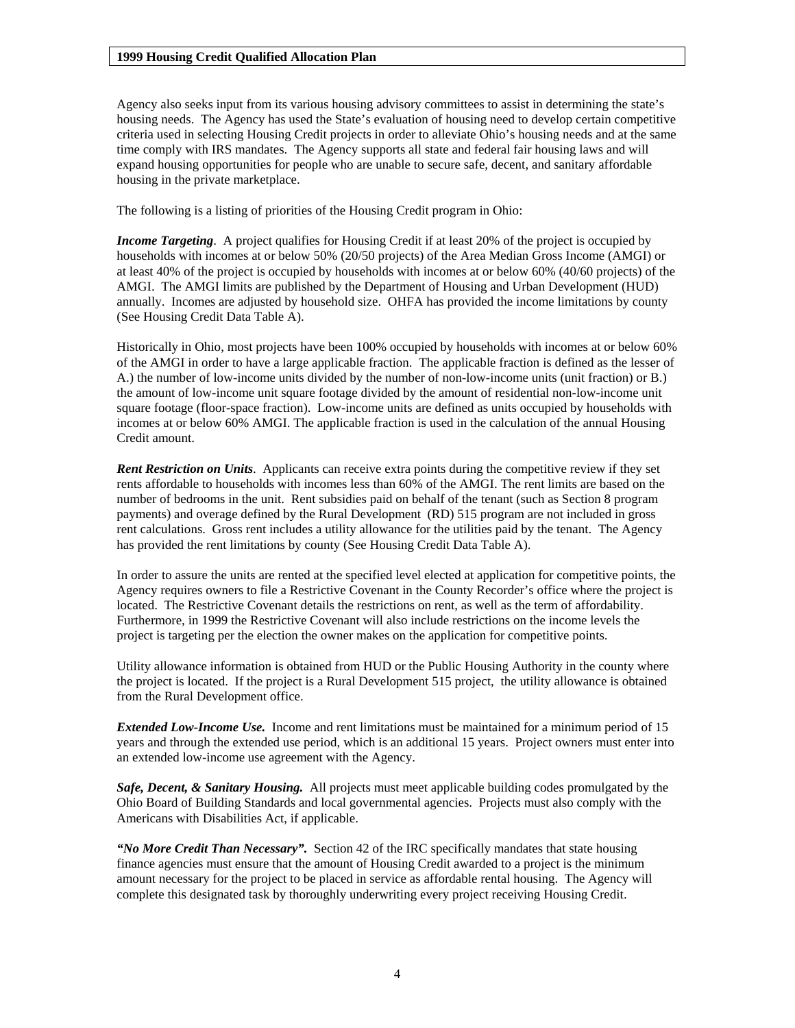Agency also seeks input from its various housing advisory committees to assist in determining the state's housing needs. The Agency has used the State's evaluation of housing need to develop certain competitive criteria used in selecting Housing Credit projects in order to alleviate Ohio's housing needs and at the same time comply with IRS mandates. The Agency supports all state and federal fair housing laws and will expand housing opportunities for people who are unable to secure safe, decent, and sanitary affordable housing in the private marketplace.

The following is a listing of priorities of the Housing Credit program in Ohio:

***Income Targeting***. A project qualifies for Housing Credit if at least 20% of the project is occupied by households with incomes at or below 50% (20/50 projects) of the Area Median Gross Income (AMGI) or at least 40% of the project is occupied by households with incomes at or below 60% (40/60 projects) of the AMGI. The AMGI limits are published by the Department of Housing and Urban Development (HUD) annually. Incomes are adjusted by household size. OHFA has provided the income limitations by county (See Housing Credit Data Table A).

Historically in Ohio, most projects have been 100% occupied by households with incomes at or below 60% of the AMGI in order to have a large applicable fraction. The applicable fraction is defined as the lesser of A.) the number of low-income units divided by the number of non-low-income units (unit fraction) or B.) the amount of low-income unit square footage divided by the amount of residential non-low-income unit square footage (floor-space fraction). Low-income units are defined as units occupied by households with incomes at or below 60% AMGI. The applicable fraction is used in the calculation of the annual Housing Credit amount.

***Rent Restriction on Units***. Applicants can receive extra points during the competitive review if they set rents affordable to households with incomes less than 60% of the AMGI. The rent limits are based on the number of bedrooms in the unit. Rent subsidies paid on behalf of the tenant (such as Section 8 program payments) and overage defined by the Rural Development (RD) 515 program are not included in gross rent calculations. Gross rent includes a utility allowance for the utilities paid by the tenant. The Agency has provided the rent limitations by county (See Housing Credit Data Table A).

In order to assure the units are rented at the specified level elected at application for competitive points, the Agency requires owners to file a Restrictive Covenant in the County Recorder's office where the project is located. The Restrictive Covenant details the restrictions on rent, as well as the term of affordability. Furthermore, in 1999 the Restrictive Covenant will also include restrictions on the income levels the project is targeting per the election the owner makes on the application for competitive points.

Utility allowance information is obtained from HUD or the Public Housing Authority in the county where the project is located. If the project is a Rural Development 515 project, the utility allowance is obtained from the Rural Development office.

***Extended Low-Income Use.*** Income and rent limitations must be maintained for a minimum period of 15 years and through the extended use period, which is an additional 15 years. Project owners must enter into an extended low-income use agreement with the Agency.

***Safe, Decent, & Sanitary Housing.*** All projects must meet applicable building codes promulgated by the Ohio Board of Building Standards and local governmental agencies. Projects must also comply with the Americans with Disabilities Act, if applicable.

***"No More Credit Than Necessary".*** Section 42 of the IRC specifically mandates that state housing finance agencies must ensure that the amount of Housing Credit awarded to a project is the minimum amount necessary for the project to be placed in service as affordable rental housing. The Agency will complete this designated task by thoroughly underwriting every project receiving Housing Credit.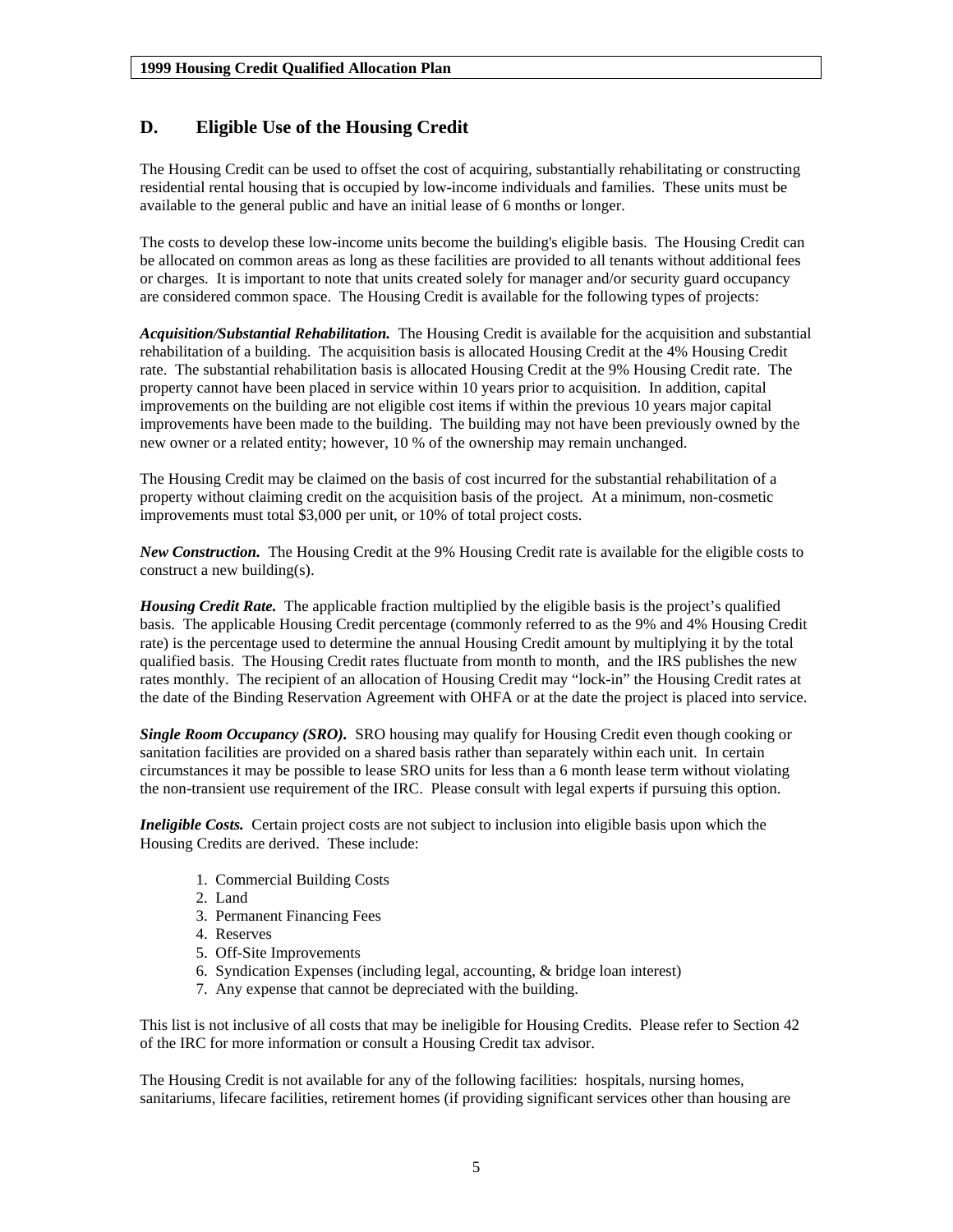## D. Eligible Use of the Housing Credit

The Housing Credit can be used to offset the cost of acquiring, substantially rehabilitating or constructing residential rental housing that is occupied by low-income individuals and families. These units must be available to the general public and have an initial lease of 6 months or longer.

The costs to develop these low-income units become the building's eligible basis. The Housing Credit can be allocated on common areas as long as these facilities are provided to all tenants without additional fees or charges. It is important to note that units created solely for manager and/or security guard occupancy are considered common space. The Housing Credit is available for the following types of projects:

***Acquisition/Substantial Rehabilitation.*** The Housing Credit is available for the acquisition and substantial rehabilitation of a building. The acquisition basis is allocated Housing Credit at the 4% Housing Credit rate. The substantial rehabilitation basis is allocated Housing Credit at the 9% Housing Credit rate. The property cannot have been placed in service within 10 years prior to acquisition. In addition, capital improvements on the building are not eligible cost items if within the previous 10 years major capital improvements have been made to the building. The building may not have been previously owned by the new owner or a related entity; however, 10 % of the ownership may remain unchanged.

The Housing Credit may be claimed on the basis of cost incurred for the substantial rehabilitation of a property without claiming credit on the acquisition basis of the project. At a minimum, non-cosmetic improvements must total $3,000 per unit, or 10% of total project costs.

***New Construction.*** The Housing Credit at the 9% Housing Credit rate is available for the eligible costs to construct a new building(s).

***Housing Credit Rate.*** The applicable fraction multiplied by the eligible basis is the project's qualified basis. The applicable Housing Credit percentage (commonly referred to as the 9% and 4% Housing Credit rate) is the percentage used to determine the annual Housing Credit amount by multiplying it by the total qualified basis. The Housing Credit rates fluctuate from month to month, and the IRS publishes the new rates monthly. The recipient of an allocation of Housing Credit may "lock-in" the Housing Credit rates at the date of the Binding Reservation Agreement with OHFA or at the date the project is placed into service.

***Single Room Occupancy (SRO).*** SRO housing may qualify for Housing Credit even though cooking or sanitation facilities are provided on a shared basis rather than separately within each unit. In certain circumstances it may be possible to lease SRO units for less than a 6 month lease term without violating the non-transient use requirement of the IRC. Please consult with legal experts if pursuing this option.

***Ineligible Costs.*** Certain project costs are not subject to inclusion into eligible basis upon which the Housing Credits are derived. These include:

1. Commercial Building Costs
2. Land
3. Permanent Financing Fees
4. Reserves
5. Off-Site Improvements
6. Syndication Expenses (including legal, accounting, & bridge loan interest)
7. Any expense that cannot be depreciated with the building.

This list is not inclusive of all costs that may be ineligible for Housing Credits. Please refer to Section 42 of the IRC for more information or consult a Housing Credit tax advisor.

The Housing Credit is not available for any of the following facilities: hospitals, nursing homes, sanitariums, lifecare facilities, retirement homes (if providing significant services other than housing are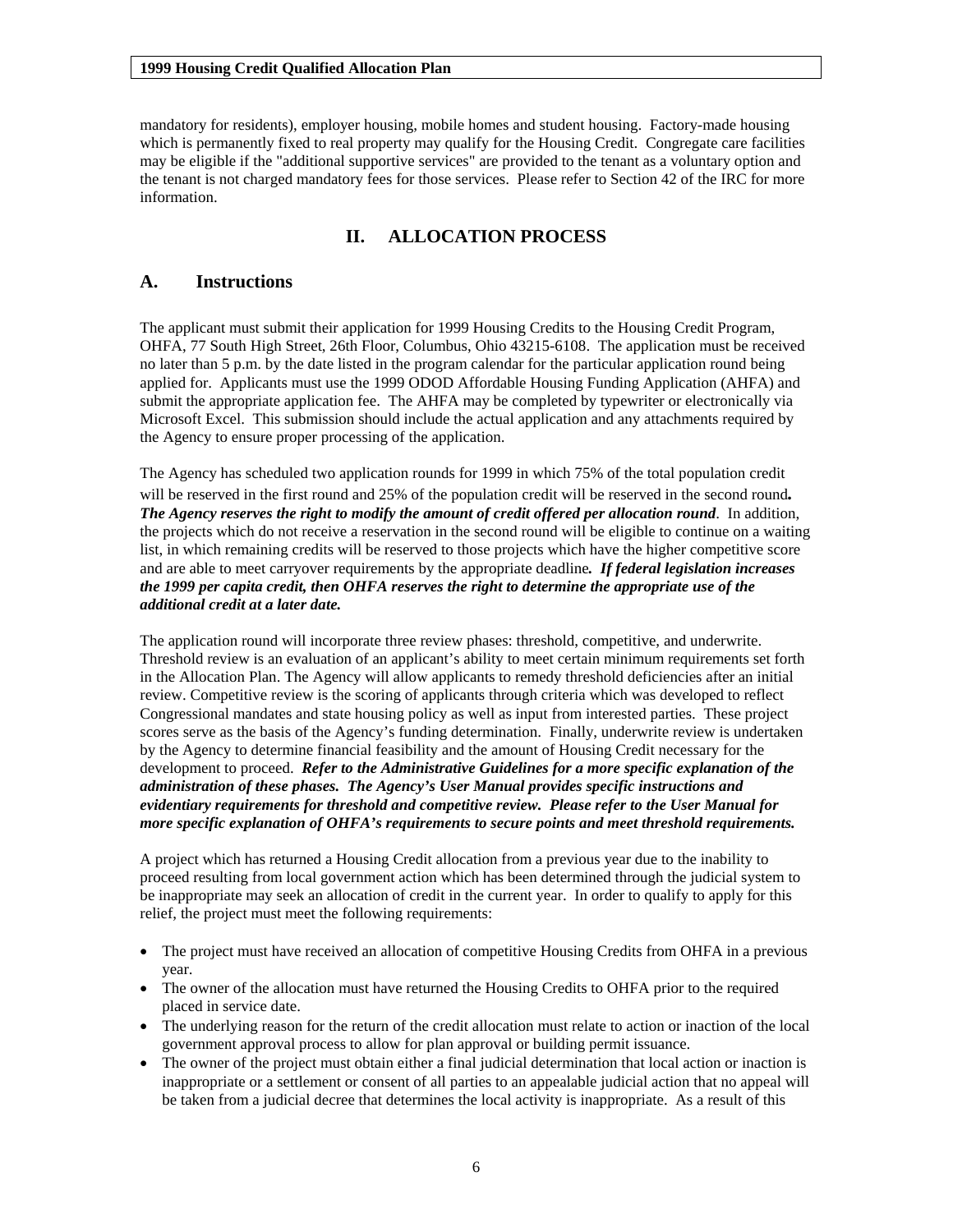mandatory for residents), employer housing, mobile homes and student housing. Factory-made housing which is permanently fixed to real property may qualify for the Housing Credit. Congregate care facilities may be eligible if the "additional supportive services" are provided to the tenant as a voluntary option and the tenant is not charged mandatory fees for those services. Please refer to Section 42 of the IRC for more information.

# II. ALLOCATION PROCESS

## A. Instructions

The applicant must submit their application for 1999 Housing Credits to the Housing Credit Program, OHFA, 77 South High Street, 26th Floor, Columbus, Ohio 43215-6108. The application must be received no later than 5 p.m. by the date listed in the program calendar for the particular application round being applied for. Applicants must use the 1999 ODOD Affordable Housing Funding Application (AHFA) and submit the appropriate application fee. The AHFA may be completed by typewriter or electronically via Microsoft Excel. This submission should include the actual application and any attachments required by the Agency to ensure proper processing of the application.

The Agency has scheduled two application rounds for 1999 in which 75% of the total population credit will be reserved in the first round and 25% of the population credit will be reserved in the second round***.*** ***The Agency reserves the right to modify the amount of credit offered per allocation round***. In addition, the projects which do not receive a reservation in the second round will be eligible to continue on a waiting list, in which remaining credits will be reserved to those projects which have the higher competitive score and are able to meet carryover requirements by the appropriate deadline***. If federal legislation increases the 1999 per capita credit, then OHFA reserves the right to determine the appropriate use of the additional credit at a later date.***

The application round will incorporate three review phases: threshold, competitive, and underwrite. Threshold review is an evaluation of an applicant's ability to meet certain minimum requirements set forth in the Allocation Plan. The Agency will allow applicants to remedy threshold deficiencies after an initial review. Competitive review is the scoring of applicants through criteria which was developed to reflect Congressional mandates and state housing policy as well as input from interested parties. These project scores serve as the basis of the Agency's funding determination. Finally, underwrite review is undertaken by the Agency to determine financial feasibility and the amount of Housing Credit necessary for the development to proceed. ***Refer to the Administrative Guidelines for a more specific explanation of the administration of these phases. The Agency's User Manual provides specific instructions and evidentiary requirements for threshold and competitive review. Please refer to the User Manual for more specific explanation of OHFA's requirements to secure points and meet threshold requirements.***

A project which has returned a Housing Credit allocation from a previous year due to the inability to proceed resulting from local government action which has been determined through the judicial system to be inappropriate may seek an allocation of credit in the current year. In order to qualify to apply for this relief, the project must meet the following requirements:

- The project must have received an allocation of competitive Housing Credits from OHFA in a previous year.
- The owner of the allocation must have returned the Housing Credits to OHFA prior to the required placed in service date.
- The underlying reason for the return of the credit allocation must relate to action or inaction of the local government approval process to allow for plan approval or building permit issuance.
- The owner of the project must obtain either a final judicial determination that local action or inaction is inappropriate or a settlement or consent of all parties to an appealable judicial action that no appeal will be taken from a judicial decree that determines the local activity is inappropriate. As a result of this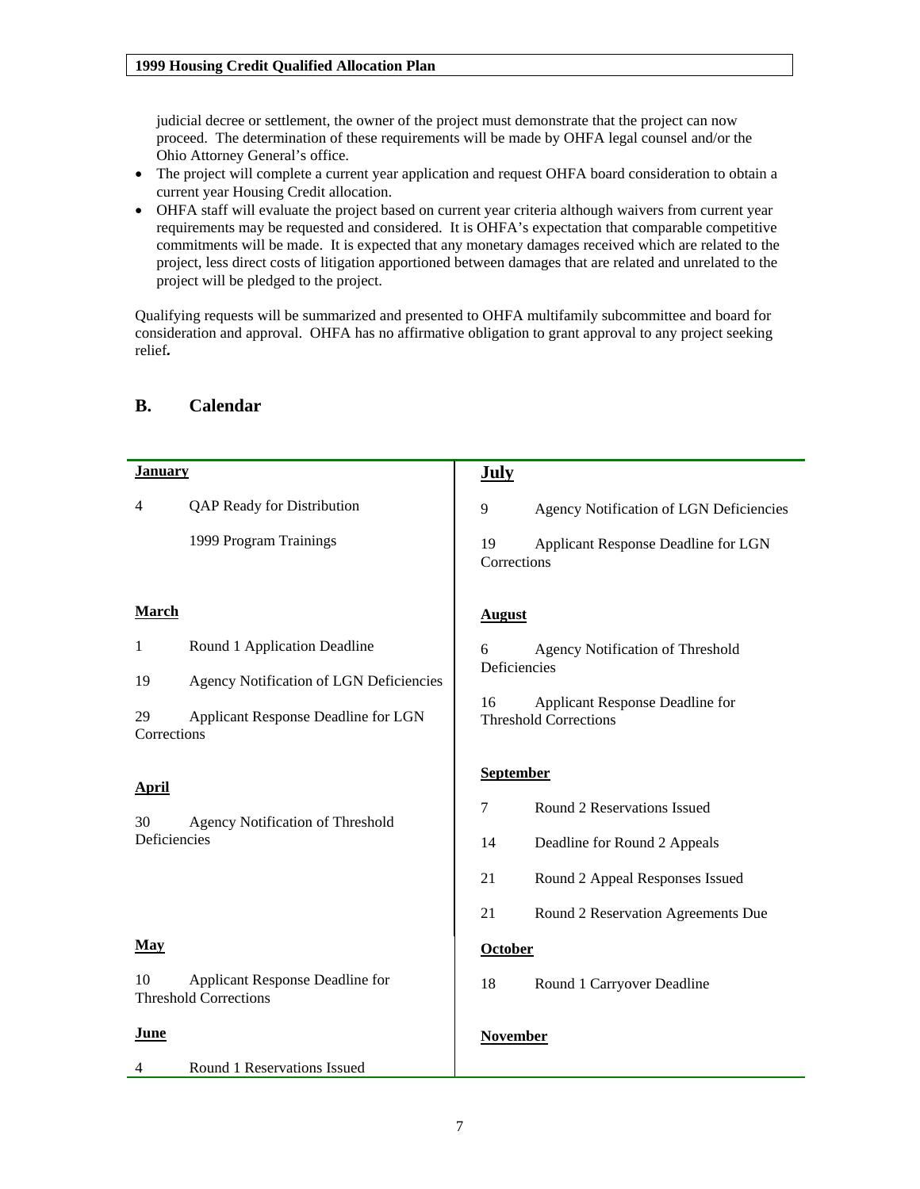judicial decree or settlement, the owner of the project must demonstrate that the project can now proceed. The determination of these requirements will be made by OHFA legal counsel and/or the Ohio Attorney General's office.

- The project will complete a current year application and request OHFA board consideration to obtain a current year Housing Credit allocation.
- OHFA staff will evaluate the project based on current year criteria although waivers from current year requirements may be requested and considered. It is OHFA's expectation that comparable competitive commitments will be made. It is expected that any monetary damages received which are related to the project, less direct costs of litigation apportioned between damages that are related and unrelated to the project will be pledged to the project.

Qualifying requests will be summarized and presented to OHFA multifamily subcommittee and board for consideration and approval. OHFA has no affirmative obligation to grant approval to any project seeking relief**.**

## B. Calendar

**January**

4 QAP Ready for Distribution

1999 Program Trainings

**March**

1 Round 1 Application Deadline

19 Agency Notification of LGN Deficiencies

29 Applicant Response Deadline for LGN Corrections

**April**

30 Agency Notification of Threshold Deficiencies

**May**

10 Applicant Response Deadline for Threshold Corrections

**June**

4 Round 1 Reservations Issued

**July**

9 Agency Notification of LGN Deficiencies

19 Applicant Response Deadline for LGN Corrections

**August**

6 Agency Notification of Threshold Deficiencies

16 Applicant Response Deadline for Threshold Corrections

**September**

7 Round 2 Reservations Issued

14 Deadline for Round 2 Appeals

21 Round 2 Appeal Responses Issued

21 Round 2 Reservation Agreements Due

**October**

18 Round 1 Carryover Deadline

**November**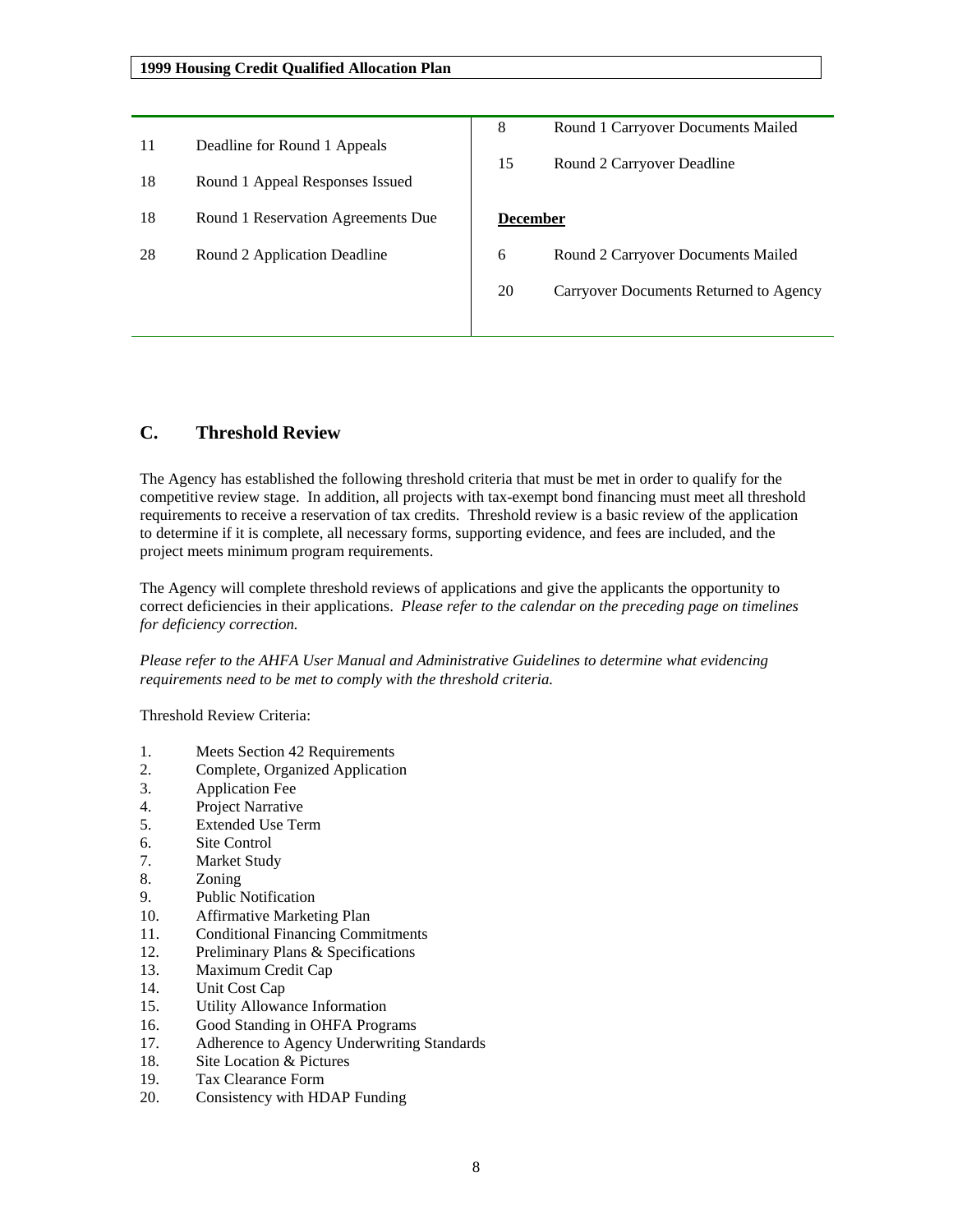| | | | |
|---|---|---|---|
| 11 | Deadline for Round 1 Appeals | 8 | Round 1 Carryover Documents Mailed |
| 18 | Round 1 Appeal Responses Issued | 15 | Round 2 Carryover Deadline |
| 18 | Round 1 Reservation Agreements Due | **December** | |
| 28 | Round 2 Application Deadline | 6 | Round 2 Carryover Documents Mailed |
| | | 20 | Carryover Documents Returned to Agency |

## C. Threshold Review

The Agency has established the following threshold criteria that must be met in order to qualify for the competitive review stage. In addition, all projects with tax-exempt bond financing must meet all threshold requirements to receive a reservation of tax credits. Threshold review is a basic review of the application to determine if it is complete, all necessary forms, supporting evidence, and fees are included, and the project meets minimum program requirements.

The Agency will complete threshold reviews of applications and give the applicants the opportunity to correct deficiencies in their applications. *Please refer to the calendar on the preceding page on timelines for deficiency correction.*

*Please refer to the AHFA User Manual and Administrative Guidelines to determine what evidencing requirements need to be met to comply with the threshold criteria.*

Threshold Review Criteria:

1. Meets Section 42 Requirements
2. Complete, Organized Application
3. Application Fee
4. Project Narrative
5. Extended Use Term
6. Site Control
7. Market Study
8. Zoning
9. Public Notification
10. Affirmative Marketing Plan
11. Conditional Financing Commitments
12. Preliminary Plans & Specifications
13. Maximum Credit Cap
14. Unit Cost Cap
15. Utility Allowance Information
16. Good Standing in OHFA Programs
17. Adherence to Agency Underwriting Standards
18. Site Location & Pictures
19. Tax Clearance Form
20. Consistency with HDAP Funding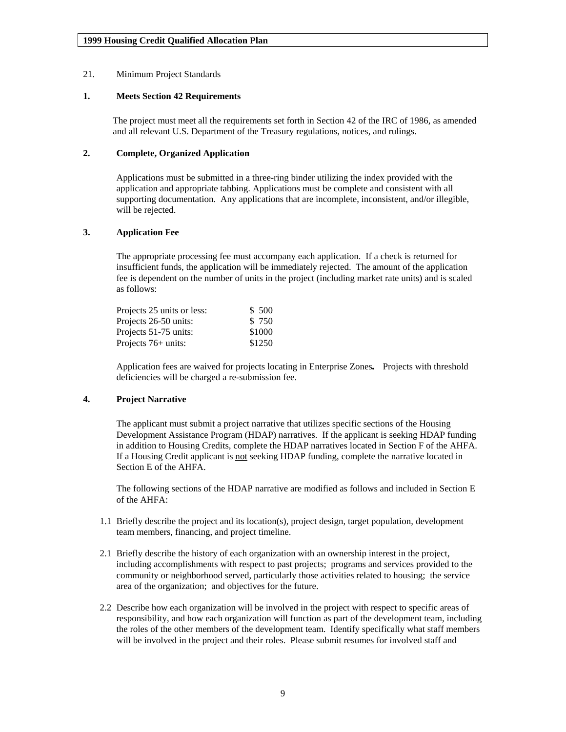21. Minimum Project Standards

### 1. Meets Section 42 Requirements

The project must meet all the requirements set forth in Section 42 of the IRC of 1986, as amended and all relevant U.S. Department of the Treasury regulations, notices, and rulings.

### 2. Complete, Organized Application

Applications must be submitted in a three-ring binder utilizing the index provided with the application and appropriate tabbing. Applications must be complete and consistent with all supporting documentation. Any applications that are incomplete, inconsistent, and/or illegible, will be rejected.

### 3. Application Fee

The appropriate processing fee must accompany each application. If a check is returned for insufficient funds, the application will be immediately rejected. The amount of the application fee is dependent on the number of units in the project (including market rate units) and is scaled as follows:

| | |
|---|---|
| Projects 25 units or less: | $ 500 |
| Projects 26-50 units: | $ 750 |
| Projects 51-75 units: | $1000 |
| Projects 76+ units: | $1250 |

Application fees are waived for projects locating in Enterprise Zones**.** Projects with threshold deficiencies will be charged a re-submission fee.

### 4. Project Narrative

The applicant must submit a project narrative that utilizes specific sections of the Housing Development Assistance Program (HDAP) narratives. If the applicant is seeking HDAP funding in addition to Housing Credits, complete the HDAP narratives located in Section F of the AHFA. If a Housing Credit applicant is <u>not</u> seeking HDAP funding, complete the narrative located in Section E of the AHFA.

The following sections of the HDAP narrative are modified as follows and included in Section E of the AHFA:

1.1 Briefly describe the project and its location(s), project design, target population, development team members, financing, and project timeline.

2.1 Briefly describe the history of each organization with an ownership interest in the project, including accomplishments with respect to past projects; programs and services provided to the community or neighborhood served, particularly those activities related to housing; the service area of the organization; and objectives for the future.

2.2 Describe how each organization will be involved in the project with respect to specific areas of responsibility, and how each organization will function as part of the development team, including the roles of the other members of the development team. Identify specifically what staff members will be involved in the project and their roles. Please submit resumes for involved staff and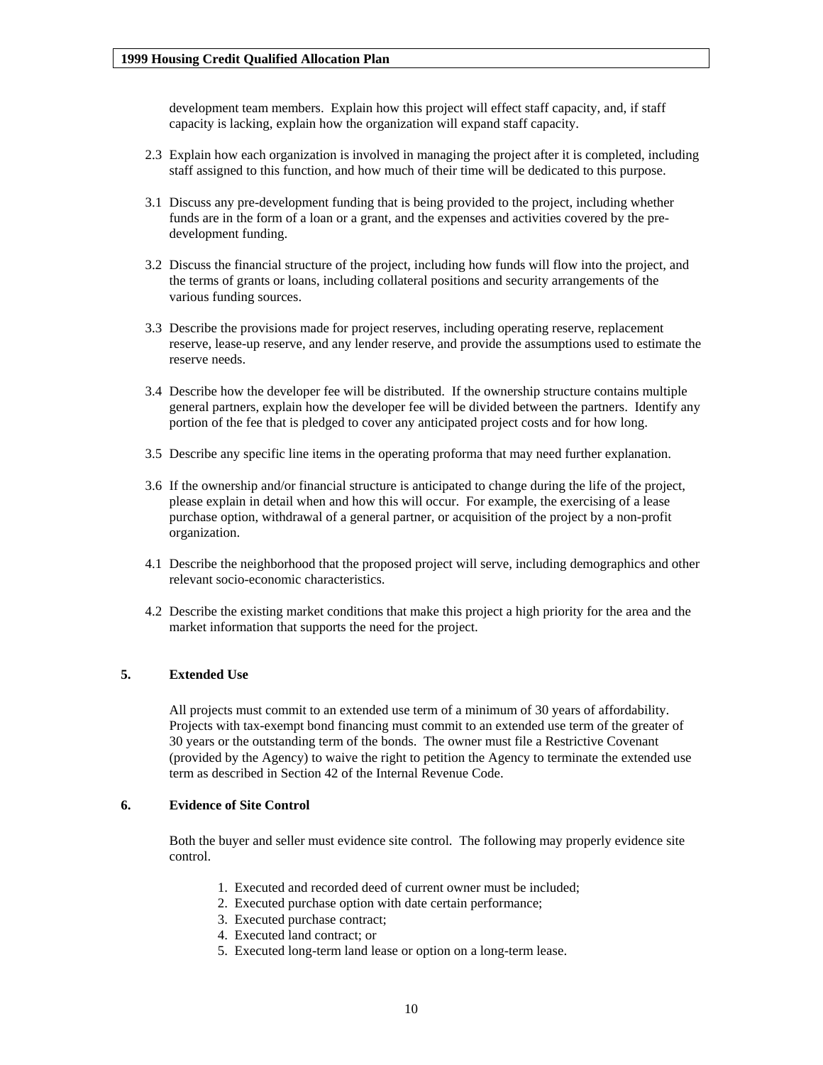development team members. Explain how this project will effect staff capacity, and, if staff capacity is lacking, explain how the organization will expand staff capacity.

2.3 Explain how each organization is involved in managing the project after it is completed, including staff assigned to this function, and how much of their time will be dedicated to this purpose.

3.1 Discuss any pre-development funding that is being provided to the project, including whether funds are in the form of a loan or a grant, and the expenses and activities covered by the pre-development funding.

3.2 Discuss the financial structure of the project, including how funds will flow into the project, and the terms of grants or loans, including collateral positions and security arrangements of the various funding sources.

3.3 Describe the provisions made for project reserves, including operating reserve, replacement reserve, lease-up reserve, and any lender reserve, and provide the assumptions used to estimate the reserve needs.

3.4 Describe how the developer fee will be distributed. If the ownership structure contains multiple general partners, explain how the developer fee will be divided between the partners. Identify any portion of the fee that is pledged to cover any anticipated project costs and for how long.

3.5 Describe any specific line items in the operating proforma that may need further explanation.

3.6 If the ownership and/or financial structure is anticipated to change during the life of the project, please explain in detail when and how this will occur. For example, the exercising of a lease purchase option, withdrawal of a general partner, or acquisition of the project by a non-profit organization.

4.1 Describe the neighborhood that the proposed project will serve, including demographics and other relevant socio-economic characteristics.

4.2 Describe the existing market conditions that make this project a high priority for the area and the market information that supports the need for the project.

## 5. Extended Use

All projects must commit to an extended use term of a minimum of 30 years of affordability. Projects with tax-exempt bond financing must commit to an extended use term of the greater of 30 years or the outstanding term of the bonds. The owner must file a Restrictive Covenant (provided by the Agency) to waive the right to petition the Agency to terminate the extended use term as described in Section 42 of the Internal Revenue Code.

## 6. Evidence of Site Control

Both the buyer and seller must evidence site control. The following may properly evidence site control.

1. Executed and recorded deed of current owner must be included;
2. Executed purchase option with date certain performance;
3. Executed purchase contract;
4. Executed land contract; or
5. Executed long-term land lease or option on a long-term lease.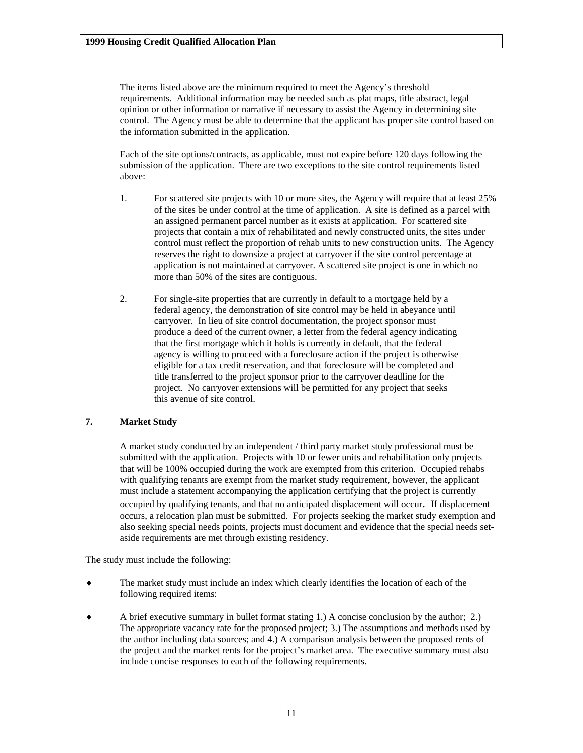The items listed above are the minimum required to meet the Agency's threshold requirements. Additional information may be needed such as plat maps, title abstract, legal opinion or other information or narrative if necessary to assist the Agency in determining site control. The Agency must be able to determine that the applicant has proper site control based on the information submitted in the application.

Each of the site options/contracts, as applicable, must not expire before 120 days following the submission of the application. There are two exceptions to the site control requirements listed above:

1. For scattered site projects with 10 or more sites, the Agency will require that at least 25% of the sites be under control at the time of application. A site is defined as a parcel with an assigned permanent parcel number as it exists at application. For scattered site projects that contain a mix of rehabilitated and newly constructed units, the sites under control must reflect the proportion of rehab units to new construction units. The Agency reserves the right to downsize a project at carryover if the site control percentage at application is not maintained at carryover. A scattered site project is one in which no more than 50% of the sites are contiguous.

2. For single-site properties that are currently in default to a mortgage held by a federal agency, the demonstration of site control may be held in abeyance until carryover. In lieu of site control documentation, the project sponsor must produce a deed of the current owner, a letter from the federal agency indicating that the first mortgage which it holds is currently in default, that the federal agency is willing to proceed with a foreclosure action if the project is otherwise eligible for a tax credit reservation, and that foreclosure will be completed and title transferred to the project sponsor prior to the carryover deadline for the project. No carryover extensions will be permitted for any project that seeks this avenue of site control.

## 7. Market Study

A market study conducted by an independent / third party market study professional must be submitted with the application. Projects with 10 or fewer units and rehabilitation only projects that will be 100% occupied during the work are exempted from this criterion. Occupied rehabs with qualifying tenants are exempt from the market study requirement, however, the applicant must include a statement accompanying the application certifying that the project is currently occupied by qualifying tenants, and that no anticipated displacement will occur. If displacement occurs, a relocation plan must be submitted. For projects seeking the market study exemption and also seeking special needs points, projects must document and evidence that the special needs set-aside requirements are met through existing residency.

The study must include the following:

- The market study must include an index which clearly identifies the location of each of the following required items:

- A brief executive summary in bullet format stating 1.) A concise conclusion by the author; 2.) The appropriate vacancy rate for the proposed project; 3.) The assumptions and methods used by the author including data sources; and 4.) A comparison analysis between the proposed rents of the project and the market rents for the project's market area. The executive summary must also include concise responses to each of the following requirements.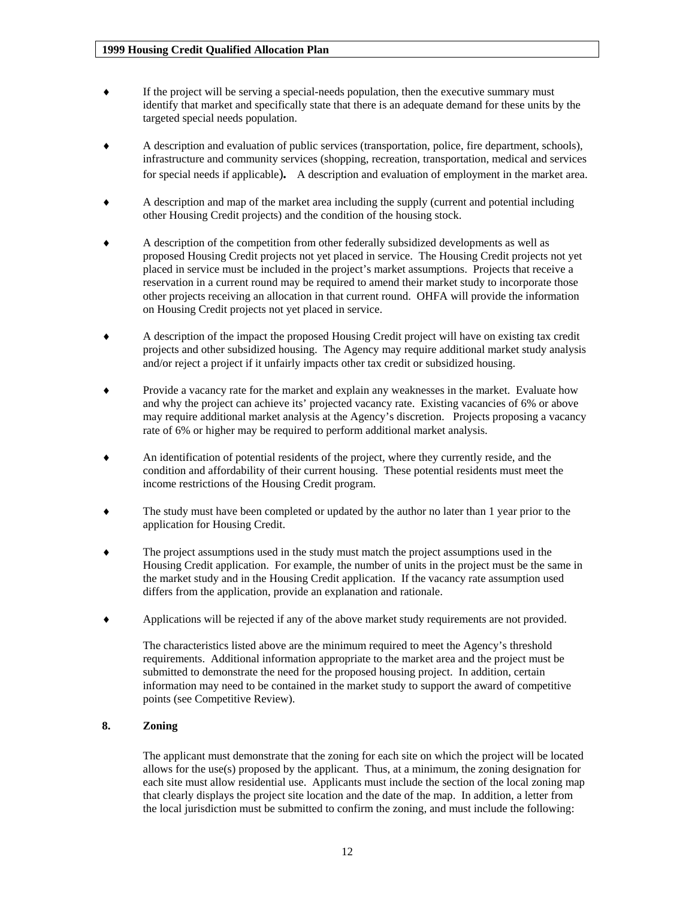- If the project will be serving a special-needs population, then the executive summary must identify that market and specifically state that there is an adequate demand for these units by the targeted special needs population.

- A description and evaluation of public services (transportation, police, fire department, schools), infrastructure and community services (shopping, recreation, transportation, medical and services for special needs if applicable). A description and evaluation of employment in the market area.

- A description and map of the market area including the supply (current and potential including other Housing Credit projects) and the condition of the housing stock.

- A description of the competition from other federally subsidized developments as well as proposed Housing Credit projects not yet placed in service. The Housing Credit projects not yet placed in service must be included in the project's market assumptions. Projects that receive a reservation in a current round may be required to amend their market study to incorporate those other projects receiving an allocation in that current round. OHFA will provide the information on Housing Credit projects not yet placed in service.

- A description of the impact the proposed Housing Credit project will have on existing tax credit projects and other subsidized housing. The Agency may require additional market study analysis and/or reject a project if it unfairly impacts other tax credit or subsidized housing.

- Provide a vacancy rate for the market and explain any weaknesses in the market. Evaluate how and why the project can achieve its' projected vacancy rate. Existing vacancies of 6% or above may require additional market analysis at the Agency's discretion. Projects proposing a vacancy rate of 6% or higher may be required to perform additional market analysis.

- An identification of potential residents of the project, where they currently reside, and the condition and affordability of their current housing. These potential residents must meet the income restrictions of the Housing Credit program.

- The study must have been completed or updated by the author no later than 1 year prior to the application for Housing Credit.

- The project assumptions used in the study must match the project assumptions used in the Housing Credit application. For example, the number of units in the project must be the same in the market study and in the Housing Credit application. If the vacancy rate assumption used differs from the application, provide an explanation and rationale.

- Applications will be rejected if any of the above market study requirements are not provided.

The characteristics listed above are the minimum required to meet the Agency's threshold requirements. Additional information appropriate to the market area and the project must be submitted to demonstrate the need for the proposed housing project. In addition, certain information may need to be contained in the market study to support the award of competitive points (see Competitive Review).

**8. Zoning**

The applicant must demonstrate that the zoning for each site on which the project will be located allows for the use(s) proposed by the applicant. Thus, at a minimum, the zoning designation for each site must allow residential use. Applicants must include the section of the local zoning map that clearly displays the project site location and the date of the map. In addition, a letter from the local jurisdiction must be submitted to confirm the zoning, and must include the following: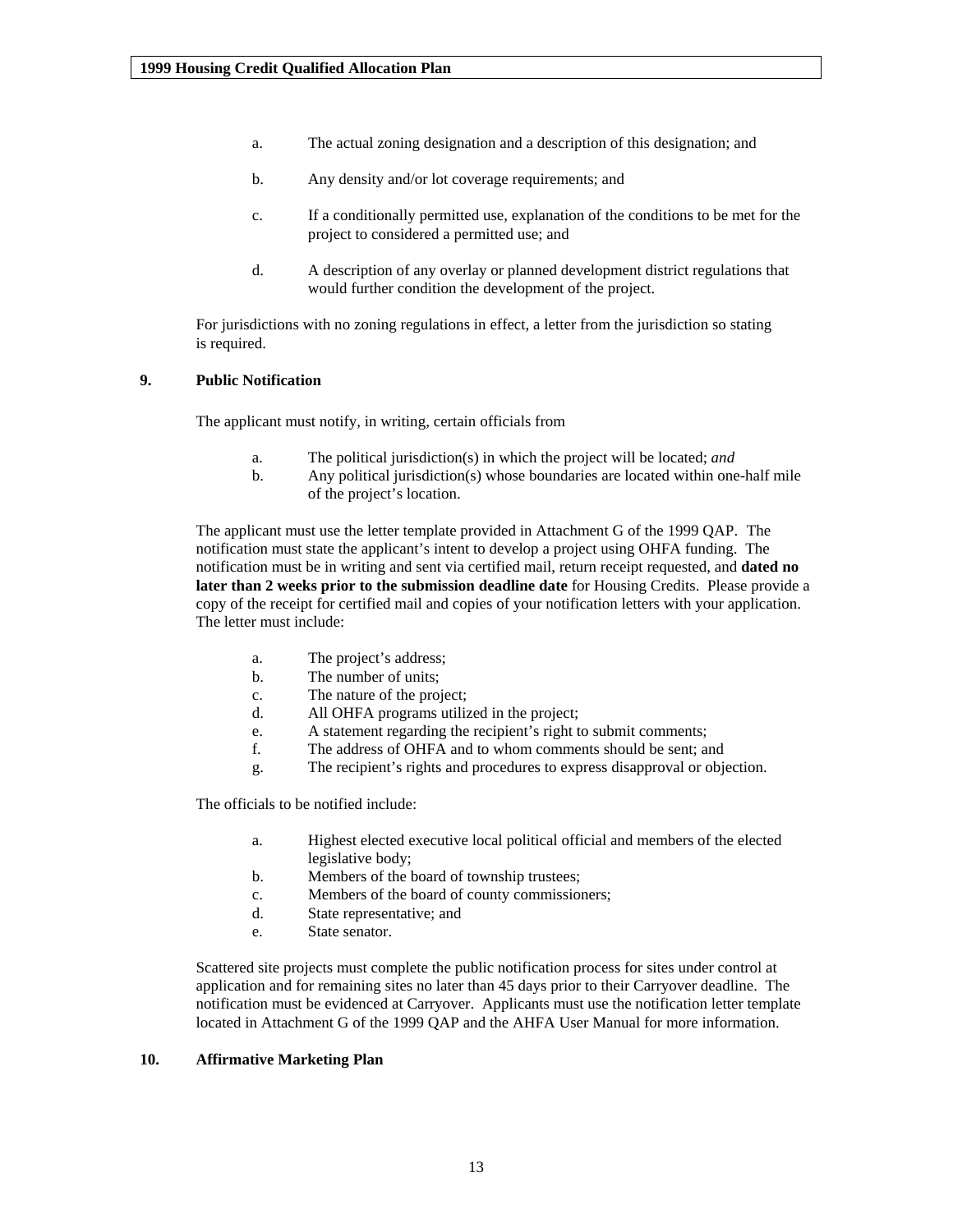a. The actual zoning designation and a description of this designation; and

b. Any density and/or lot coverage requirements; and

c. If a conditionally permitted use, explanation of the conditions to be met for the project to considered a permitted use; and

d. A description of any overlay or planned development district regulations that would further condition the development of the project.

For jurisdictions with no zoning regulations in effect, a letter from the jurisdiction so stating is required.

## 9. Public Notification

The applicant must notify, in writing, certain officials from

a. The political jurisdiction(s) in which the project will be located; *and*
b. Any political jurisdiction(s) whose boundaries are located within one-half mile of the project's location.

The applicant must use the letter template provided in Attachment G of the 1999 QAP. The notification must state the applicant's intent to develop a project using OHFA funding. The notification must be in writing and sent via certified mail, return receipt requested, and **dated no later than 2 weeks prior to the submission deadline date** for Housing Credits. Please provide a copy of the receipt for certified mail and copies of your notification letters with your application. The letter must include:

a. The project's address;
b. The number of units;
c. The nature of the project;
d. All OHFA programs utilized in the project;
e. A statement regarding the recipient's right to submit comments;
f. The address of OHFA and to whom comments should be sent; and
g. The recipient's rights and procedures to express disapproval or objection.

The officials to be notified include:

a. Highest elected executive local political official and members of the elected legislative body;
b. Members of the board of township trustees;
c. Members of the board of county commissioners;
d. State representative; and
e. State senator.

Scattered site projects must complete the public notification process for sites under control at application and for remaining sites no later than 45 days prior to their Carryover deadline. The notification must be evidenced at Carryover. Applicants must use the notification letter template located in Attachment G of the 1999 QAP and the AHFA User Manual for more information.

## 10. Affirmative Marketing Plan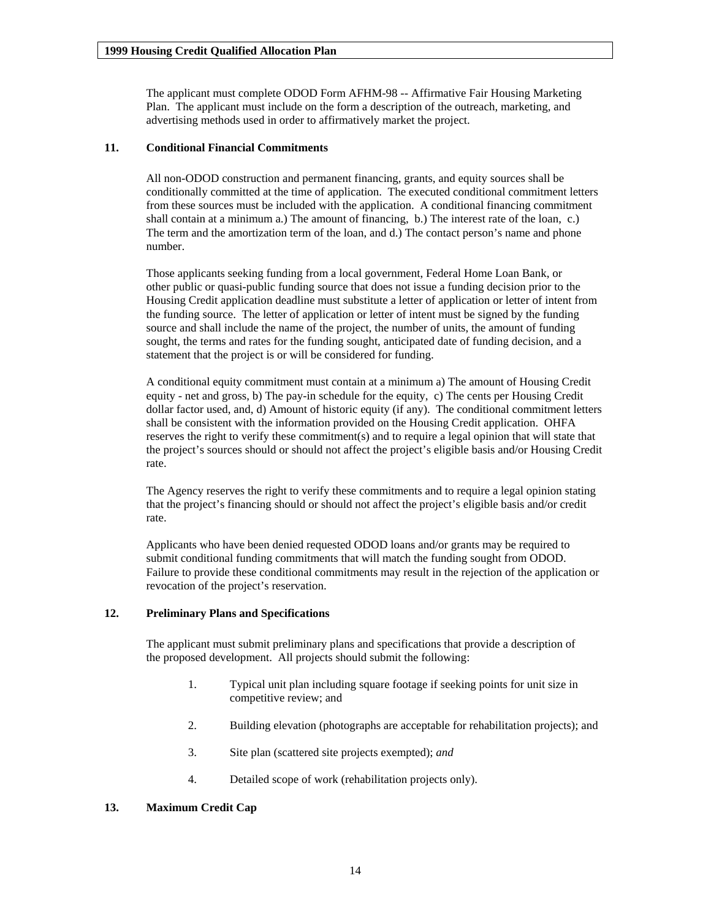The applicant must complete ODOD Form AFHM-98 -- Affirmative Fair Housing Marketing Plan. The applicant must include on the form a description of the outreach, marketing, and advertising methods used in order to affirmatively market the project.

**11. Conditional Financial Commitments**

All non-ODOD construction and permanent financing, grants, and equity sources shall be conditionally committed at the time of application. The executed conditional commitment letters from these sources must be included with the application. A conditional financing commitment shall contain at a minimum a.) The amount of financing, b.) The interest rate of the loan, c.) The term and the amortization term of the loan, and d.) The contact person's name and phone number.

Those applicants seeking funding from a local government, Federal Home Loan Bank, or other public or quasi-public funding source that does not issue a funding decision prior to the Housing Credit application deadline must substitute a letter of application or letter of intent from the funding source. The letter of application or letter of intent must be signed by the funding source and shall include the name of the project, the number of units, the amount of funding sought, the terms and rates for the funding sought, anticipated date of funding decision, and a statement that the project is or will be considered for funding.

A conditional equity commitment must contain at a minimum a) The amount of Housing Credit equity - net and gross, b) The pay-in schedule for the equity, c) The cents per Housing Credit dollar factor used, and, d) Amount of historic equity (if any). The conditional commitment letters shall be consistent with the information provided on the Housing Credit application. OHFA reserves the right to verify these commitment(s) and to require a legal opinion that will state that the project's sources should or should not affect the project's eligible basis and/or Housing Credit rate.

The Agency reserves the right to verify these commitments and to require a legal opinion stating that the project's financing should or should not affect the project's eligible basis and/or credit rate.

Applicants who have been denied requested ODOD loans and/or grants may be required to submit conditional funding commitments that will match the funding sought from ODOD. Failure to provide these conditional commitments may result in the rejection of the application or revocation of the project's reservation.

**12. Preliminary Plans and Specifications**

The applicant must submit preliminary plans and specifications that provide a description of the proposed development. All projects should submit the following:

1. Typical unit plan including square footage if seeking points for unit size in competitive review; and
2. Building elevation (photographs are acceptable for rehabilitation projects); and
3. Site plan (scattered site projects exempted); *and*
4. Detailed scope of work (rehabilitation projects only).

**13. Maximum Credit Cap**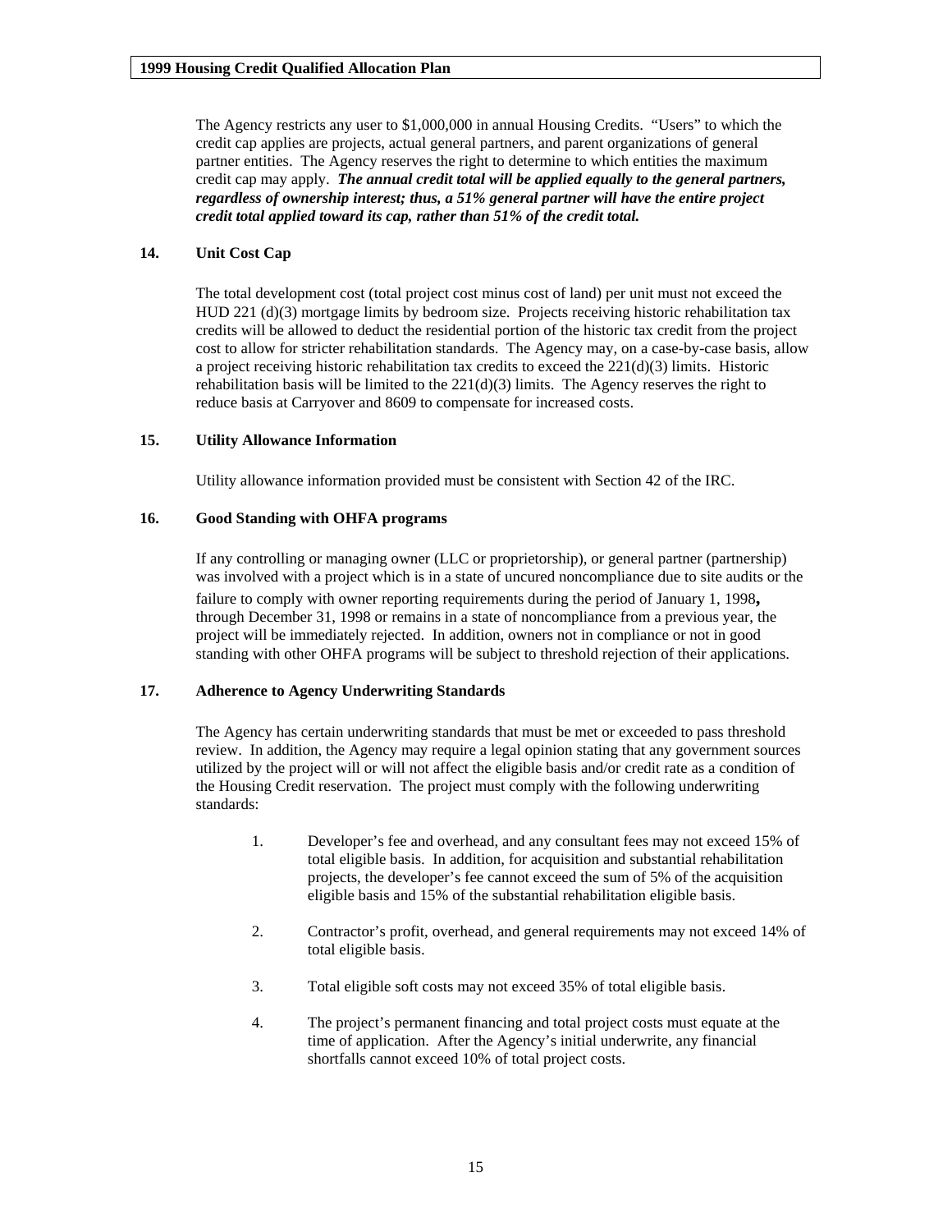The Agency restricts any user to $1,000,000 in annual Housing Credits. "Users" to which the credit cap applies are projects, actual general partners, and parent organizations of general partner entities. The Agency reserves the right to determine to which entities the maximum credit cap may apply. ***The annual credit total will be applied equally to the general partners, regardless of ownership interest; thus, a 51% general partner will have the entire project credit total applied toward its cap, rather than 51% of the credit total.***

### 14. Unit Cost Cap

The total development cost (total project cost minus cost of land) per unit must not exceed the HUD 221 (d)(3) mortgage limits by bedroom size. Projects receiving historic rehabilitation tax credits will be allowed to deduct the residential portion of the historic tax credit from the project cost to allow for stricter rehabilitation standards. The Agency may, on a case-by-case basis, allow a project receiving historic rehabilitation tax credits to exceed the 221(d)(3) limits. Historic rehabilitation basis will be limited to the 221(d)(3) limits. The Agency reserves the right to reduce basis at Carryover and 8609 to compensate for increased costs.

### 15. Utility Allowance Information

Utility allowance information provided must be consistent with Section 42 of the IRC.

### 16. Good Standing with OHFA programs

If any controlling or managing owner (LLC or proprietorship), or general partner (partnership) was involved with a project which is in a state of uncured noncompliance due to site audits or the failure to comply with owner reporting requirements during the period of January 1, 1998**,** through December 31, 1998 or remains in a state of noncompliance from a previous year, the project will be immediately rejected. In addition, owners not in compliance or not in good standing with other OHFA programs will be subject to threshold rejection of their applications.

### 17. Adherence to Agency Underwriting Standards

The Agency has certain underwriting standards that must be met or exceeded to pass threshold review. In addition, the Agency may require a legal opinion stating that any government sources utilized by the project will or will not affect the eligible basis and/or credit rate as a condition of the Housing Credit reservation. The project must comply with the following underwriting standards:

1. Developer's fee and overhead, and any consultant fees may not exceed 15% of total eligible basis. In addition, for acquisition and substantial rehabilitation projects, the developer's fee cannot exceed the sum of 5% of the acquisition eligible basis and 15% of the substantial rehabilitation eligible basis.

2. Contractor's profit, overhead, and general requirements may not exceed 14% of total eligible basis.

3. Total eligible soft costs may not exceed 35% of total eligible basis.

4. The project's permanent financing and total project costs must equate at the time of application. After the Agency's initial underwrite, any financial shortfalls cannot exceed 10% of total project costs.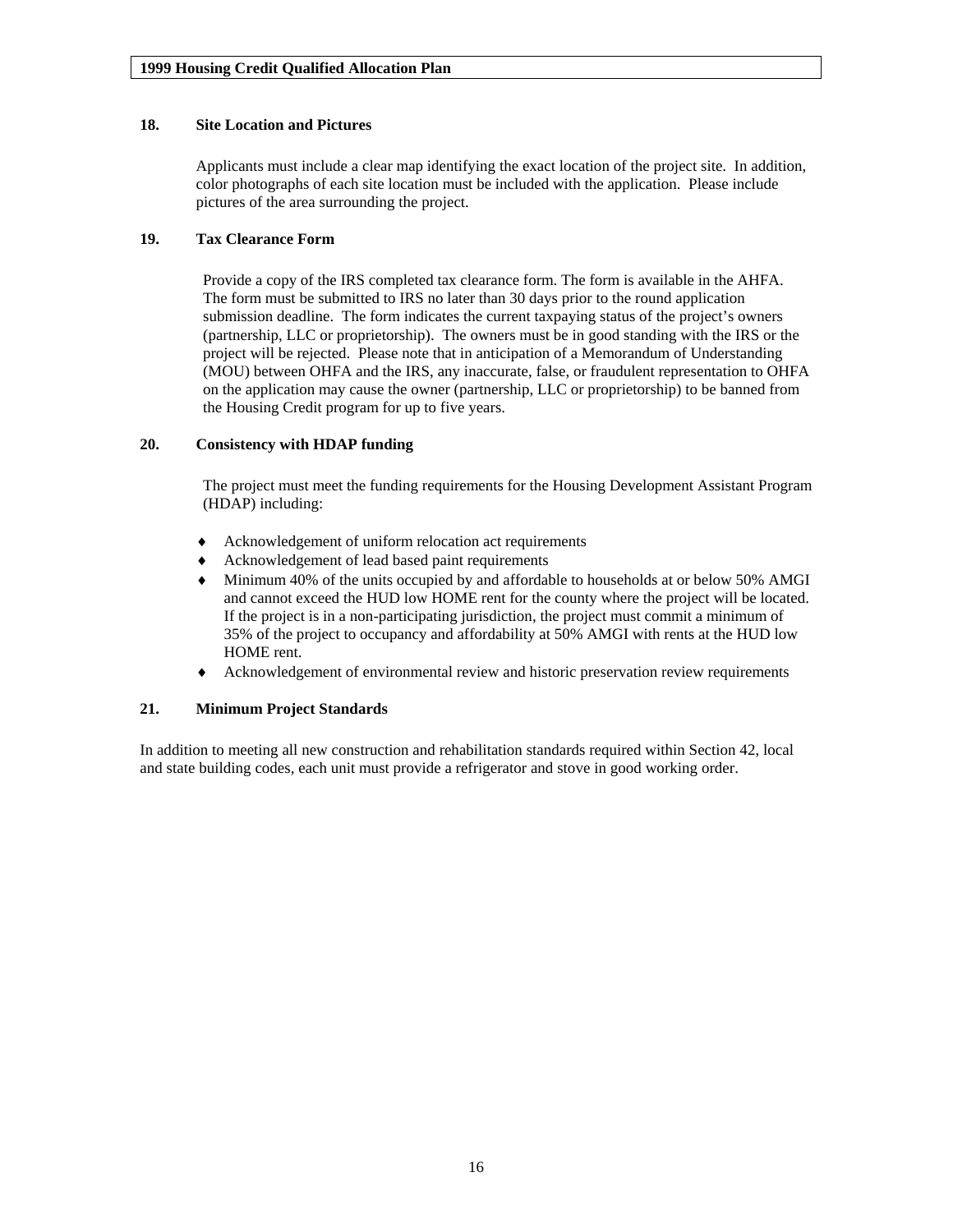### 18. Site Location and Pictures

Applicants must include a clear map identifying the exact location of the project site. In addition, color photographs of each site location must be included with the application. Please include pictures of the area surrounding the project.

### 19. Tax Clearance Form

Provide a copy of the IRS completed tax clearance form. The form is available in the AHFA. The form must be submitted to IRS no later than 30 days prior to the round application submission deadline. The form indicates the current taxpaying status of the project's owners (partnership, LLC or proprietorship). The owners must be in good standing with the IRS or the project will be rejected. Please note that in anticipation of a Memorandum of Understanding (MOU) between OHFA and the IRS, any inaccurate, false, or fraudulent representation to OHFA on the application may cause the owner (partnership, LLC or proprietorship) to be banned from the Housing Credit program for up to five years.

### 20. Consistency with HDAP funding

The project must meet the funding requirements for the Housing Development Assistant Program (HDAP) including:

- Acknowledgement of uniform relocation act requirements
- Acknowledgement of lead based paint requirements
- Minimum 40% of the units occupied by and affordable to households at or below 50% AMGI and cannot exceed the HUD low HOME rent for the county where the project will be located. If the project is in a non-participating jurisdiction, the project must commit a minimum of 35% of the project to occupancy and affordability at 50% AMGI with rents at the HUD low HOME rent.
- Acknowledgement of environmental review and historic preservation review requirements

### 21. Minimum Project Standards

In addition to meeting all new construction and rehabilitation standards required within Section 42, local and state building codes, each unit must provide a refrigerator and stove in good working order.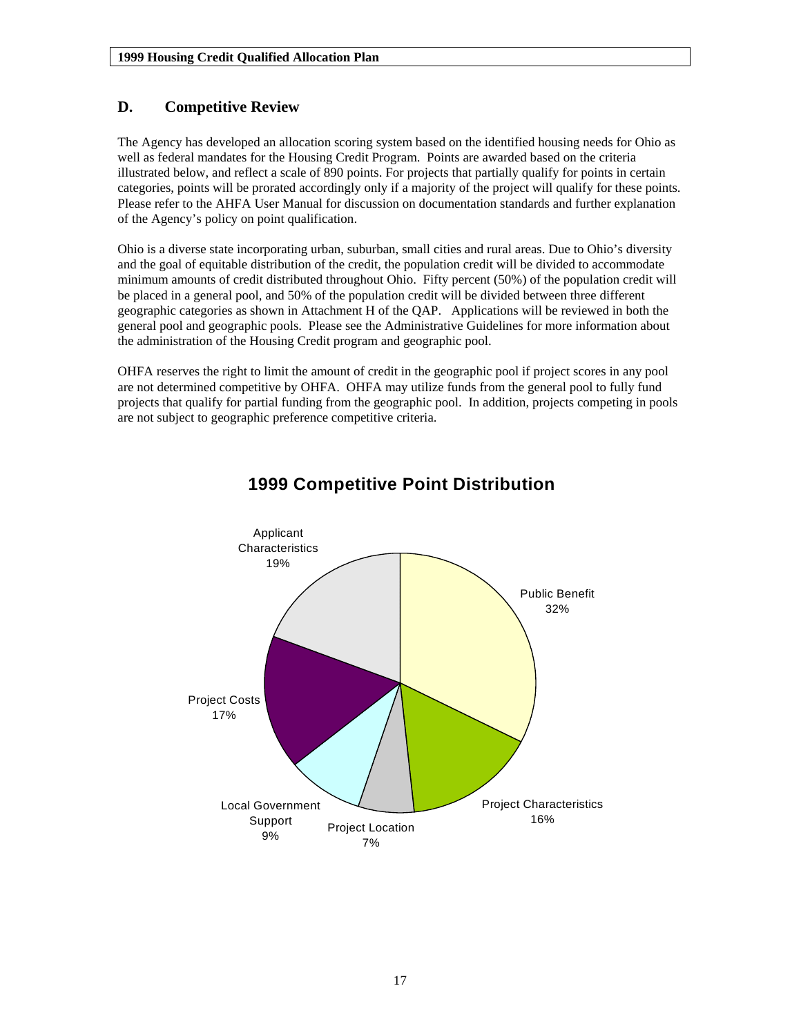## D. Competitive Review

The Agency has developed an allocation scoring system based on the identified housing needs for Ohio as well as federal mandates for the Housing Credit Program. Points are awarded based on the criteria illustrated below, and reflect a scale of 890 points. For projects that partially qualify for points in certain categories, points will be prorated accordingly only if a majority of the project will qualify for these points. Please refer to the AHFA User Manual for discussion on documentation standards and further explanation of the Agency's policy on point qualification.

Ohio is a diverse state incorporating urban, suburban, small cities and rural areas. Due to Ohio's diversity and the goal of equitable distribution of the credit, the population credit will be divided to accommodate minimum amounts of credit distributed throughout Ohio. Fifty percent (50%) of the population credit will be placed in a general pool, and 50% of the population credit will be divided between three different geographic categories as shown in Attachment H of the QAP. Applications will be reviewed in both the general pool and geographic pools. Please see the Administrative Guidelines for more information about the administration of the Housing Credit program and geographic pool.

OHFA reserves the right to limit the amount of credit in the geographic pool if project scores in any pool are not determined competitive by OHFA. OHFA may utilize funds from the general pool to fully fund projects that qualify for partial funding from the geographic pool. In addition, projects competing in pools are not subject to geographic preference competitive criteria.

### 1999 Competitive Point Distribution

| Category | Share |
| --- | --- |
| Public Benefit | 32% |
| Project Characteristics | 16% |
| Project Location | 7% |
| Local Government Support | 9% |
| Project Costs | 17% |
| Applicant Characteristics | 19% |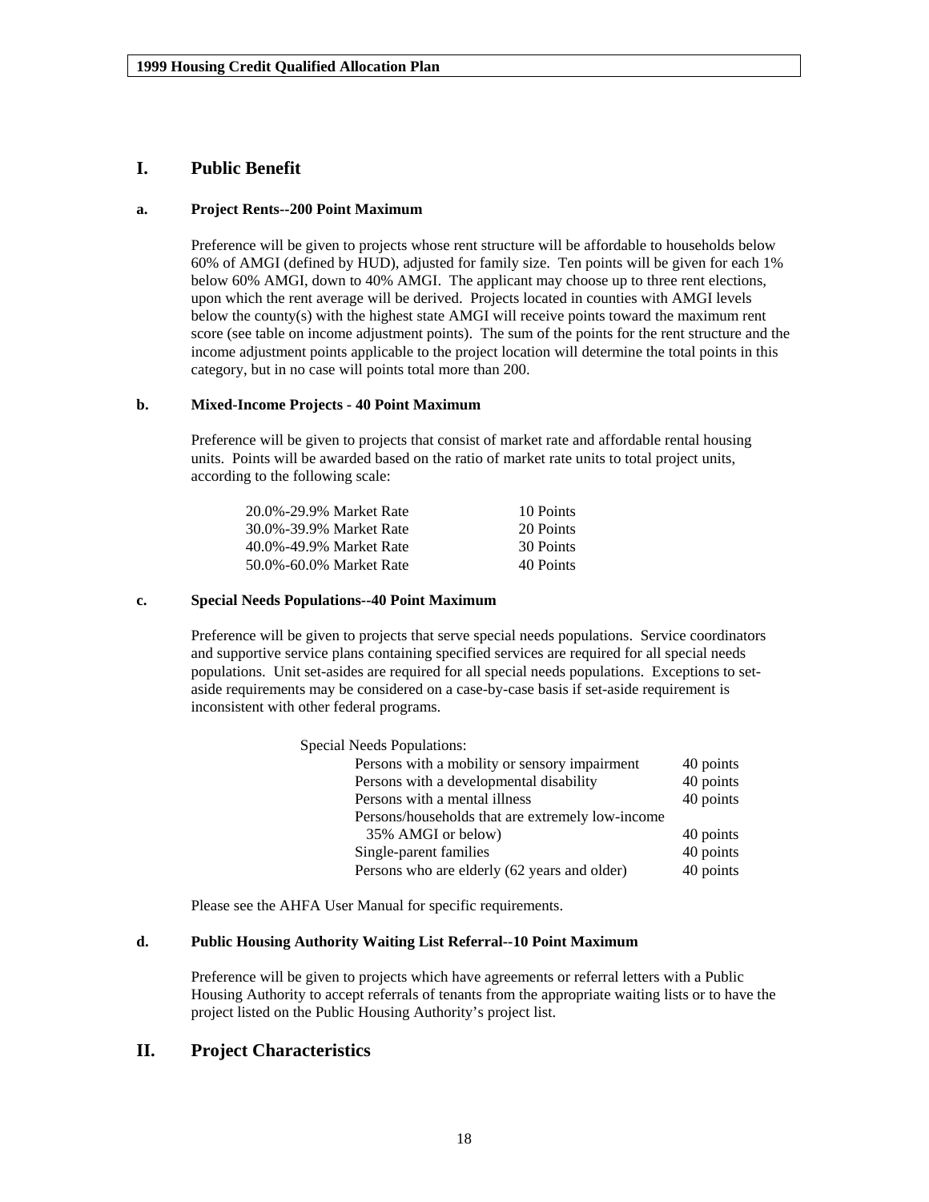## I. Public Benefit

### a. Project Rents--200 Point Maximum

Preference will be given to projects whose rent structure will be affordable to households below 60% of AMGI (defined by HUD), adjusted for family size. Ten points will be given for each 1% below 60% AMGI, down to 40% AMGI. The applicant may choose up to three rent elections, upon which the rent average will be derived. Projects located in counties with AMGI levels below the county(s) with the highest state AMGI will receive points toward the maximum rent score (see table on income adjustment points). The sum of the points for the rent structure and the income adjustment points applicable to the project location will determine the total points in this category, but in no case will points total more than 200.

### b. Mixed-Income Projects - 40 Point Maximum

Preference will be given to projects that consist of market rate and affordable rental housing units. Points will be awarded based on the ratio of market rate units to total project units, according to the following scale:

| | |
|---|---|
| 20.0%-29.9% Market Rate | 10 Points |
| 30.0%-39.9% Market Rate | 20 Points |
| 40.0%-49.9% Market Rate | 30 Points |
| 50.0%-60.0% Market Rate | 40 Points |

### c. Special Needs Populations--40 Point Maximum

Preference will be given to projects that serve special needs populations. Service coordinators and supportive service plans containing specified services are required for all special needs populations. Unit set-asides are required for all special needs populations. Exceptions to set-aside requirements may be considered on a case-by-case basis if set-aside requirement is inconsistent with other federal programs.

Special Needs Populations:

| | |
|---|---|
| Persons with a mobility or sensory impairment | 40 points |
| Persons with a developmental disability | 40 points |
| Persons with a mental illness | 40 points |
| Persons/households that are extremely low-income 35% AMGI or below) | 40 points |
| Single-parent families | 40 points |
| Persons who are elderly (62 years and older) | 40 points |

Please see the AHFA User Manual for specific requirements.

### d. Public Housing Authority Waiting List Referral--10 Point Maximum

Preference will be given to projects which have agreements or referral letters with a Public Housing Authority to accept referrals of tenants from the appropriate waiting lists or to have the project listed on the Public Housing Authority's project list.

## II. Project Characteristics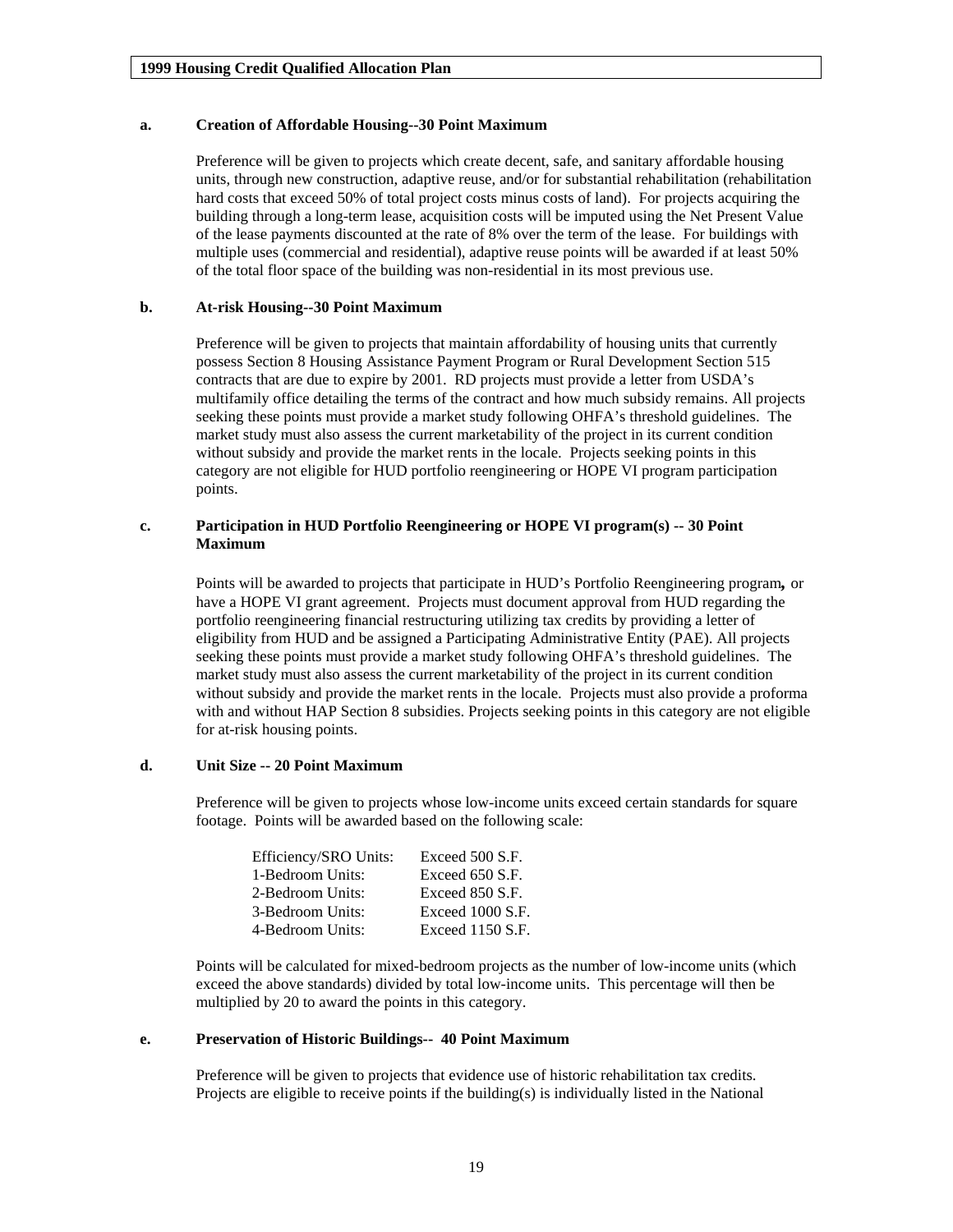**a. Creation of Affordable Housing--30 Point Maximum**

Preference will be given to projects which create decent, safe, and sanitary affordable housing units, through new construction, adaptive reuse, and/or for substantial rehabilitation (rehabilitation hard costs that exceed 50% of total project costs minus costs of land). For projects acquiring the building through a long-term lease, acquisition costs will be imputed using the Net Present Value of the lease payments discounted at the rate of 8% over the term of the lease. For buildings with multiple uses (commercial and residential), adaptive reuse points will be awarded if at least 50% of the total floor space of the building was non-residential in its most previous use.

**b. At-risk Housing--30 Point Maximum**

Preference will be given to projects that maintain affordability of housing units that currently possess Section 8 Housing Assistance Payment Program or Rural Development Section 515 contracts that are due to expire by 2001. RD projects must provide a letter from USDA's multifamily office detailing the terms of the contract and how much subsidy remains. All projects seeking these points must provide a market study following OHFA's threshold guidelines. The market study must also assess the current marketability of the project in its current condition without subsidy and provide the market rents in the locale. Projects seeking points in this category are not eligible for HUD portfolio reengineering or HOPE VI program participation points.

**c. Participation in HUD Portfolio Reengineering or HOPE VI program(s) -- 30 Point Maximum**

Points will be awarded to projects that participate in HUD's Portfolio Reengineering program, or have a HOPE VI grant agreement. Projects must document approval from HUD regarding the portfolio reengineering financial restructuring utilizing tax credits by providing a letter of eligibility from HUD and be assigned a Participating Administrative Entity (PAE). All projects seeking these points must provide a market study following OHFA's threshold guidelines. The market study must also assess the current marketability of the project in its current condition without subsidy and provide the market rents in the locale. Projects must also provide a proforma with and without HAP Section 8 subsidies. Projects seeking points in this category are not eligible for at-risk housing points.

**d. Unit Size -- 20 Point Maximum**

Preference will be given to projects whose low-income units exceed certain standards for square footage. Points will be awarded based on the following scale:

| | |
|---|---|
| Efficiency/SRO Units: | Exceed 500 S.F. |
| 1-Bedroom Units: | Exceed 650 S.F. |
| 2-Bedroom Units: | Exceed 850 S.F. |
| 3-Bedroom Units: | Exceed 1000 S.F. |
| 4-Bedroom Units: | Exceed 1150 S.F. |

Points will be calculated for mixed-bedroom projects as the number of low-income units (which exceed the above standards) divided by total low-income units. This percentage will then be multiplied by 20 to award the points in this category.

**e. Preservation of Historic Buildings-- 40 Point Maximum**

Preference will be given to projects that evidence use of historic rehabilitation tax credits. Projects are eligible to receive points if the building(s) is individually listed in the National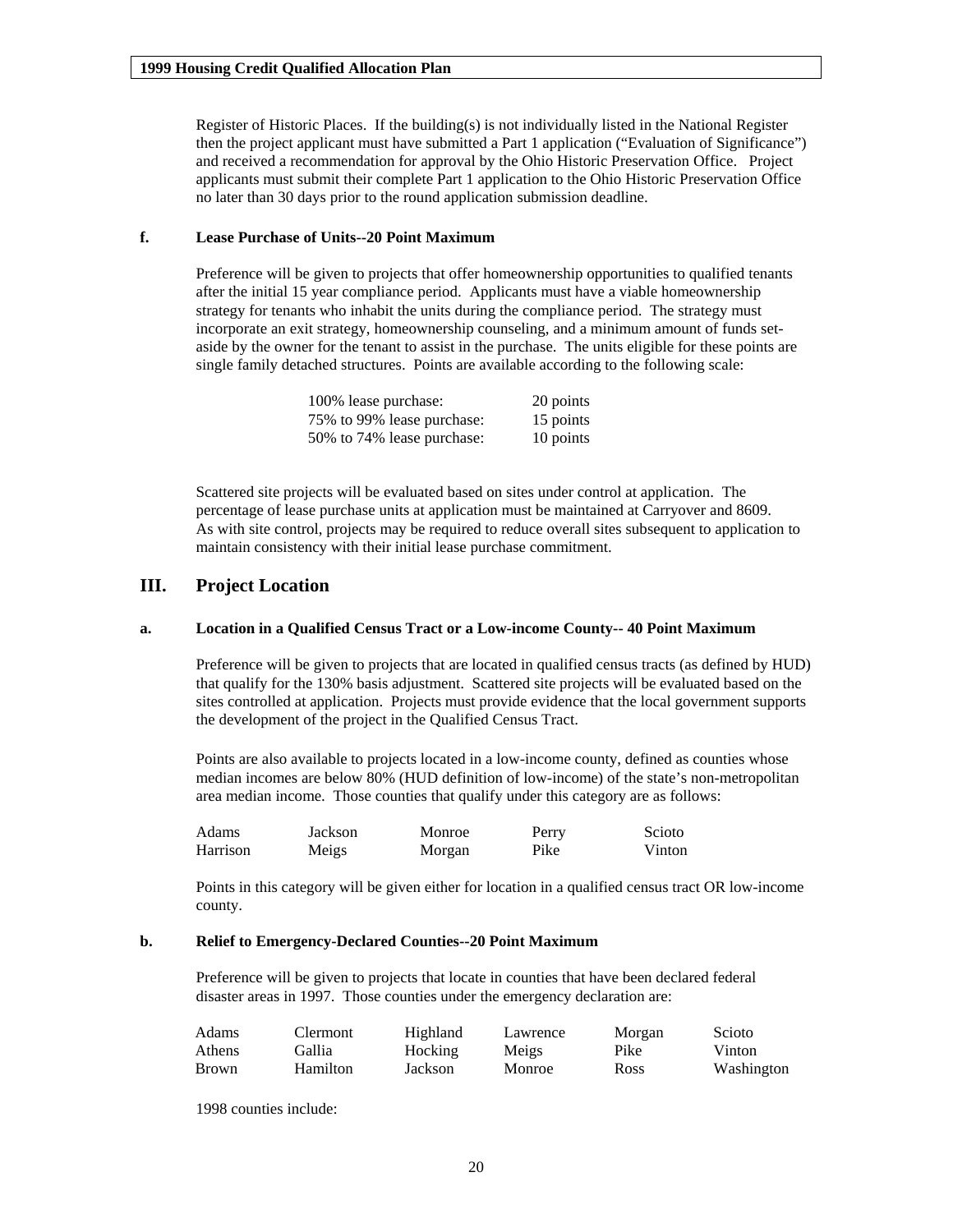Register of Historic Places. If the building(s) is not individually listed in the National Register then the project applicant must have submitted a Part 1 application ("Evaluation of Significance") and received a recommendation for approval by the Ohio Historic Preservation Office. Project applicants must submit their complete Part 1 application to the Ohio Historic Preservation Office no later than 30 days prior to the round application submission deadline.

**f. Lease Purchase of Units--20 Point Maximum**

Preference will be given to projects that offer homeownership opportunities to qualified tenants after the initial 15 year compliance period. Applicants must have a viable homeownership strategy for tenants who inhabit the units during the compliance period. The strategy must incorporate an exit strategy, homeownership counseling, and a minimum amount of funds set-aside by the owner for the tenant to assist in the purchase. The units eligible for these points are single family detached structures. Points are available according to the following scale:

| | |
|---|---|
| 100% lease purchase: | 20 points |
| 75% to 99% lease purchase: | 15 points |
| 50% to 74% lease purchase: | 10 points |

Scattered site projects will be evaluated based on sites under control at application. The percentage of lease purchase units at application must be maintained at Carryover and 8609. As with site control, projects may be required to reduce overall sites subsequent to application to maintain consistency with their initial lease purchase commitment.

## III. Project Location

**a. Location in a Qualified Census Tract or a Low-income County-- 40 Point Maximum**

Preference will be given to projects that are located in qualified census tracts (as defined by HUD) that qualify for the 130% basis adjustment. Scattered site projects will be evaluated based on the sites controlled at application. Projects must provide evidence that the local government supports the development of the project in the Qualified Census Tract.

Points are also available to projects located in a low-income county, defined as counties whose median incomes are below 80% (HUD definition of low-income) of the state's non-metropolitan area median income. Those counties that qualify under this category are as follows:

| | | | | |
|---|---|---|---|---|
| Adams | Jackson | Monroe | Perry | Scioto |
| Harrison | Meigs | Morgan | Pike | Vinton |

Points in this category will be given either for location in a qualified census tract OR low-income county.

**b. Relief to Emergency-Declared Counties--20 Point Maximum**

Preference will be given to projects that locate in counties that have been declared federal disaster areas in 1997. Those counties under the emergency declaration are:

| | | | | | |
|---|---|---|---|---|---|
| Adams | Clermont | Highland | Lawrence | Morgan | Scioto |
| Athens | Gallia | Hocking | Meigs | Pike | Vinton |
| Brown | Hamilton | Jackson | Monroe | Ross | Washington |

1998 counties include: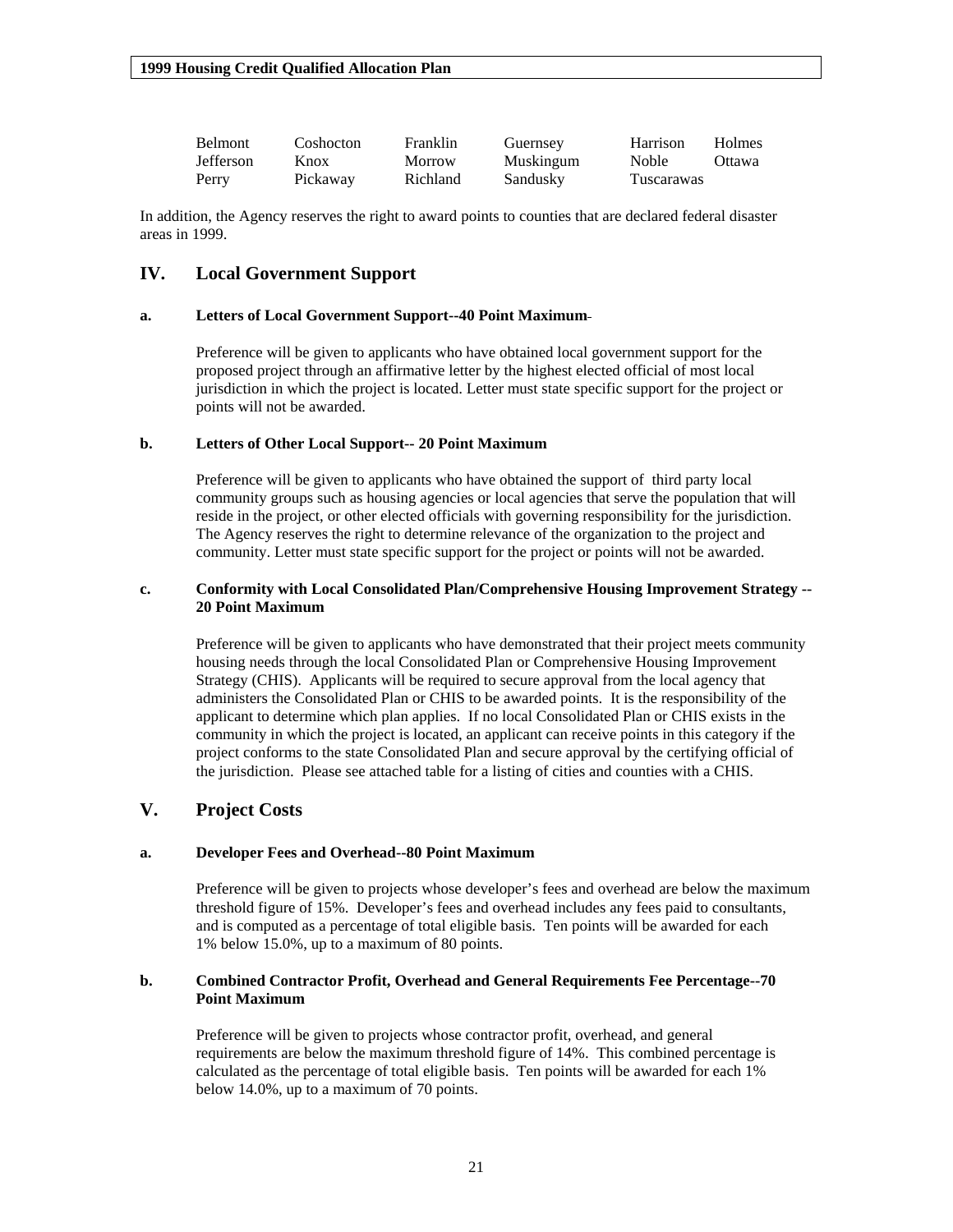| Belmont | Coshocton | Franklin | Guernsey | Harrison | Holmes |
|---|---|---|---|---|---|
| Jefferson | Knox | Morrow | Muskingum | Noble | Ottawa |
| Perry | Pickaway | Richland | Sandusky | Tuscarawas | |

In addition, the Agency reserves the right to award points to counties that are declared federal disaster areas in 1999.

## IV. Local Government Support

**a. Letters of Local Government Support--40 Point Maximum**

Preference will be given to applicants who have obtained local government support for the proposed project through an affirmative letter by the highest elected official of most local jurisdiction in which the project is located. Letter must state specific support for the project or points will not be awarded.

**b. Letters of Other Local Support-- 20 Point Maximum**

Preference will be given to applicants who have obtained the support of third party local community groups such as housing agencies or local agencies that serve the population that will reside in the project, or other elected officials with governing responsibility for the jurisdiction. The Agency reserves the right to determine relevance of the organization to the project and community. Letter must state specific support for the project or points will not be awarded.

**c. Conformity with Local Consolidated Plan/Comprehensive Housing Improvement Strategy -- 20 Point Maximum**

Preference will be given to applicants who have demonstrated that their project meets community housing needs through the local Consolidated Plan or Comprehensive Housing Improvement Strategy (CHIS). Applicants will be required to secure approval from the local agency that administers the Consolidated Plan or CHIS to be awarded points. It is the responsibility of the applicant to determine which plan applies. If no local Consolidated Plan or CHIS exists in the community in which the project is located, an applicant can receive points in this category if the project conforms to the state Consolidated Plan and secure approval by the certifying official of the jurisdiction. Please see attached table for a listing of cities and counties with a CHIS.

## V. Project Costs

**a. Developer Fees and Overhead--80 Point Maximum**

Preference will be given to projects whose developer's fees and overhead are below the maximum threshold figure of 15%. Developer's fees and overhead includes any fees paid to consultants, and is computed as a percentage of total eligible basis. Ten points will be awarded for each 1% below 15.0%, up to a maximum of 80 points.

**b. Combined Contractor Profit, Overhead and General Requirements Fee Percentage--70 Point Maximum**

Preference will be given to projects whose contractor profit, overhead, and general requirements are below the maximum threshold figure of 14%. This combined percentage is calculated as the percentage of total eligible basis. Ten points will be awarded for each 1% below 14.0%, up to a maximum of 70 points.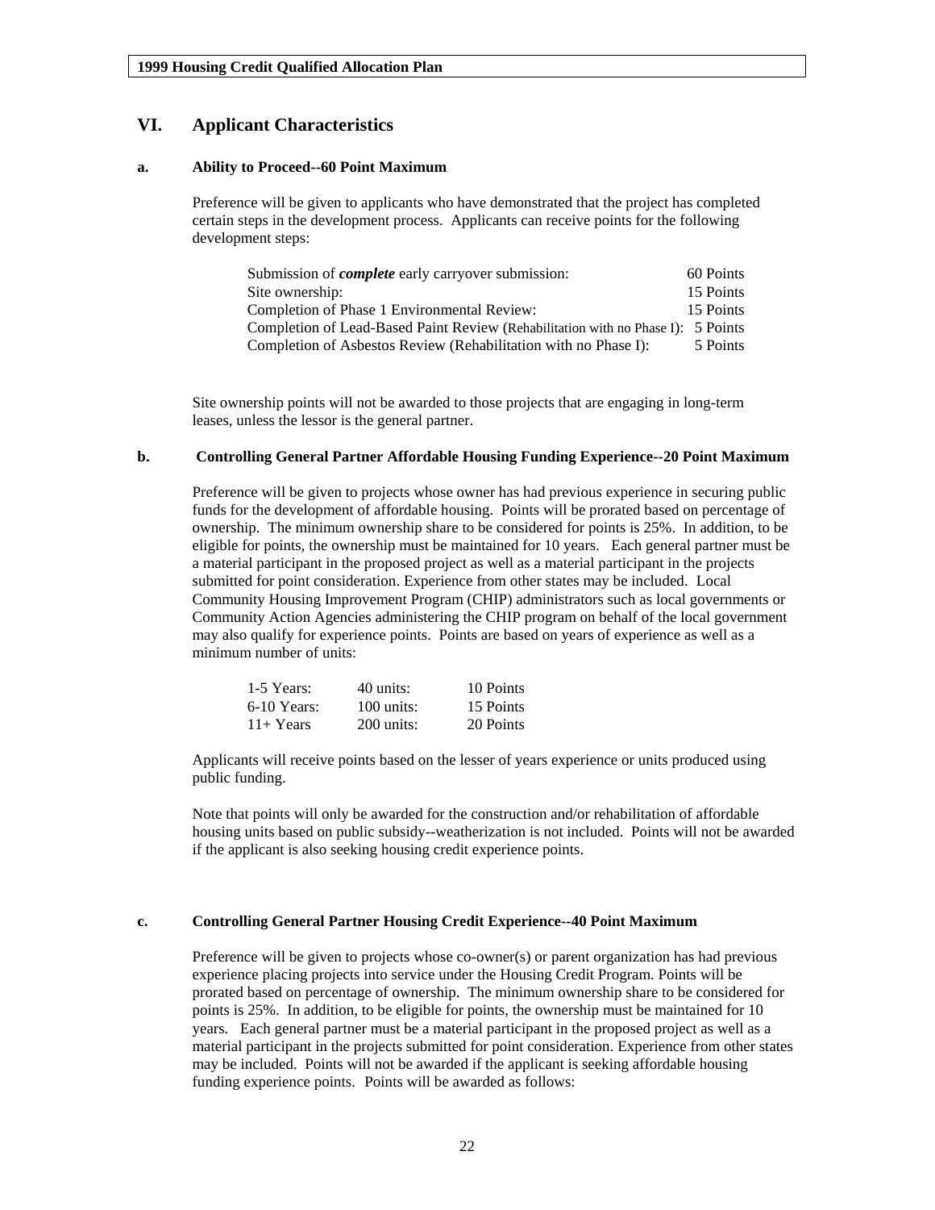## VI. Applicant Characteristics

### a. Ability to Proceed--60 Point Maximum

Preference will be given to applicants who have demonstrated that the project has completed certain steps in the development process. Applicants can receive points for the following development steps:

| | |
|---|---|
| Submission of ***complete*** early carryover submission: | 60 Points |
| Site ownership: | 15 Points |
| Completion of Phase 1 Environmental Review: | 15 Points |
| Completion of Lead-Based Paint Review (Rehabilitation with no Phase I): | 5 Points |
| Completion of Asbestos Review (Rehabilitation with no Phase I): | 5 Points |

Site ownership points will not be awarded to those projects that are engaging in long-term leases, unless the lessor is the general partner.

### b. Controlling General Partner Affordable Housing Funding Experience--20 Point Maximum

Preference will be given to projects whose owner has had previous experience in securing public funds for the development of affordable housing. Points will be prorated based on percentage of ownership. The minimum ownership share to be considered for points is 25%. In addition, to be eligible for points, the ownership must be maintained for 10 years. Each general partner must be a material participant in the proposed project as well as a material participant in the projects submitted for point consideration. Experience from other states may be included. Local Community Housing Improvement Program (CHIP) administrators such as local governments or Community Action Agencies administering the CHIP program on behalf of the local government may also qualify for experience points. Points are based on years of experience as well as a minimum number of units:

| | | |
|---|---|---|
| 1-5 Years: | 40 units: | 10 Points |
| 6-10 Years: | 100 units: | 15 Points |
| 11+ Years | 200 units: | 20 Points |

Applicants will receive points based on the lesser of years experience or units produced using public funding.

Note that points will only be awarded for the construction and/or rehabilitation of affordable housing units based on public subsidy--weatherization is not included. Points will not be awarded if the applicant is also seeking housing credit experience points.

### c. Controlling General Partner Housing Credit Experience--40 Point Maximum

Preference will be given to projects whose co-owner(s) or parent organization has had previous experience placing projects into service under the Housing Credit Program. Points will be prorated based on percentage of ownership. The minimum ownership share to be considered for points is 25%. In addition, to be eligible for points, the ownership must be maintained for 10 years. Each general partner must be a material participant in the proposed project as well as a material participant in the projects submitted for point consideration. Experience from other states may be included. Points will not be awarded if the applicant is seeking affordable housing funding experience points. Points will be awarded as follows: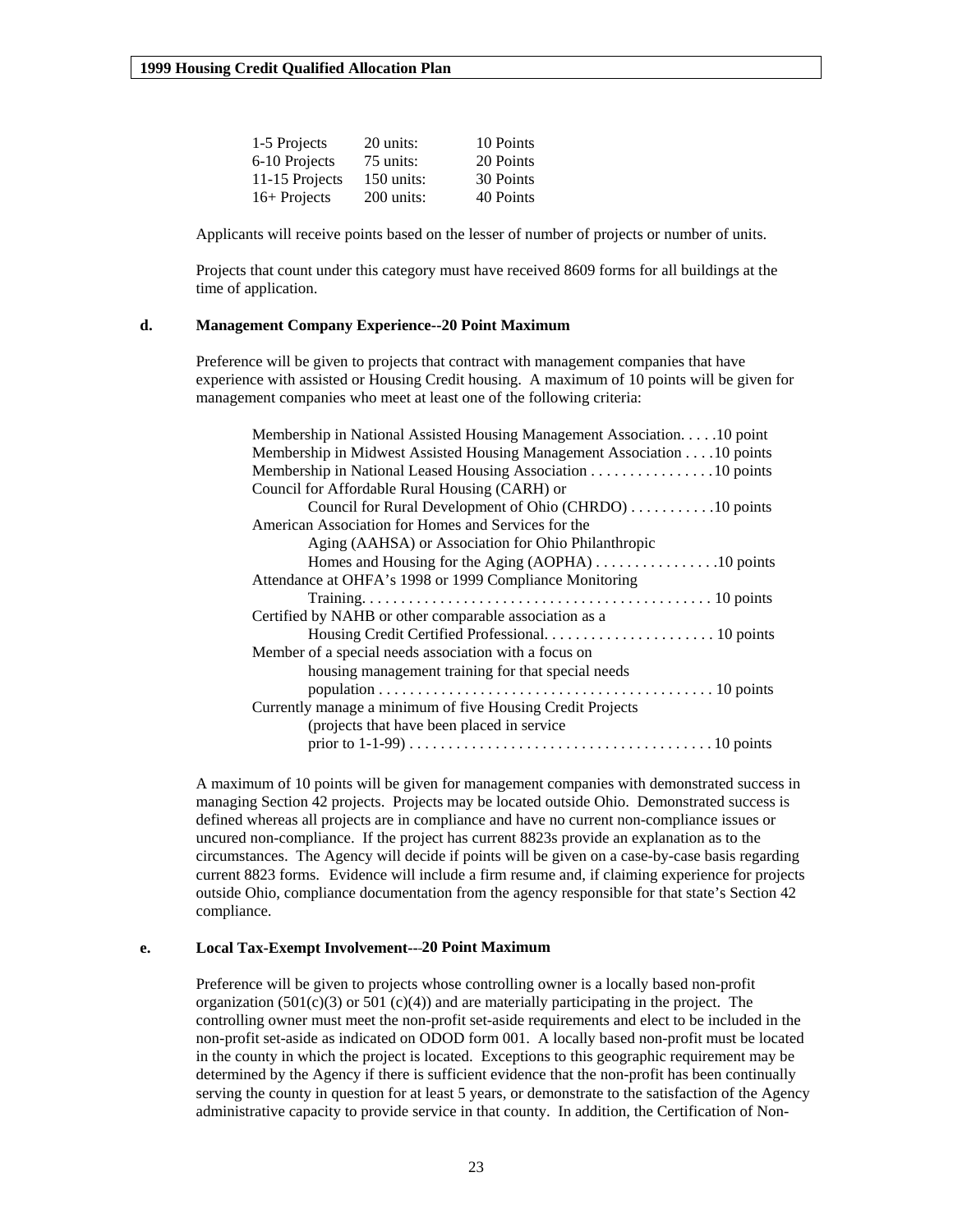| | | |
|---|---|---|
| 1-5 Projects | 20 units: | 10 Points |
| 6-10 Projects | 75 units: | 20 Points |
| 11-15 Projects | 150 units: | 30 Points |
| 16+ Projects | 200 units: | 40 Points |

Applicants will receive points based on the lesser of number of projects or number of units.

Projects that count under this category must have received 8609 forms for all buildings at the time of application.

**d. Management Company Experience--20 Point Maximum**

Preference will be given to projects that contract with management companies that have experience with assisted or Housing Credit housing. A maximum of 10 points will be given for management companies who meet at least one of the following criteria:

- Membership in National Assisted Housing Management Association. . . . .10 point
- Membership in Midwest Assisted Housing Management Association . . . .10 points
- Membership in National Leased Housing Association . . . . . . . . . . . . . . . .10 points
- Council for Affordable Rural Housing (CARH) or Council for Rural Development of Ohio (CHRDO) . . . . . . . . . . .10 points
- American Association for Homes and Services for the Aging (AAHSA) or Association for Ohio Philanthropic Homes and Housing for the Aging (AOPHA) . . . . . . . . . . . . . . . .10 points
- Attendance at OHFA's 1998 or 1999 Compliance Monitoring Training. . . . . . . . . . . . . . . . . . . . . . . . . . . . . . . . . . . . . . . . . . . . 10 points
- Certified by NAHB or other comparable association as a Housing Credit Certified Professional. . . . . . . . . . . . . . . . . . . . . . 10 points
- Member of a special needs association with a focus on housing management training for that special needs population . . . . . . . . . . . . . . . . . . . . . . . . . . . . . . . . . . . . . . . . . . 10 points
- Currently manage a minimum of five Housing Credit Projects (projects that have been placed in service prior to 1-1-99) . . . . . . . . . . . . . . . . . . . . . . . . . . . . . . . . . . . . . . .10 points

A maximum of 10 points will be given for management companies with demonstrated success in managing Section 42 projects. Projects may be located outside Ohio. Demonstrated success is defined whereas all projects are in compliance and have no current non-compliance issues or uncured non-compliance. If the project has current 8823s provide an explanation as to the circumstances. The Agency will decide if points will be given on a case-by-case basis regarding current 8823 forms. Evidence will include a firm resume and, if claiming experience for projects outside Ohio, compliance documentation from the agency responsible for that state's Section 42 compliance.

**e. Local Tax-Exempt Involvement---20 Point Maximum**

Preference will be given to projects whose controlling owner is a locally based non-profit organization (501(c)(3) or 501 (c)(4)) and are materially participating in the project. The controlling owner must meet the non-profit set-aside requirements and elect to be included in the non-profit set-aside as indicated on ODOD form 001. A locally based non-profit must be located in the county in which the project is located. Exceptions to this geographic requirement may be determined by the Agency if there is sufficient evidence that the non-profit has been continually serving the county in question for at least 5 years, or demonstrate to the satisfaction of the Agency administrative capacity to provide service in that county. In addition, the Certification of Non-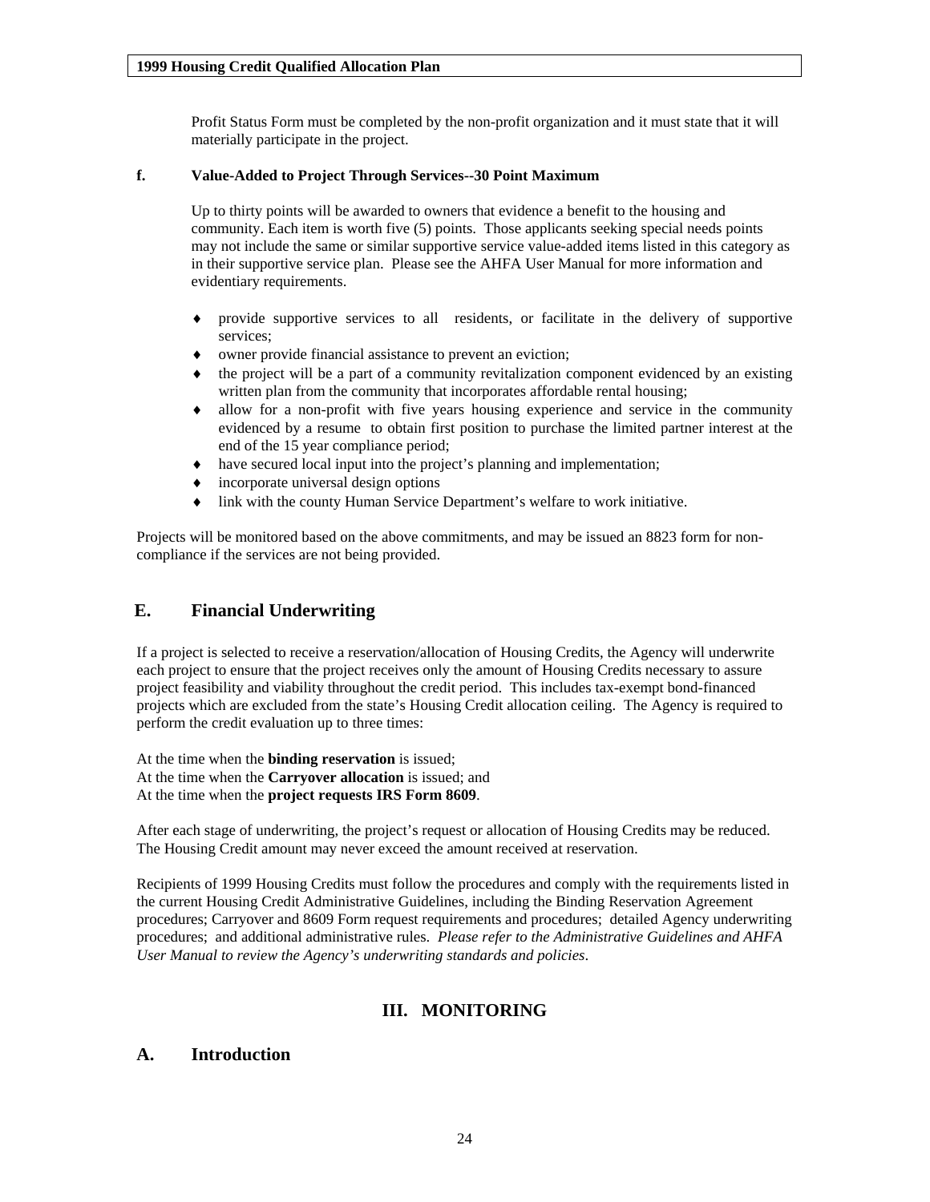Profit Status Form must be completed by the non-profit organization and it must state that it will materially participate in the project.

**f. Value-Added to Project Through Services--30 Point Maximum**

Up to thirty points will be awarded to owners that evidence a benefit to the housing and community. Each item is worth five (5) points. Those applicants seeking special needs points may not include the same or similar supportive service value-added items listed in this category as in their supportive service plan. Please see the AHFA User Manual for more information and evidentiary requirements.

- provide supportive services to all residents, or facilitate in the delivery of supportive services;
- owner provide financial assistance to prevent an eviction;
- the project will be a part of a community revitalization component evidenced by an existing written plan from the community that incorporates affordable rental housing;
- allow for a non-profit with five years housing experience and service in the community evidenced by a resume to obtain first position to purchase the limited partner interest at the end of the 15 year compliance period;
- have secured local input into the project's planning and implementation;
- incorporate universal design options
- link with the county Human Service Department's welfare to work initiative.

Projects will be monitored based on the above commitments, and may be issued an 8823 form for non-compliance if the services are not being provided.

## E. Financial Underwriting

If a project is selected to receive a reservation/allocation of Housing Credits, the Agency will underwrite each project to ensure that the project receives only the amount of Housing Credits necessary to assure project feasibility and viability throughout the credit period. This includes tax-exempt bond-financed projects which are excluded from the state's Housing Credit allocation ceiling. The Agency is required to perform the credit evaluation up to three times:

At the time when the **binding reservation** is issued;
At the time when the **Carryover allocation** is issued; and
At the time when the **project requests IRS Form 8609**.

After each stage of underwriting, the project's request or allocation of Housing Credits may be reduced. The Housing Credit amount may never exceed the amount received at reservation.

Recipients of 1999 Housing Credits must follow the procedures and comply with the requirements listed in the current Housing Credit Administrative Guidelines, including the Binding Reservation Agreement procedures; Carryover and 8609 Form request requirements and procedures; detailed Agency underwriting procedures; and additional administrative rules. *Please refer to the Administrative Guidelines and AHFA User Manual to review the Agency's underwriting standards and policies*.

# III. MONITORING

## A. Introduction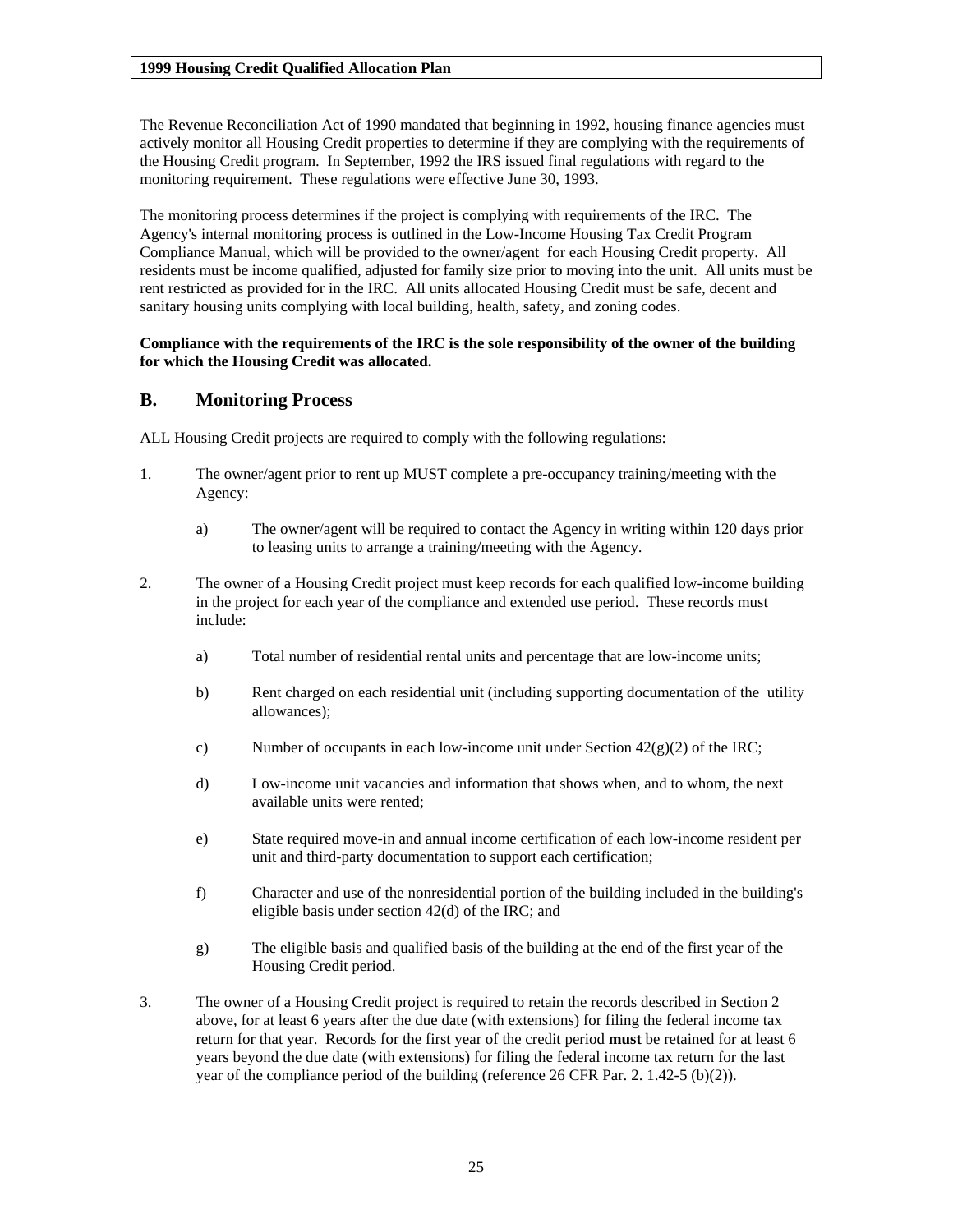The Revenue Reconciliation Act of 1990 mandated that beginning in 1992, housing finance agencies must actively monitor all Housing Credit properties to determine if they are complying with the requirements of the Housing Credit program. In September, 1992 the IRS issued final regulations with regard to the monitoring requirement. These regulations were effective June 30, 1993.

The monitoring process determines if the project is complying with requirements of the IRC. The Agency's internal monitoring process is outlined in the Low-Income Housing Tax Credit Program Compliance Manual, which will be provided to the owner/agent for each Housing Credit property. All residents must be income qualified, adjusted for family size prior to moving into the unit. All units must be rent restricted as provided for in the IRC. All units allocated Housing Credit must be safe, decent and sanitary housing units complying with local building, health, safety, and zoning codes.

**Compliance with the requirements of the IRC is the sole responsibility of the owner of the building for which the Housing Credit was allocated.**

## B. Monitoring Process

ALL Housing Credit projects are required to comply with the following regulations:

1. The owner/agent prior to rent up MUST complete a pre-occupancy training/meeting with the Agency:

   a) The owner/agent will be required to contact the Agency in writing within 120 days prior to leasing units to arrange a training/meeting with the Agency.

2. The owner of a Housing Credit project must keep records for each qualified low-income building in the project for each year of the compliance and extended use period. These records must include:

   a) Total number of residential rental units and percentage that are low-income units;

   b) Rent charged on each residential unit (including supporting documentation of the utility allowances);

   c) Number of occupants in each low-income unit under Section 42(g)(2) of the IRC;

   d) Low-income unit vacancies and information that shows when, and to whom, the next available units were rented;

   e) State required move-in and annual income certification of each low-income resident per unit and third-party documentation to support each certification;

   f) Character and use of the nonresidential portion of the building included in the building's eligible basis under section 42(d) of the IRC; and

   g) The eligible basis and qualified basis of the building at the end of the first year of the Housing Credit period.

3. The owner of a Housing Credit project is required to retain the records described in Section 2 above, for at least 6 years after the due date (with extensions) for filing the federal income tax return for that year. Records for the first year of the credit period **must** be retained for at least 6 years beyond the due date (with extensions) for filing the federal income tax return for the last year of the compliance period of the building (reference 26 CFR Par. 2. 1.42-5 (b)(2)).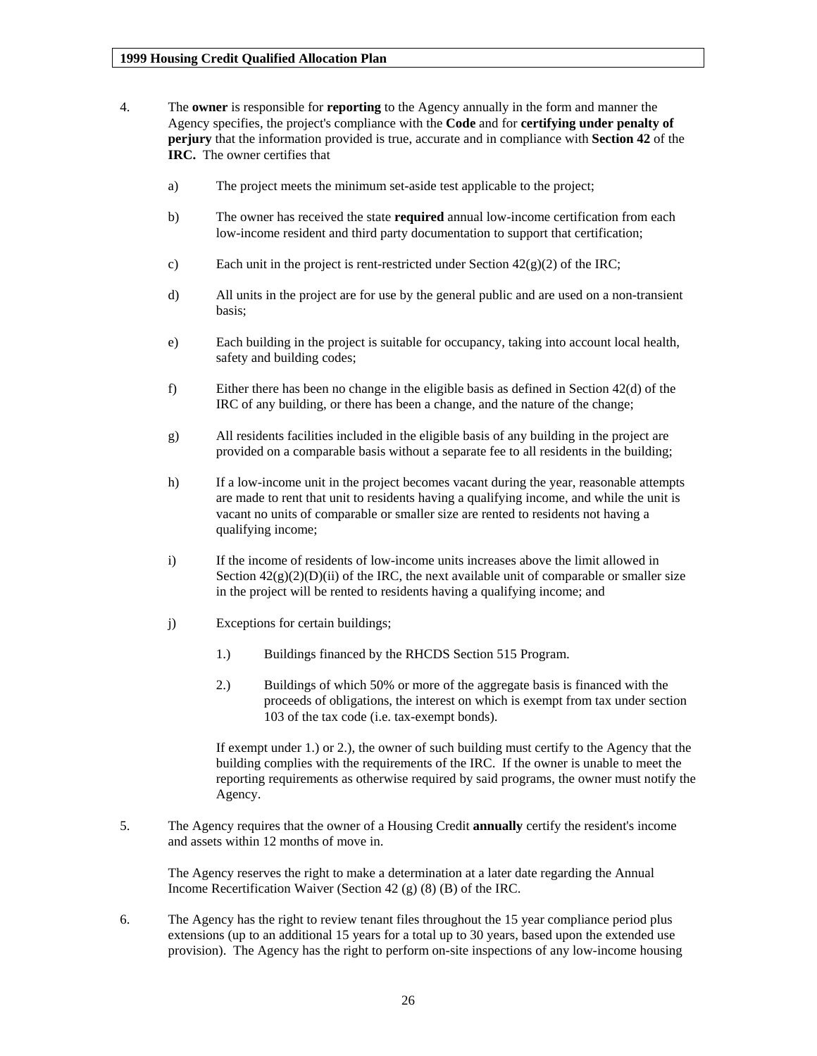4. The **owner** is responsible for **reporting** to the Agency annually in the form and manner the Agency specifies, the project's compliance with the **Code** and for **certifying under penalty of perjury** that the information provided is true, accurate and in compliance with **Section 42** of the **IRC.** The owner certifies that

   a) The project meets the minimum set-aside test applicable to the project;

   b) The owner has received the state **required** annual low-income certification from each low-income resident and third party documentation to support that certification;

   c) Each unit in the project is rent-restricted under Section 42(g)(2) of the IRC;

   d) All units in the project are for use by the general public and are used on a non-transient basis;

   e) Each building in the project is suitable for occupancy, taking into account local health, safety and building codes;

   f) Either there has been no change in the eligible basis as defined in Section 42(d) of the IRC of any building, or there has been a change, and the nature of the change;

   g) All residents facilities included in the eligible basis of any building in the project are provided on a comparable basis without a separate fee to all residents in the building;

   h) If a low-income unit in the project becomes vacant during the year, reasonable attempts are made to rent that unit to residents having a qualifying income, and while the unit is vacant no units of comparable or smaller size are rented to residents not having a qualifying income;

   i) If the income of residents of low-income units increases above the limit allowed in Section 42(g)(2)(D)(ii) of the IRC, the next available unit of comparable or smaller size in the project will be rented to residents having a qualifying income; and

   j) Exceptions for certain buildings;

      1.) Buildings financed by the RHCDS Section 515 Program.

      2.) Buildings of which 50% or more of the aggregate basis is financed with the proceeds of obligations, the interest on which is exempt from tax under section 103 of the tax code (i.e. tax-exempt bonds).

      If exempt under 1.) or 2.), the owner of such building must certify to the Agency that the building complies with the requirements of the IRC. If the owner is unable to meet the reporting requirements as otherwise required by said programs, the owner must notify the Agency.

5. The Agency requires that the owner of a Housing Credit **annually** certify the resident's income and assets within 12 months of move in.

   The Agency reserves the right to make a determination at a later date regarding the Annual Income Recertification Waiver (Section 42 (g) (8) (B) of the IRC.

6. The Agency has the right to review tenant files throughout the 15 year compliance period plus extensions (up to an additional 15 years for a total up to 30 years, based upon the extended use provision). The Agency has the right to perform on-site inspections of any low-income housing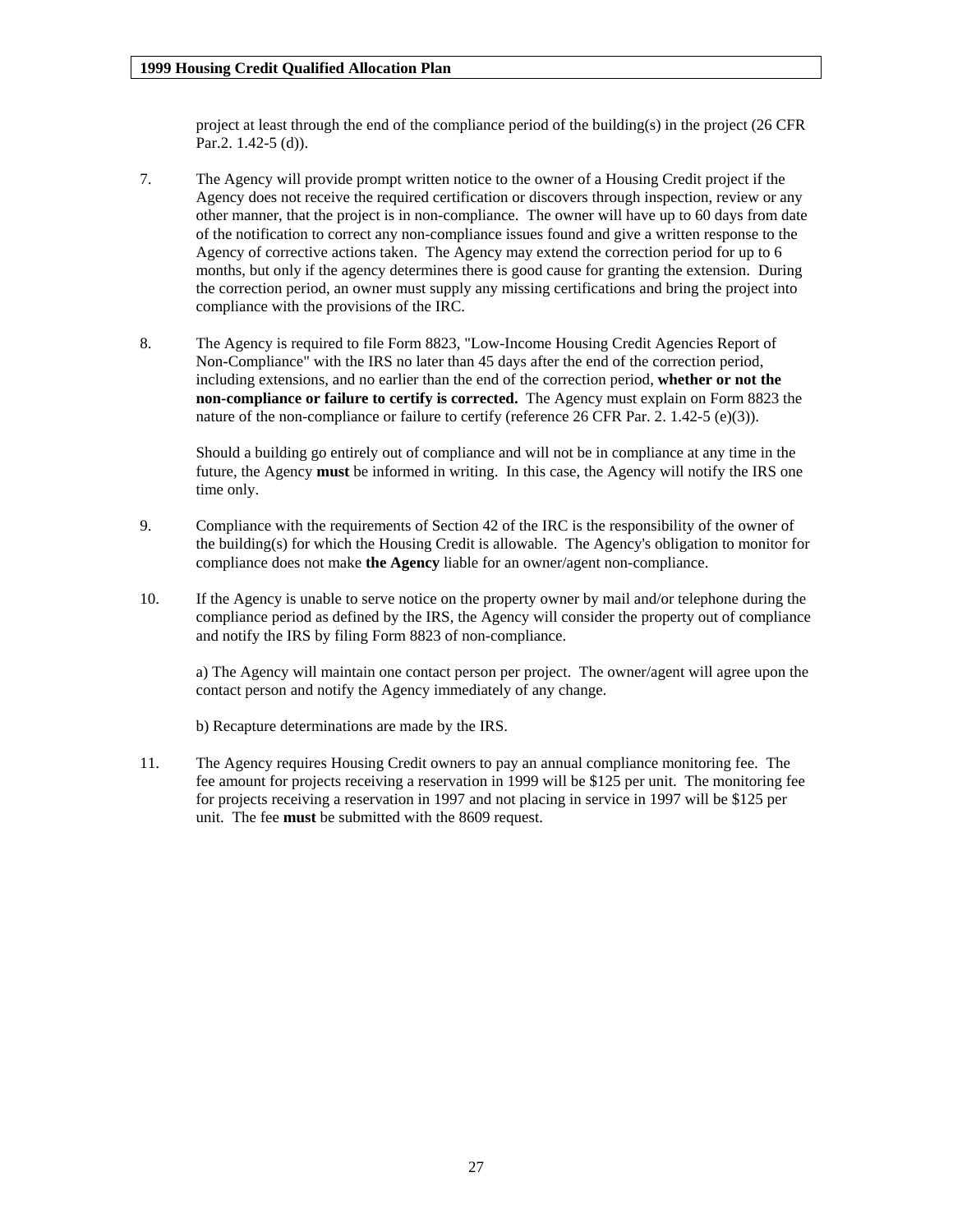project at least through the end of the compliance period of the building(s) in the project (26 CFR Par.2. 1.42-5 (d)).

7. The Agency will provide prompt written notice to the owner of a Housing Credit project if the Agency does not receive the required certification or discovers through inspection, review or any other manner, that the project is in non-compliance. The owner will have up to 60 days from date of the notification to correct any non-compliance issues found and give a written response to the Agency of corrective actions taken. The Agency may extend the correction period for up to 6 months, but only if the agency determines there is good cause for granting the extension. During the correction period, an owner must supply any missing certifications and bring the project into compliance with the provisions of the IRC.

8. The Agency is required to file Form 8823, "Low-Income Housing Credit Agencies Report of Non-Compliance" with the IRS no later than 45 days after the end of the correction period, including extensions, and no earlier than the end of the correction period, **whether or not the non-compliance or failure to certify is corrected.** The Agency must explain on Form 8823 the nature of the non-compliance or failure to certify (reference 26 CFR Par. 2. 1.42-5 (e)(3)).

   Should a building go entirely out of compliance and will not be in compliance at any time in the future, the Agency **must** be informed in writing. In this case, the Agency will notify the IRS one time only.

9. Compliance with the requirements of Section 42 of the IRC is the responsibility of the owner of the building(s) for which the Housing Credit is allowable. The Agency's obligation to monitor for compliance does not make **the Agency** liable for an owner/agent non-compliance.

10. If the Agency is unable to serve notice on the property owner by mail and/or telephone during the compliance period as defined by the IRS, the Agency will consider the property out of compliance and notify the IRS by filing Form 8823 of non-compliance.

    a) The Agency will maintain one contact person per project. The owner/agent will agree upon the contact person and notify the Agency immediately of any change.

    b) Recapture determinations are made by the IRS.

11. The Agency requires Housing Credit owners to pay an annual compliance monitoring fee. The fee amount for projects receiving a reservation in 1999 will be $125 per unit. The monitoring fee for projects receiving a reservation in 1997 and not placing in service in 1997 will be $125 per unit. The fee **must** be submitted with the 8609 request.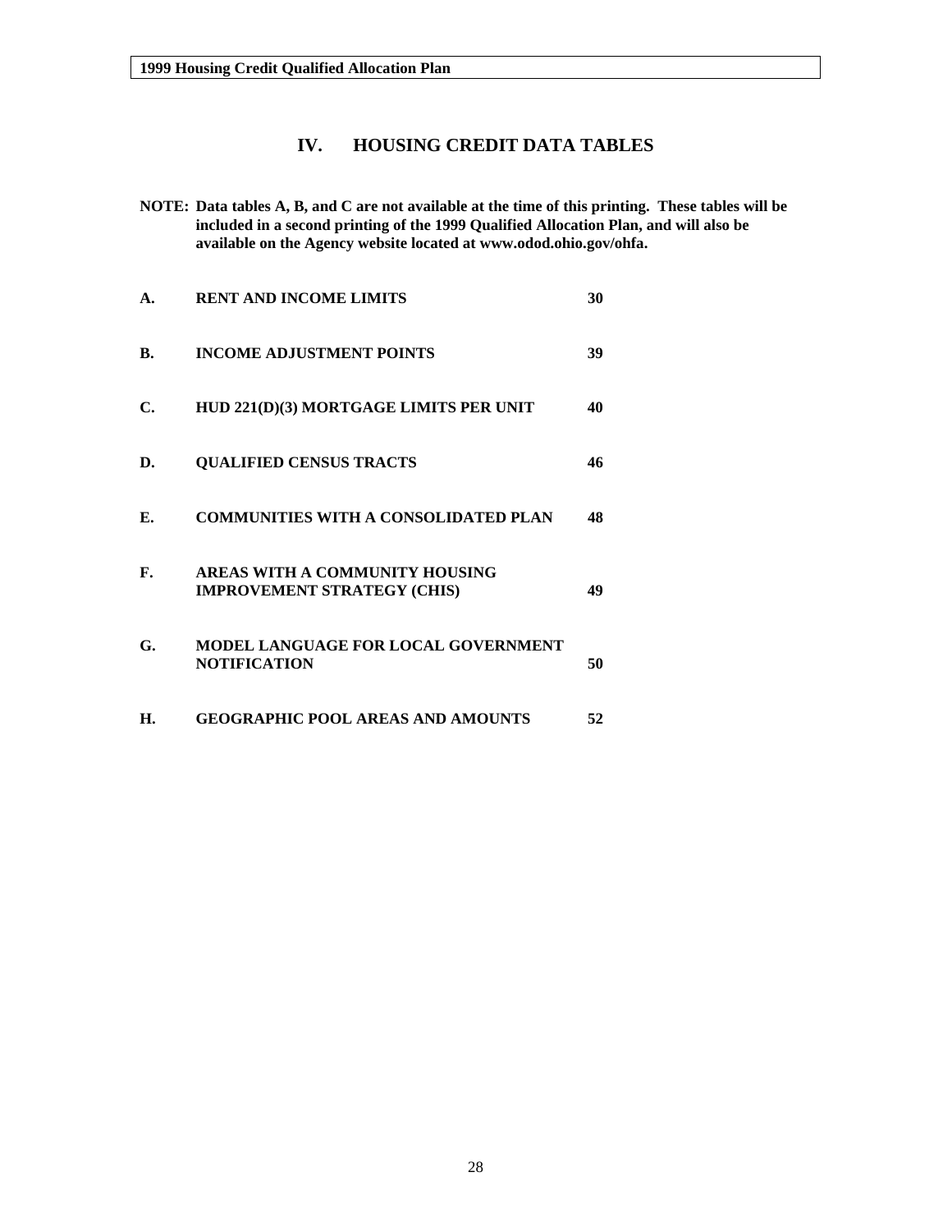# IV. HOUSING CREDIT DATA TABLES

**NOTE: Data tables A, B, and C are not available at the time of this printing. These tables will be included in a second printing of the 1999 Qualified Allocation Plan, and will also be available on the Agency website located at www.odod.ohio.gov/ohfa.**

| | | |
|---|---|---|
| **A.** | **RENT AND INCOME LIMITS** | **30** |
| **B.** | **INCOME ADJUSTMENT POINTS** | **39** |
| **C.** | **HUD 221(D)(3) MORTGAGE LIMITS PER UNIT** | **40** |
| **D.** | **QUALIFIED CENSUS TRACTS** | **46** |
| **E.** | **COMMUNITIES WITH A CONSOLIDATED PLAN** | **48** |
| **F.** | **AREAS WITH A COMMUNITY HOUSING IMPROVEMENT STRATEGY (CHIS)** | **49** |
| **G.** | **MODEL LANGUAGE FOR LOCAL GOVERNMENT NOTIFICATION** | **50** |
| **H.** | **GEOGRAPHIC POOL AREAS AND AMOUNTS** | **52** |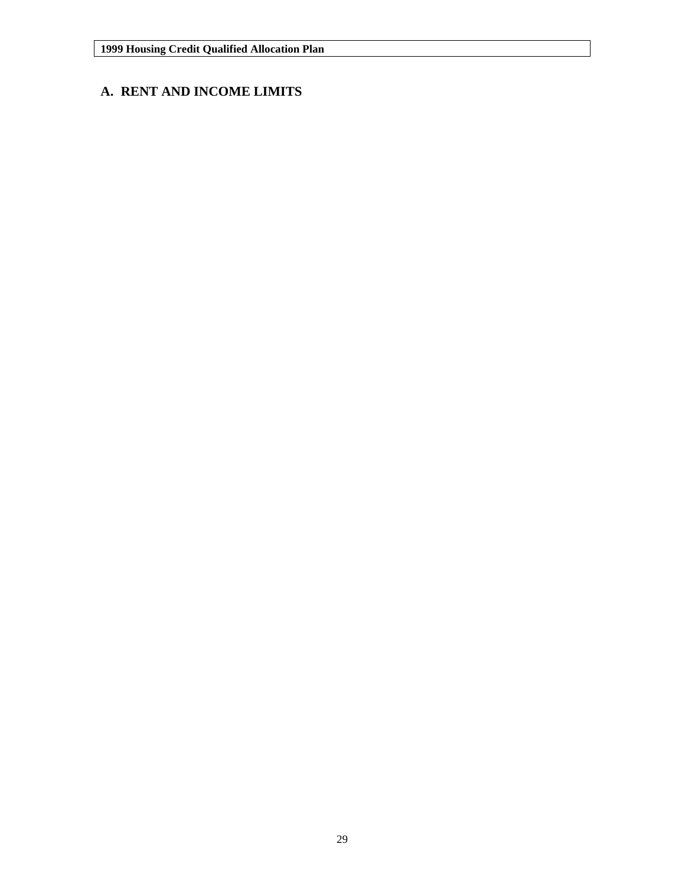## A. RENT AND INCOME LIMITS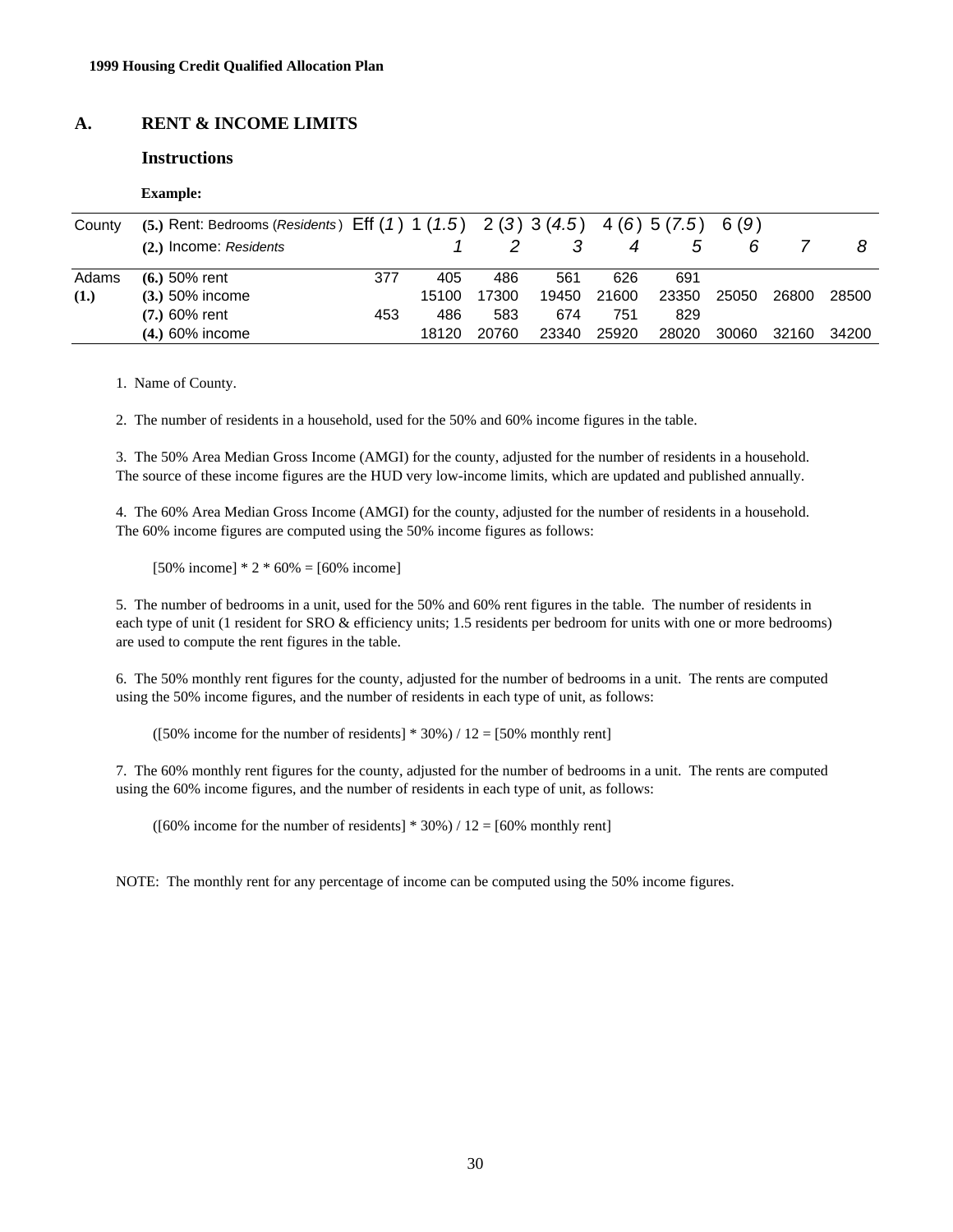## A. RENT & INCOME LIMITS

### Instructions

**Example:**

| County | **(5.)** Rent: Bedrooms (*Residents*) | Eff (*1*) | 1 (*1.5*) | 2 (*3*) | 3 (*4.5*) | 4 (*6*) | 5 (*7.5*) | 6 (*9*) | | |
|---|---|---|---|---|---|---|---|---|---|---|
| | **(2.)** Income: *Residents* | | *1* | *2* | *3* | *4* | *5* | *6* | *7* | *8* |
| Adams | **(6.)** 50% rent | 377 | 405 | 486 | 561 | 626 | 691 | | | |
| **(1.)** | **(3.)** 50% income | | 15100 | 17300 | 19450 | 21600 | 23350 | 25050 | 26800 | 28500 |
| | **(7.)** 60% rent | 453 | 486 | 583 | 674 | 751 | 829 | | | |
| | **(4.)** 60% income | | 18120 | 20760 | 23340 | 25920 | 28020 | 30060 | 32160 | 34200 |

1. Name of County.

2. The number of residents in a household, used for the 50% and 60% income figures in the table.

3. The 50% Area Median Gross Income (AMGI) for the county, adjusted for the number of residents in a household. The source of these income figures are the HUD very low-income limits, which are updated and published annually.

4. The 60% Area Median Gross Income (AMGI) for the county, adjusted for the number of residents in a household. The 60% income figures are computed using the 50% income figures as follows:

   [50% income] * 2 * 60% = [60% income]

5. The number of bedrooms in a unit, used for the 50% and 60% rent figures in the table. The number of residents in each type of unit (1 resident for SRO & efficiency units; 1.5 residents per bedroom for units with one or more bedrooms) are used to compute the rent figures in the table.

6. The 50% monthly rent figures for the county, adjusted for the number of bedrooms in a unit. The rents are computed using the 50% income figures, and the number of residents in each type of unit, as follows:

   ([50% income for the number of residents] * 30%) / 12 = [50% monthly rent]

7. The 60% monthly rent figures for the county, adjusted for the number of bedrooms in a unit. The rents are computed using the 60% income figures, and the number of residents in each type of unit, as follows:

   ([60% income for the number of residents] * 30%) / 12 = [60% monthly rent]

NOTE: The monthly rent for any percentage of income can be computed using the 50% income figures.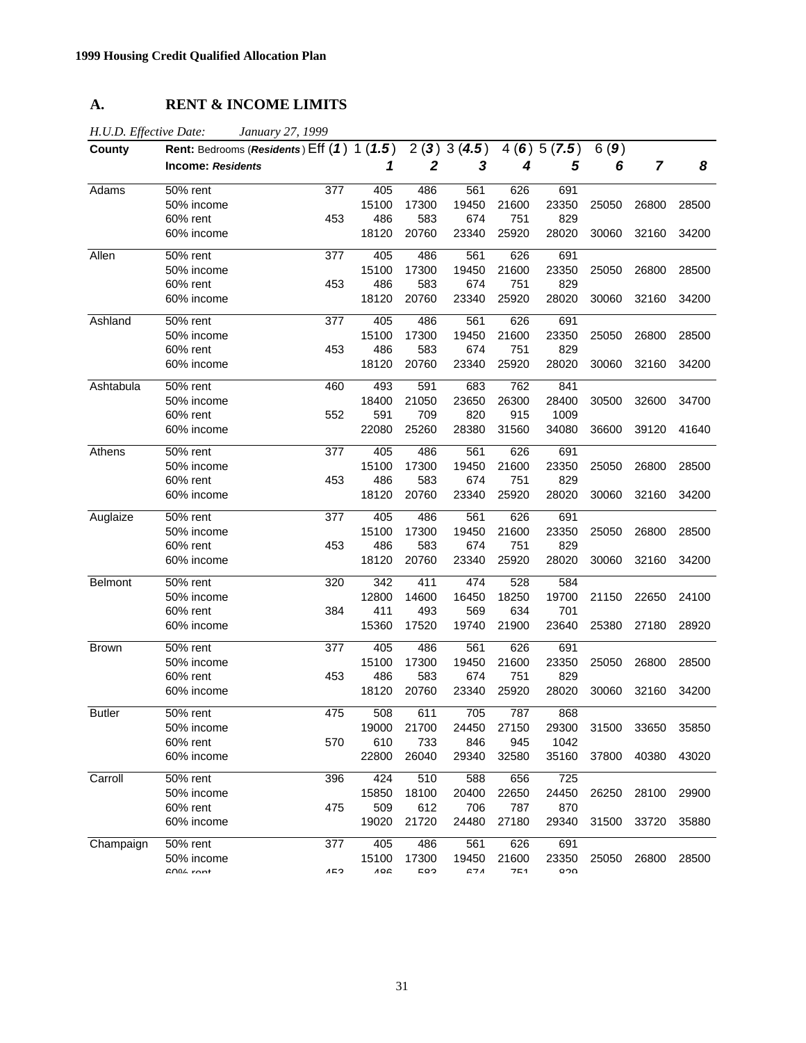**1999 Housing Credit Qualified Allocation Plan**

## A. RENT & INCOME LIMITS

*H.U.D. Effective Date: January 27, 1999*

| County | Rent: Bedrooms (*Residents*) | Eff (*1*) | 1 (*1.5*) | 2 (*3*) | 3 (*4.5*) | 4 (*6*) | 5 (*7.5*) | 6 (*9*) | | |
|---|---|---|---|---|---|---|---|---|---|---|
| | **Income: *Residents*** | | *1* | *2* | *3* | *4* | *5* | *6* | *7* | *8* |
| Adams | 50% rent | 377 | 405 | 486 | 561 | 626 | 691 | | | |
| | 50% income | | 15100 | 17300 | 19450 | 21600 | 23350 | 25050 | 26800 | 28500 |
| | 60% rent | 453 | 486 | 583 | 674 | 751 | 829 | | | |
| | 60% income | | 18120 | 20760 | 23340 | 25920 | 28020 | 30060 | 32160 | 34200 |
| Allen | 50% rent | 377 | 405 | 486 | 561 | 626 | 691 | | | |
| | 50% income | | 15100 | 17300 | 19450 | 21600 | 23350 | 25050 | 26800 | 28500 |
| | 60% rent | 453 | 486 | 583 | 674 | 751 | 829 | | | |
| | 60% income | | 18120 | 20760 | 23340 | 25920 | 28020 | 30060 | 32160 | 34200 |
| Ashland | 50% rent | 377 | 405 | 486 | 561 | 626 | 691 | | | |
| | 50% income | | 15100 | 17300 | 19450 | 21600 | 23350 | 25050 | 26800 | 28500 |
| | 60% rent | 453 | 486 | 583 | 674 | 751 | 829 | | | |
| | 60% income | | 18120 | 20760 | 23340 | 25920 | 28020 | 30060 | 32160 | 34200 |
| Ashtabula | 50% rent | 460 | 493 | 591 | 683 | 762 | 841 | | | |
| | 50% income | | 18400 | 21050 | 23650 | 26300 | 28400 | 30500 | 32600 | 34700 |
| | 60% rent | 552 | 591 | 709 | 820 | 915 | 1009 | | | |
| | 60% income | | 22080 | 25260 | 28380 | 31560 | 34080 | 36600 | 39120 | 41640 |
| Athens | 50% rent | 377 | 405 | 486 | 561 | 626 | 691 | | | |
| | 50% income | | 15100 | 17300 | 19450 | 21600 | 23350 | 25050 | 26800 | 28500 |
| | 60% rent | 453 | 486 | 583 | 674 | 751 | 829 | | | |
| | 60% income | | 18120 | 20760 | 23340 | 25920 | 28020 | 30060 | 32160 | 34200 |
| Auglaize | 50% rent | 377 | 405 | 486 | 561 | 626 | 691 | | | |
| | 50% income | | 15100 | 17300 | 19450 | 21600 | 23350 | 25050 | 26800 | 28500 |
| | 60% rent | 453 | 486 | 583 | 674 | 751 | 829 | | | |
| | 60% income | | 18120 | 20760 | 23340 | 25920 | 28020 | 30060 | 32160 | 34200 |
| Belmont | 50% rent | 320 | 342 | 411 | 474 | 528 | 584 | | | |
| | 50% income | | 12800 | 14600 | 16450 | 18250 | 19700 | 21150 | 22650 | 24100 |
| | 60% rent | 384 | 411 | 493 | 569 | 634 | 701 | | | |
| | 60% income | | 15360 | 17520 | 19740 | 21900 | 23640 | 25380 | 27180 | 28920 |
| Brown | 50% rent | 377 | 405 | 486 | 561 | 626 | 691 | | | |
| | 50% income | | 15100 | 17300 | 19450 | 21600 | 23350 | 25050 | 26800 | 28500 |
| | 60% rent | 453 | 486 | 583 | 674 | 751 | 829 | | | |
| | 60% income | | 18120 | 20760 | 23340 | 25920 | 28020 | 30060 | 32160 | 34200 |
| Butler | 50% rent | 475 | 508 | 611 | 705 | 787 | 868 | | | |
| | 50% income | | 19000 | 21700 | 24450 | 27150 | 29300 | 31500 | 33650 | 35850 |
| | 60% rent | 570 | 610 | 733 | 846 | 945 | 1042 | | | |
| | 60% income | | 22800 | 26040 | 29340 | 32580 | 35160 | 37800 | 40380 | 43020 |
| Carroll | 50% rent | 396 | 424 | 510 | 588 | 656 | 725 | | | |
| | 50% income | | 15850 | 18100 | 20400 | 22650 | 24450 | 26250 | 28100 | 29900 |
| | 60% rent | 475 | 509 | 612 | 706 | 787 | 870 | | | |
| | 60% income | | 19020 | 21720 | 24480 | 27180 | 29340 | 31500 | 33720 | 35880 |
| Champaign | 50% rent | 377 | 405 | 486 | 561 | 626 | 691 | | | |
| | 50% income | | 15100 | 17300 | 19450 | 21600 | 23350 | 25050 | 26800 | 28500 |
| | 60% rent | 453 | 486 | 583 | 674 | 751 | 829 | | | |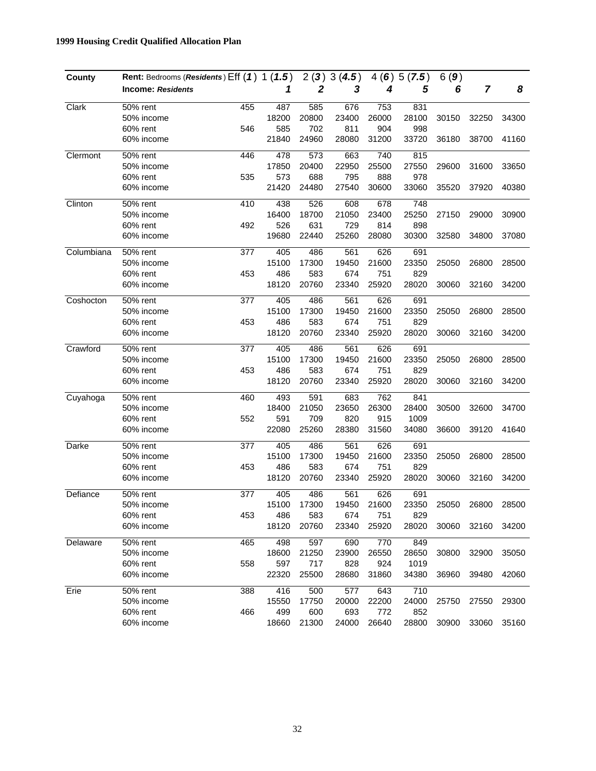**1999 Housing Credit Qualified Allocation Plan**

| County | Rent: Bedrooms (*Residents*) Eff (*1*) | | 1 (*1.5*) | 2 (*3*) | 3 (*4.5*) | 4 (*6*) | 5 (*7.5*) | 6 (*9*) | | |
|---|---|---|---|---|---|---|---|---|---|---|
| | **Income: *Residents*** | | ***1*** | ***2*** | ***3*** | ***4*** | ***5*** | ***6*** | ***7*** | ***8*** |
| Clark | 50% rent | 455 | 487 | 585 | 676 | 753 | 831 | | | |
| | 50% income | | 18200 | 20800 | 23400 | 26000 | 28100 | 30150 | 32250 | 34300 |
| | 60% rent | 546 | 585 | 702 | 811 | 904 | 998 | | | |
| | 60% income | | 21840 | 24960 | 28080 | 31200 | 33720 | 36180 | 38700 | 41160 |
| Clermont | 50% rent | 446 | 478 | 573 | 663 | 740 | 815 | | | |
| | 50% income | | 17850 | 20400 | 22950 | 25500 | 27550 | 29600 | 31600 | 33650 |
| | 60% rent | 535 | 573 | 688 | 795 | 888 | 978 | | | |
| | 60% income | | 21420 | 24480 | 27540 | 30600 | 33060 | 35520 | 37920 | 40380 |
| Clinton | 50% rent | 410 | 438 | 526 | 608 | 678 | 748 | | | |
| | 50% income | | 16400 | 18700 | 21050 | 23400 | 25250 | 27150 | 29000 | 30900 |
| | 60% rent | 492 | 526 | 631 | 729 | 814 | 898 | | | |
| | 60% income | | 19680 | 22440 | 25260 | 28080 | 30300 | 32580 | 34800 | 37080 |
| Columbiana | 50% rent | 377 | 405 | 486 | 561 | 626 | 691 | | | |
| | 50% income | | 15100 | 17300 | 19450 | 21600 | 23350 | 25050 | 26800 | 28500 |
| | 60% rent | 453 | 486 | 583 | 674 | 751 | 829 | | | |
| | 60% income | | 18120 | 20760 | 23340 | 25920 | 28020 | 30060 | 32160 | 34200 |
| Coshocton | 50% rent | 377 | 405 | 486 | 561 | 626 | 691 | | | |
| | 50% income | | 15100 | 17300 | 19450 | 21600 | 23350 | 25050 | 26800 | 28500 |
| | 60% rent | 453 | 486 | 583 | 674 | 751 | 829 | | | |
| | 60% income | | 18120 | 20760 | 23340 | 25920 | 28020 | 30060 | 32160 | 34200 |
| Crawford | 50% rent | 377 | 405 | 486 | 561 | 626 | 691 | | | |
| | 50% income | | 15100 | 17300 | 19450 | 21600 | 23350 | 25050 | 26800 | 28500 |
| | 60% rent | 453 | 486 | 583 | 674 | 751 | 829 | | | |
| | 60% income | | 18120 | 20760 | 23340 | 25920 | 28020 | 30060 | 32160 | 34200 |
| Cuyahoga | 50% rent | 460 | 493 | 591 | 683 | 762 | 841 | | | |
| | 50% income | | 18400 | 21050 | 23650 | 26300 | 28400 | 30500 | 32600 | 34700 |
| | 60% rent | 552 | 591 | 709 | 820 | 915 | 1009 | | | |
| | 60% income | | 22080 | 25260 | 28380 | 31560 | 34080 | 36600 | 39120 | 41640 |
| Darke | 50% rent | 377 | 405 | 486 | 561 | 626 | 691 | | | |
| | 50% income | | 15100 | 17300 | 19450 | 21600 | 23350 | 25050 | 26800 | 28500 |
| | 60% rent | 453 | 486 | 583 | 674 | 751 | 829 | | | |
| | 60% income | | 18120 | 20760 | 23340 | 25920 | 28020 | 30060 | 32160 | 34200 |
| Defiance | 50% rent | 377 | 405 | 486 | 561 | 626 | 691 | | | |
| | 50% income | | 15100 | 17300 | 19450 | 21600 | 23350 | 25050 | 26800 | 28500 |
| | 60% rent | 453 | 486 | 583 | 674 | 751 | 829 | | | |
| | 60% income | | 18120 | 20760 | 23340 | 25920 | 28020 | 30060 | 32160 | 34200 |
| Delaware | 50% rent | 465 | 498 | 597 | 690 | 770 | 849 | | | |
| | 50% income | | 18600 | 21250 | 23900 | 26550 | 28650 | 30800 | 32900 | 35050 |
| | 60% rent | 558 | 597 | 717 | 828 | 924 | 1019 | | | |
| | 60% income | | 22320 | 25500 | 28680 | 31860 | 34380 | 36960 | 39480 | 42060 |
| Erie | 50% rent | 388 | 416 | 500 | 577 | 643 | 710 | | | |
| | 50% income | | 15550 | 17750 | 20000 | 22200 | 24000 | 25750 | 27550 | 29300 |
| | 60% rent | 466 | 499 | 600 | 693 | 772 | 852 | | | |
| | 60% income | | 18660 | 21300 | 24000 | 26640 | 28800 | 30900 | 33060 | 35160 |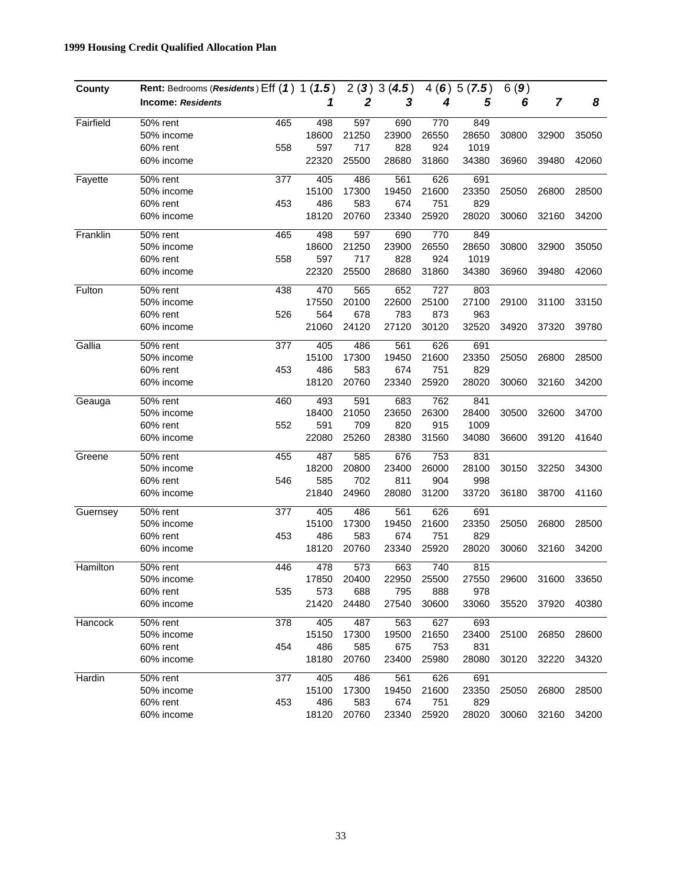**1999 Housing Credit Qualified Allocation Plan**

| County | Rent: Bedrooms (*Residents*) Eff (*1*) | | 1 (*1.5*) | 2 (*3*) | 3 (*4.5*) | 4 (*6*) | 5 (*7.5*) | 6 (*9*) | | |
|---|---|---|---|---|---|---|---|---|---|---|
| | **Income: *Residents*** | | ***1*** | ***2*** | ***3*** | ***4*** | ***5*** | ***6*** | ***7*** | ***8*** |
| Fairfield | 50% rent | 465 | 498 | 597 | 690 | 770 | 849 | | | |
| | 50% income | | 18600 | 21250 | 23900 | 26550 | 28650 | 30800 | 32900 | 35050 |
| | 60% rent | 558 | 597 | 717 | 828 | 924 | 1019 | | | |
| | 60% income | | 22320 | 25500 | 28680 | 31860 | 34380 | 36960 | 39480 | 42060 |
| Fayette | 50% rent | 377 | 405 | 486 | 561 | 626 | 691 | | | |
| | 50% income | | 15100 | 17300 | 19450 | 21600 | 23350 | 25050 | 26800 | 28500 |
| | 60% rent | 453 | 486 | 583 | 674 | 751 | 829 | | | |
| | 60% income | | 18120 | 20760 | 23340 | 25920 | 28020 | 30060 | 32160 | 34200 |
| Franklin | 50% rent | 465 | 498 | 597 | 690 | 770 | 849 | | | |
| | 50% income | | 18600 | 21250 | 23900 | 26550 | 28650 | 30800 | 32900 | 35050 |
| | 60% rent | 558 | 597 | 717 | 828 | 924 | 1019 | | | |
| | 60% income | | 22320 | 25500 | 28680 | 31860 | 34380 | 36960 | 39480 | 42060 |
| Fulton | 50% rent | 438 | 470 | 565 | 652 | 727 | 803 | | | |
| | 50% income | | 17550 | 20100 | 22600 | 25100 | 27100 | 29100 | 31100 | 33150 |
| | 60% rent | 526 | 564 | 678 | 783 | 873 | 963 | | | |
| | 60% income | | 21060 | 24120 | 27120 | 30120 | 32520 | 34920 | 37320 | 39780 |
| Gallia | 50% rent | 377 | 405 | 486 | 561 | 626 | 691 | | | |
| | 50% income | | 15100 | 17300 | 19450 | 21600 | 23350 | 25050 | 26800 | 28500 |
| | 60% rent | 453 | 486 | 583 | 674 | 751 | 829 | | | |
| | 60% income | | 18120 | 20760 | 23340 | 25920 | 28020 | 30060 | 32160 | 34200 |
| Geauga | 50% rent | 460 | 493 | 591 | 683 | 762 | 841 | | | |
| | 50% income | | 18400 | 21050 | 23650 | 26300 | 28400 | 30500 | 32600 | 34700 |
| | 60% rent | 552 | 591 | 709 | 820 | 915 | 1009 | | | |
| | 60% income | | 22080 | 25260 | 28380 | 31560 | 34080 | 36600 | 39120 | 41640 |
| Greene | 50% rent | 455 | 487 | 585 | 676 | 753 | 831 | | | |
| | 50% income | | 18200 | 20800 | 23400 | 26000 | 28100 | 30150 | 32250 | 34300 |
| | 60% rent | 546 | 585 | 702 | 811 | 904 | 998 | | | |
| | 60% income | | 21840 | 24960 | 28080 | 31200 | 33720 | 36180 | 38700 | 41160 |
| Guernsey | 50% rent | 377 | 405 | 486 | 561 | 626 | 691 | | | |
| | 50% income | | 15100 | 17300 | 19450 | 21600 | 23350 | 25050 | 26800 | 28500 |
| | 60% rent | 453 | 486 | 583 | 674 | 751 | 829 | | | |
| | 60% income | | 18120 | 20760 | 23340 | 25920 | 28020 | 30060 | 32160 | 34200 |
| Hamilton | 50% rent | 446 | 478 | 573 | 663 | 740 | 815 | | | |
| | 50% income | | 17850 | 20400 | 22950 | 25500 | 27550 | 29600 | 31600 | 33650 |
| | 60% rent | 535 | 573 | 688 | 795 | 888 | 978 | | | |
| | 60% income | | 21420 | 24480 | 27540 | 30600 | 33060 | 35520 | 37920 | 40380 |
| Hancock | 50% rent | 378 | 405 | 487 | 563 | 627 | 693 | | | |
| | 50% income | | 15150 | 17300 | 19500 | 21650 | 23400 | 25100 | 26850 | 28600 |
| | 60% rent | 454 | 486 | 585 | 675 | 753 | 831 | | | |
| | 60% income | | 18180 | 20760 | 23400 | 25980 | 28080 | 30120 | 32220 | 34320 |
| Hardin | 50% rent | 377 | 405 | 486 | 561 | 626 | 691 | | | |
| | 50% income | | 15100 | 17300 | 19450 | 21600 | 23350 | 25050 | 26800 | 28500 |
| | 60% rent | 453 | 486 | 583 | 674 | 751 | 829 | | | |
| | 60% income | | 18120 | 20760 | 23340 | 25920 | 28020 | 30060 | 32160 | 34200 |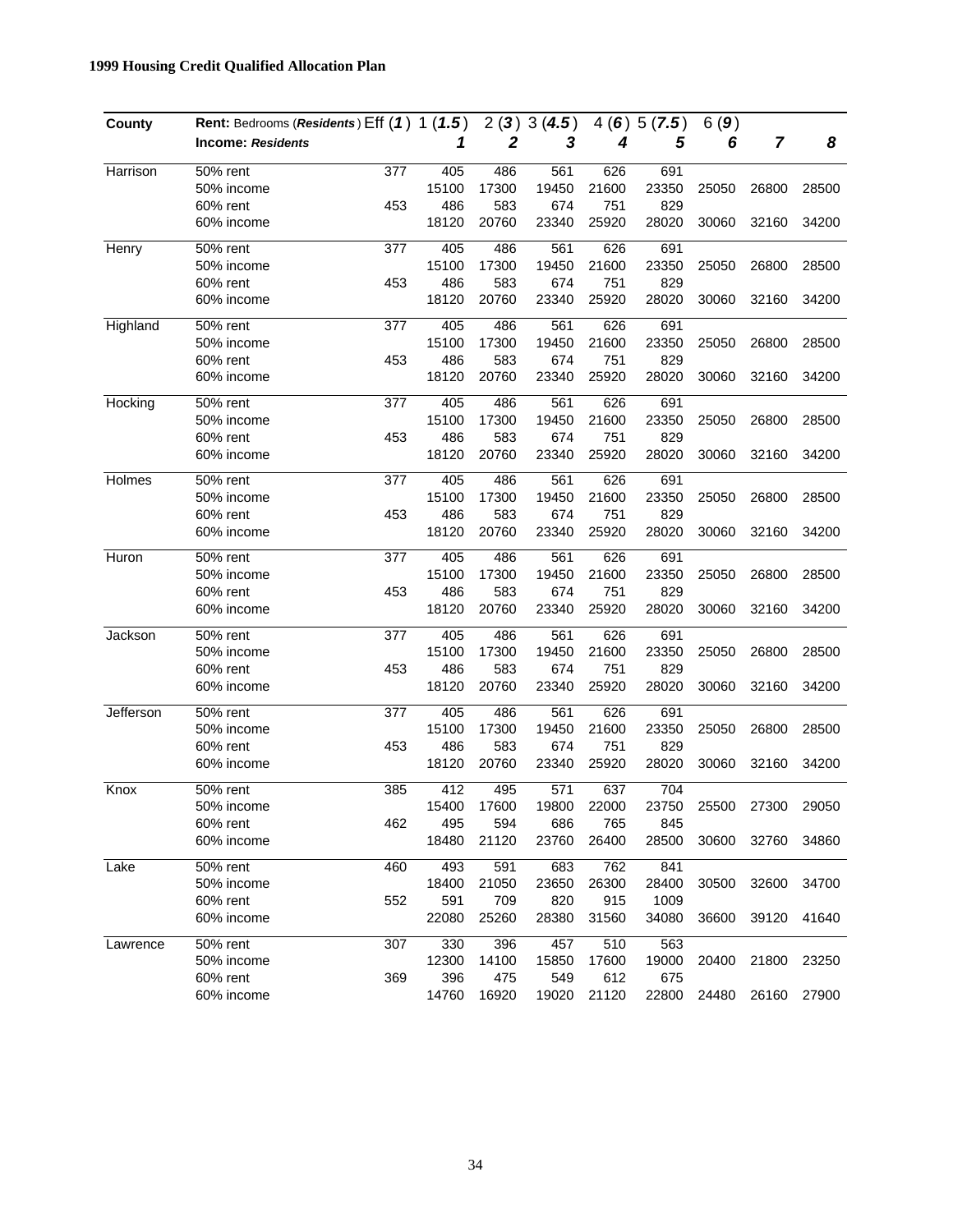**1999 Housing Credit Qualified Allocation Plan**

| County | Rent: Bedrooms (*Residents*) Eff (*1*) | | 1 (*1.5*) | 2 (*3*) | 3 (*4.5*) | 4 (*6*) | 5 (*7.5*) | 6 (*9*) | | |
|---|---|---|---|---|---|---|---|---|---|---|
| | **Income: *Residents*** | | ***1*** | ***2*** | ***3*** | ***4*** | ***5*** | ***6*** | ***7*** | ***8*** |
| Harrison | 50% rent | 377 | 405 | 486 | 561 | 626 | 691 | | | |
| | 50% income | | 15100 | 17300 | 19450 | 21600 | 23350 | 25050 | 26800 | 28500 |
| | 60% rent | 453 | 486 | 583 | 674 | 751 | 829 | | | |
| | 60% income | | 18120 | 20760 | 23340 | 25920 | 28020 | 30060 | 32160 | 34200 |
| Henry | 50% rent | 377 | 405 | 486 | 561 | 626 | 691 | | | |
| | 50% income | | 15100 | 17300 | 19450 | 21600 | 23350 | 25050 | 26800 | 28500 |
| | 60% rent | 453 | 486 | 583 | 674 | 751 | 829 | | | |
| | 60% income | | 18120 | 20760 | 23340 | 25920 | 28020 | 30060 | 32160 | 34200 |
| Highland | 50% rent | 377 | 405 | 486 | 561 | 626 | 691 | | | |
| | 50% income | | 15100 | 17300 | 19450 | 21600 | 23350 | 25050 | 26800 | 28500 |
| | 60% rent | 453 | 486 | 583 | 674 | 751 | 829 | | | |
| | 60% income | | 18120 | 20760 | 23340 | 25920 | 28020 | 30060 | 32160 | 34200 |
| Hocking | 50% rent | 377 | 405 | 486 | 561 | 626 | 691 | | | |
| | 50% income | | 15100 | 17300 | 19450 | 21600 | 23350 | 25050 | 26800 | 28500 |
| | 60% rent | 453 | 486 | 583 | 674 | 751 | 829 | | | |
| | 60% income | | 18120 | 20760 | 23340 | 25920 | 28020 | 30060 | 32160 | 34200 |
| Holmes | 50% rent | 377 | 405 | 486 | 561 | 626 | 691 | | | |
| | 50% income | | 15100 | 17300 | 19450 | 21600 | 23350 | 25050 | 26800 | 28500 |
| | 60% rent | 453 | 486 | 583 | 674 | 751 | 829 | | | |
| | 60% income | | 18120 | 20760 | 23340 | 25920 | 28020 | 30060 | 32160 | 34200 |
| Huron | 50% rent | 377 | 405 | 486 | 561 | 626 | 691 | | | |
| | 50% income | | 15100 | 17300 | 19450 | 21600 | 23350 | 25050 | 26800 | 28500 |
| | 60% rent | 453 | 486 | 583 | 674 | 751 | 829 | | | |
| | 60% income | | 18120 | 20760 | 23340 | 25920 | 28020 | 30060 | 32160 | 34200 |
| Jackson | 50% rent | 377 | 405 | 486 | 561 | 626 | 691 | | | |
| | 50% income | | 15100 | 17300 | 19450 | 21600 | 23350 | 25050 | 26800 | 28500 |
| | 60% rent | 453 | 486 | 583 | 674 | 751 | 829 | | | |
| | 60% income | | 18120 | 20760 | 23340 | 25920 | 28020 | 30060 | 32160 | 34200 |
| Jefferson | 50% rent | 377 | 405 | 486 | 561 | 626 | 691 | | | |
| | 50% income | | 15100 | 17300 | 19450 | 21600 | 23350 | 25050 | 26800 | 28500 |
| | 60% rent | 453 | 486 | 583 | 674 | 751 | 829 | | | |
| | 60% income | | 18120 | 20760 | 23340 | 25920 | 28020 | 30060 | 32160 | 34200 |
| Knox | 50% rent | 385 | 412 | 495 | 571 | 637 | 704 | | | |
| | 50% income | | 15400 | 17600 | 19800 | 22000 | 23750 | 25500 | 27300 | 29050 |
| | 60% rent | 462 | 495 | 594 | 686 | 765 | 845 | | | |
| | 60% income | | 18480 | 21120 | 23760 | 26400 | 28500 | 30600 | 32760 | 34860 |
| Lake | 50% rent | 460 | 493 | 591 | 683 | 762 | 841 | | | |
| | 50% income | | 18400 | 21050 | 23650 | 26300 | 28400 | 30500 | 32600 | 34700 |
| | 60% rent | 552 | 591 | 709 | 820 | 915 | 1009 | | | |
| | 60% income | | 22080 | 25260 | 28380 | 31560 | 34080 | 36600 | 39120 | 41640 |
| Lawrence | 50% rent | 307 | 330 | 396 | 457 | 510 | 563 | | | |
| | 50% income | | 12300 | 14100 | 15850 | 17600 | 19000 | 20400 | 21800 | 23250 |
| | 60% rent | 369 | 396 | 475 | 549 | 612 | 675 | | | |
| | 60% income | | 14760 | 16920 | 19020 | 21120 | 22800 | 24480 | 26160 | 27900 |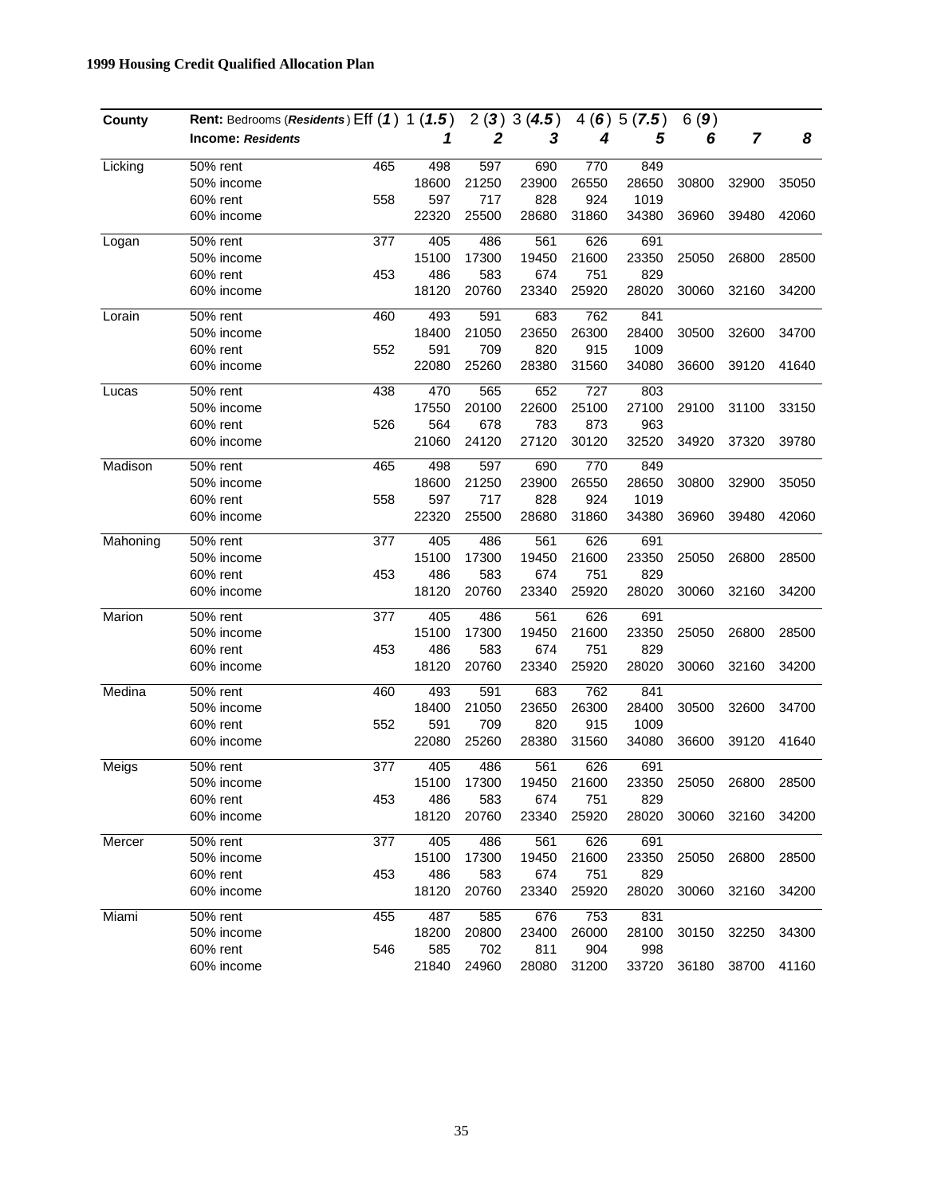**1999 Housing Credit Qualified Allocation Plan**

| County | Rent: Bedrooms (*Residents*) | Eff (*1*) | 1 (*1.5*) | 2 (*3*) | 3 (*4.5*) | 4 (*6*) | 5 (*7.5*) | 6 (*9*) | | |
|---|---|---|---|---|---|---|---|---|---|---|
| | **Income: *Residents*** | | ***1*** | ***2*** | ***3*** | ***4*** | ***5*** | ***6*** | ***7*** | ***8*** |
| Licking | 50% rent | 465 | 498 | 597 | 690 | 770 | 849 | | | |
| | 50% income | | 18600 | 21250 | 23900 | 26550 | 28650 | 30800 | 32900 | 35050 |
| | 60% rent | 558 | 597 | 717 | 828 | 924 | 1019 | | | |
| | 60% income | | 22320 | 25500 | 28680 | 31860 | 34380 | 36960 | 39480 | 42060 |
| Logan | 50% rent | 377 | 405 | 486 | 561 | 626 | 691 | | | |
| | 50% income | | 15100 | 17300 | 19450 | 21600 | 23350 | 25050 | 26800 | 28500 |
| | 60% rent | 453 | 486 | 583 | 674 | 751 | 829 | | | |
| | 60% income | | 18120 | 20760 | 23340 | 25920 | 28020 | 30060 | 32160 | 34200 |
| Lorain | 50% rent | 460 | 493 | 591 | 683 | 762 | 841 | | | |
| | 50% income | | 18400 | 21050 | 23650 | 26300 | 28400 | 30500 | 32600 | 34700 |
| | 60% rent | 552 | 591 | 709 | 820 | 915 | 1009 | | | |
| | 60% income | | 22080 | 25260 | 28380 | 31560 | 34080 | 36600 | 39120 | 41640 |
| Lucas | 50% rent | 438 | 470 | 565 | 652 | 727 | 803 | | | |
| | 50% income | | 17550 | 20100 | 22600 | 25100 | 27100 | 29100 | 31100 | 33150 |
| | 60% rent | 526 | 564 | 678 | 783 | 873 | 963 | | | |
| | 60% income | | 21060 | 24120 | 27120 | 30120 | 32520 | 34920 | 37320 | 39780 |
| Madison | 50% rent | 465 | 498 | 597 | 690 | 770 | 849 | | | |
| | 50% income | | 18600 | 21250 | 23900 | 26550 | 28650 | 30800 | 32900 | 35050 |
| | 60% rent | 558 | 597 | 717 | 828 | 924 | 1019 | | | |
| | 60% income | | 22320 | 25500 | 28680 | 31860 | 34380 | 36960 | 39480 | 42060 |
| Mahoning | 50% rent | 377 | 405 | 486 | 561 | 626 | 691 | | | |
| | 50% income | | 15100 | 17300 | 19450 | 21600 | 23350 | 25050 | 26800 | 28500 |
| | 60% rent | 453 | 486 | 583 | 674 | 751 | 829 | | | |
| | 60% income | | 18120 | 20760 | 23340 | 25920 | 28020 | 30060 | 32160 | 34200 |
| Marion | 50% rent | 377 | 405 | 486 | 561 | 626 | 691 | | | |
| | 50% income | | 15100 | 17300 | 19450 | 21600 | 23350 | 25050 | 26800 | 28500 |
| | 60% rent | 453 | 486 | 583 | 674 | 751 | 829 | | | |
| | 60% income | | 18120 | 20760 | 23340 | 25920 | 28020 | 30060 | 32160 | 34200 |
| Medina | 50% rent | 460 | 493 | 591 | 683 | 762 | 841 | | | |
| | 50% income | | 18400 | 21050 | 23650 | 26300 | 28400 | 30500 | 32600 | 34700 |
| | 60% rent | 552 | 591 | 709 | 820 | 915 | 1009 | | | |
| | 60% income | | 22080 | 25260 | 28380 | 31560 | 34080 | 36600 | 39120 | 41640 |
| Meigs | 50% rent | 377 | 405 | 486 | 561 | 626 | 691 | | | |
| | 50% income | | 15100 | 17300 | 19450 | 21600 | 23350 | 25050 | 26800 | 28500 |
| | 60% rent | 453 | 486 | 583 | 674 | 751 | 829 | | | |
| | 60% income | | 18120 | 20760 | 23340 | 25920 | 28020 | 30060 | 32160 | 34200 |
| Mercer | 50% rent | 377 | 405 | 486 | 561 | 626 | 691 | | | |
| | 50% income | | 15100 | 17300 | 19450 | 21600 | 23350 | 25050 | 26800 | 28500 |
| | 60% rent | 453 | 486 | 583 | 674 | 751 | 829 | | | |
| | 60% income | | 18120 | 20760 | 23340 | 25920 | 28020 | 30060 | 32160 | 34200 |
| Miami | 50% rent | 455 | 487 | 585 | 676 | 753 | 831 | | | |
| | 50% income | | 18200 | 20800 | 23400 | 26000 | 28100 | 30150 | 32250 | 34300 |
| | 60% rent | 546 | 585 | 702 | 811 | 904 | 998 | | | |
| | 60% income | | 21840 | 24960 | 28080 | 31200 | 33720 | 36180 | 38700 | 41160 |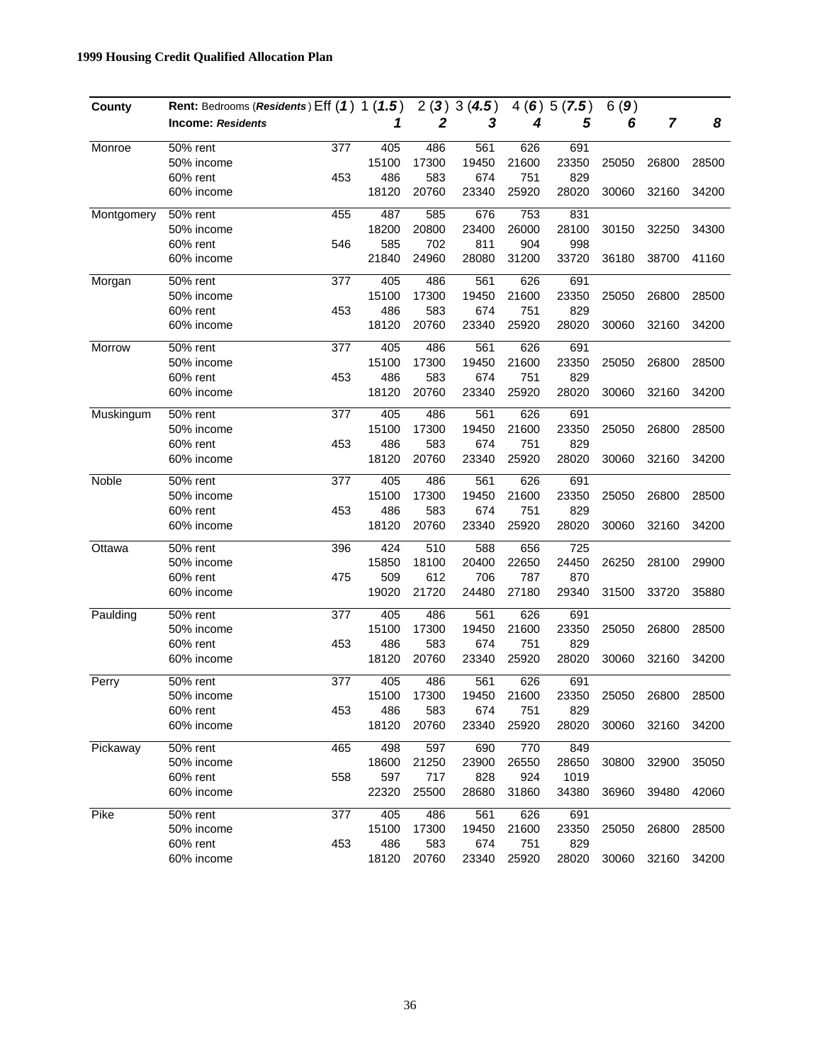**1999 Housing Credit Qualified Allocation Plan**

| County | Rent: Bedrooms (*Residents*) | Eff (*1*) | 1 (*1.5*) | 2 (*3*) | 3 (*4.5*) | 4 (*6*) | 5 (*7.5*) | 6 (*9*) | | |
|---|---|---|---|---|---|---|---|---|---|---|
| | **Income: *Residents*** | | ***1*** | ***2*** | ***3*** | ***4*** | ***5*** | ***6*** | ***7*** | ***8*** |
| Monroe | 50% rent | 377 | 405 | 486 | 561 | 626 | 691 | | | |
| | 50% income | | 15100 | 17300 | 19450 | 21600 | 23350 | 25050 | 26800 | 28500 |
| | 60% rent | 453 | 486 | 583 | 674 | 751 | 829 | | | |
| | 60% income | | 18120 | 20760 | 23340 | 25920 | 28020 | 30060 | 32160 | 34200 |
| Montgomery | 50% rent | 455 | 487 | 585 | 676 | 753 | 831 | | | |
| | 50% income | | 18200 | 20800 | 23400 | 26000 | 28100 | 30150 | 32250 | 34300 |
| | 60% rent | 546 | 585 | 702 | 811 | 904 | 998 | | | |
| | 60% income | | 21840 | 24960 | 28080 | 31200 | 33720 | 36180 | 38700 | 41160 |
| Morgan | 50% rent | 377 | 405 | 486 | 561 | 626 | 691 | | | |
| | 50% income | | 15100 | 17300 | 19450 | 21600 | 23350 | 25050 | 26800 | 28500 |
| | 60% rent | 453 | 486 | 583 | 674 | 751 | 829 | | | |
| | 60% income | | 18120 | 20760 | 23340 | 25920 | 28020 | 30060 | 32160 | 34200 |
| Morrow | 50% rent | 377 | 405 | 486 | 561 | 626 | 691 | | | |
| | 50% income | | 15100 | 17300 | 19450 | 21600 | 23350 | 25050 | 26800 | 28500 |
| | 60% rent | 453 | 486 | 583 | 674 | 751 | 829 | | | |
| | 60% income | | 18120 | 20760 | 23340 | 25920 | 28020 | 30060 | 32160 | 34200 |
| Muskingum | 50% rent | 377 | 405 | 486 | 561 | 626 | 691 | | | |
| | 50% income | | 15100 | 17300 | 19450 | 21600 | 23350 | 25050 | 26800 | 28500 |
| | 60% rent | 453 | 486 | 583 | 674 | 751 | 829 | | | |
| | 60% income | | 18120 | 20760 | 23340 | 25920 | 28020 | 30060 | 32160 | 34200 |
| Noble | 50% rent | 377 | 405 | 486 | 561 | 626 | 691 | | | |
| | 50% income | | 15100 | 17300 | 19450 | 21600 | 23350 | 25050 | 26800 | 28500 |
| | 60% rent | 453 | 486 | 583 | 674 | 751 | 829 | | | |
| | 60% income | | 18120 | 20760 | 23340 | 25920 | 28020 | 30060 | 32160 | 34200 |
| Ottawa | 50% rent | 396 | 424 | 510 | 588 | 656 | 725 | | | |
| | 50% income | | 15850 | 18100 | 20400 | 22650 | 24450 | 26250 | 28100 | 29900 |
| | 60% rent | 475 | 509 | 612 | 706 | 787 | 870 | | | |
| | 60% income | | 19020 | 21720 | 24480 | 27180 | 29340 | 31500 | 33720 | 35880 |
| Paulding | 50% rent | 377 | 405 | 486 | 561 | 626 | 691 | | | |
| | 50% income | | 15100 | 17300 | 19450 | 21600 | 23350 | 25050 | 26800 | 28500 |
| | 60% rent | 453 | 486 | 583 | 674 | 751 | 829 | | | |
| | 60% income | | 18120 | 20760 | 23340 | 25920 | 28020 | 30060 | 32160 | 34200 |
| Perry | 50% rent | 377 | 405 | 486 | 561 | 626 | 691 | | | |
| | 50% income | | 15100 | 17300 | 19450 | 21600 | 23350 | 25050 | 26800 | 28500 |
| | 60% rent | 453 | 486 | 583 | 674 | 751 | 829 | | | |
| | 60% income | | 18120 | 20760 | 23340 | 25920 | 28020 | 30060 | 32160 | 34200 |
| Pickaway | 50% rent | 465 | 498 | 597 | 690 | 770 | 849 | | | |
| | 50% income | | 18600 | 21250 | 23900 | 26550 | 28650 | 30800 | 32900 | 35050 |
| | 60% rent | 558 | 597 | 717 | 828 | 924 | 1019 | | | |
| | 60% income | | 22320 | 25500 | 28680 | 31860 | 34380 | 36960 | 39480 | 42060 |
| Pike | 50% rent | 377 | 405 | 486 | 561 | 626 | 691 | | | |
| | 50% income | | 15100 | 17300 | 19450 | 21600 | 23350 | 25050 | 26800 | 28500 |
| | 60% rent | 453 | 486 | 583 | 674 | 751 | 829 | | | |
| | 60% income | | 18120 | 20760 | 23340 | 25920 | 28020 | 30060 | 32160 | 34200 |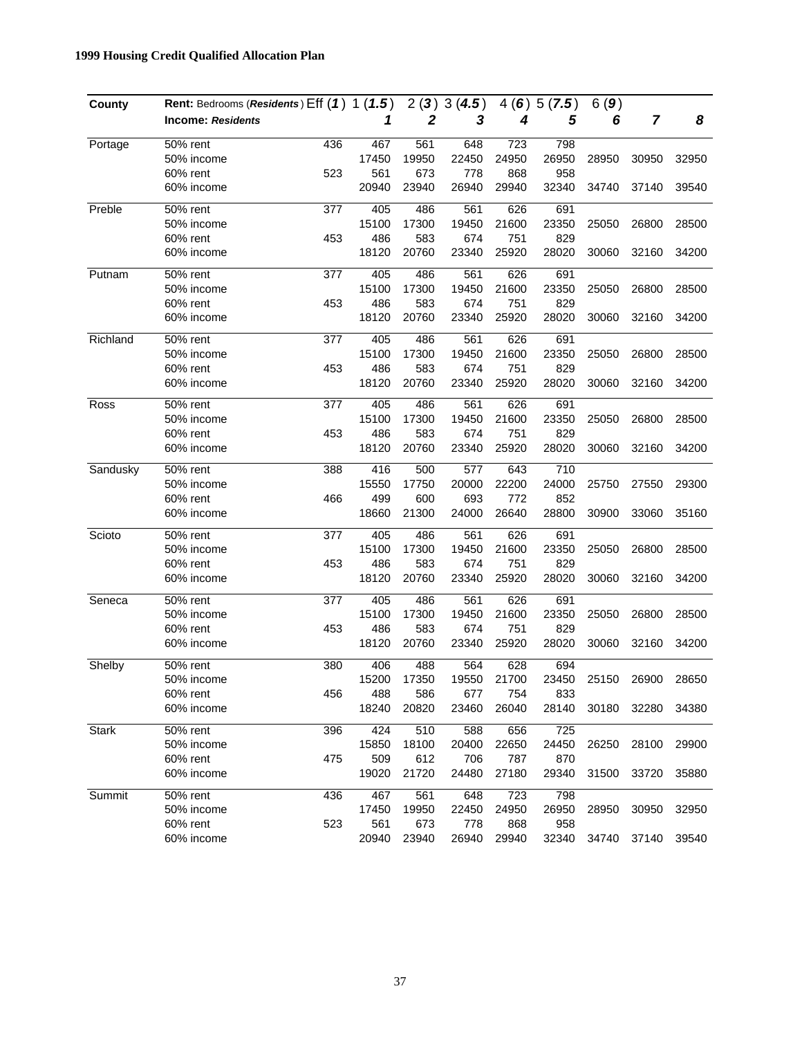**1999 Housing Credit Qualified Allocation Plan**

| County | Rent: Bedrooms (*Residents*) | Eff (*1*) | 1 (*1.5*) | 2 (*3*) | 3 (*4.5*) | 4 (*6*) | 5 (*7.5*) | 6 (*9*) | | |
|---|---|---|---|---|---|---|---|---|---|---|
| | **Income: *Residents*** | | ***1*** | ***2*** | ***3*** | ***4*** | ***5*** | ***6*** | ***7*** | ***8*** |
| Portage | 50% rent | 436 | 467 | 561 | 648 | 723 | 798 | | | |
| | 50% income | | 17450 | 19950 | 22450 | 24950 | 26950 | 28950 | 30950 | 32950 |
| | 60% rent | 523 | 561 | 673 | 778 | 868 | 958 | | | |
| | 60% income | | 20940 | 23940 | 26940 | 29940 | 32340 | 34740 | 37140 | 39540 |
| Preble | 50% rent | 377 | 405 | 486 | 561 | 626 | 691 | | | |
| | 50% income | | 15100 | 17300 | 19450 | 21600 | 23350 | 25050 | 26800 | 28500 |
| | 60% rent | 453 | 486 | 583 | 674 | 751 | 829 | | | |
| | 60% income | | 18120 | 20760 | 23340 | 25920 | 28020 | 30060 | 32160 | 34200 |
| Putnam | 50% rent | 377 | 405 | 486 | 561 | 626 | 691 | | | |
| | 50% income | | 15100 | 17300 | 19450 | 21600 | 23350 | 25050 | 26800 | 28500 |
| | 60% rent | 453 | 486 | 583 | 674 | 751 | 829 | | | |
| | 60% income | | 18120 | 20760 | 23340 | 25920 | 28020 | 30060 | 32160 | 34200 |
| Richland | 50% rent | 377 | 405 | 486 | 561 | 626 | 691 | | | |
| | 50% income | | 15100 | 17300 | 19450 | 21600 | 23350 | 25050 | 26800 | 28500 |
| | 60% rent | 453 | 486 | 583 | 674 | 751 | 829 | | | |
| | 60% income | | 18120 | 20760 | 23340 | 25920 | 28020 | 30060 | 32160 | 34200 |
| Ross | 50% rent | 377 | 405 | 486 | 561 | 626 | 691 | | | |
| | 50% income | | 15100 | 17300 | 19450 | 21600 | 23350 | 25050 | 26800 | 28500 |
| | 60% rent | 453 | 486 | 583 | 674 | 751 | 829 | | | |
| | 60% income | | 18120 | 20760 | 23340 | 25920 | 28020 | 30060 | 32160 | 34200 |
| Sandusky | 50% rent | 388 | 416 | 500 | 577 | 643 | 710 | | | |
| | 50% income | | 15550 | 17750 | 20000 | 22200 | 24000 | 25750 | 27550 | 29300 |
| | 60% rent | 466 | 499 | 600 | 693 | 772 | 852 | | | |
| | 60% income | | 18660 | 21300 | 24000 | 26640 | 28800 | 30900 | 33060 | 35160 |
| Scioto | 50% rent | 377 | 405 | 486 | 561 | 626 | 691 | | | |
| | 50% income | | 15100 | 17300 | 19450 | 21600 | 23350 | 25050 | 26800 | 28500 |
| | 60% rent | 453 | 486 | 583 | 674 | 751 | 829 | | | |
| | 60% income | | 18120 | 20760 | 23340 | 25920 | 28020 | 30060 | 32160 | 34200 |
| Seneca | 50% rent | 377 | 405 | 486 | 561 | 626 | 691 | | | |
| | 50% income | | 15100 | 17300 | 19450 | 21600 | 23350 | 25050 | 26800 | 28500 |
| | 60% rent | 453 | 486 | 583 | 674 | 751 | 829 | | | |
| | 60% income | | 18120 | 20760 | 23340 | 25920 | 28020 | 30060 | 32160 | 34200 |
| Shelby | 50% rent | 380 | 406 | 488 | 564 | 628 | 694 | | | |
| | 50% income | | 15200 | 17350 | 19550 | 21700 | 23450 | 25150 | 26900 | 28650 |
| | 60% rent | 456 | 488 | 586 | 677 | 754 | 833 | | | |
| | 60% income | | 18240 | 20820 | 23460 | 26040 | 28140 | 30180 | 32280 | 34380 |
| Stark | 50% rent | 396 | 424 | 510 | 588 | 656 | 725 | | | |
| | 50% income | | 15850 | 18100 | 20400 | 22650 | 24450 | 26250 | 28100 | 29900 |
| | 60% rent | 475 | 509 | 612 | 706 | 787 | 870 | | | |
| | 60% income | | 19020 | 21720 | 24480 | 27180 | 29340 | 31500 | 33720 | 35880 |
| Summit | 50% rent | 436 | 467 | 561 | 648 | 723 | 798 | | | |
| | 50% income | | 17450 | 19950 | 22450 | 24950 | 26950 | 28950 | 30950 | 32950 |
| | 60% rent | 523 | 561 | 673 | 778 | 868 | 958 | | | |
| | 60% income | | 20940 | 23940 | 26940 | 29940 | 32340 | 34740 | 37140 | 39540 |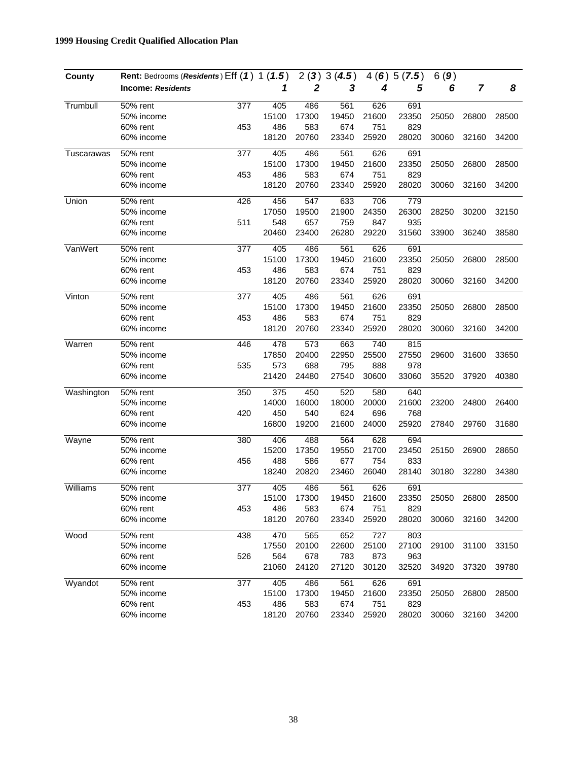**1999 Housing Credit Qualified Allocation Plan**

| County | Rent: Bedrooms (*Residents*) Eff (*1*) | | 1 (*1.5*) | 2 (*3*) | 3 (*4.5*) | 4 (*6*) | 5 (*7.5*) | 6 (*9*) | | |
|---|---|---|---|---|---|---|---|---|---|---|
| | **Income:** ***Residents*** | | ***1*** | ***2*** | ***3*** | ***4*** | ***5*** | ***6*** | ***7*** | ***8*** |
| Trumbull | 50% rent | 377 | 405 | 486 | 561 | 626 | 691 | | | |
| | 50% income | | 15100 | 17300 | 19450 | 21600 | 23350 | 25050 | 26800 | 28500 |
| | 60% rent | 453 | 486 | 583 | 674 | 751 | 829 | | | |
| | 60% income | | 18120 | 20760 | 23340 | 25920 | 28020 | 30060 | 32160 | 34200 |
| Tuscarawas | 50% rent | 377 | 405 | 486 | 561 | 626 | 691 | | | |
| | 50% income | | 15100 | 17300 | 19450 | 21600 | 23350 | 25050 | 26800 | 28500 |
| | 60% rent | 453 | 486 | 583 | 674 | 751 | 829 | | | |
| | 60% income | | 18120 | 20760 | 23340 | 25920 | 28020 | 30060 | 32160 | 34200 |
| Union | 50% rent | 426 | 456 | 547 | 633 | 706 | 779 | | | |
| | 50% income | | 17050 | 19500 | 21900 | 24350 | 26300 | 28250 | 30200 | 32150 |
| | 60% rent | 511 | 548 | 657 | 759 | 847 | 935 | | | |
| | 60% income | | 20460 | 23400 | 26280 | 29220 | 31560 | 33900 | 36240 | 38580 |
| VanWert | 50% rent | 377 | 405 | 486 | 561 | 626 | 691 | | | |
| | 50% income | | 15100 | 17300 | 19450 | 21600 | 23350 | 25050 | 26800 | 28500 |
| | 60% rent | 453 | 486 | 583 | 674 | 751 | 829 | | | |
| | 60% income | | 18120 | 20760 | 23340 | 25920 | 28020 | 30060 | 32160 | 34200 |
| Vinton | 50% rent | 377 | 405 | 486 | 561 | 626 | 691 | | | |
| | 50% income | | 15100 | 17300 | 19450 | 21600 | 23350 | 25050 | 26800 | 28500 |
| | 60% rent | 453 | 486 | 583 | 674 | 751 | 829 | | | |
| | 60% income | | 18120 | 20760 | 23340 | 25920 | 28020 | 30060 | 32160 | 34200 |
| Warren | 50% rent | 446 | 478 | 573 | 663 | 740 | 815 | | | |
| | 50% income | | 17850 | 20400 | 22950 | 25500 | 27550 | 29600 | 31600 | 33650 |
| | 60% rent | 535 | 573 | 688 | 795 | 888 | 978 | | | |
| | 60% income | | 21420 | 24480 | 27540 | 30600 | 33060 | 35520 | 37920 | 40380 |
| Washington | 50% rent | 350 | 375 | 450 | 520 | 580 | 640 | | | |
| | 50% income | | 14000 | 16000 | 18000 | 20000 | 21600 | 23200 | 24800 | 26400 |
| | 60% rent | 420 | 450 | 540 | 624 | 696 | 768 | | | |
| | 60% income | | 16800 | 19200 | 21600 | 24000 | 25920 | 27840 | 29760 | 31680 |
| Wayne | 50% rent | 380 | 406 | 488 | 564 | 628 | 694 | | | |
| | 50% income | | 15200 | 17350 | 19550 | 21700 | 23450 | 25150 | 26900 | 28650 |
| | 60% rent | 456 | 488 | 586 | 677 | 754 | 833 | | | |
| | 60% income | | 18240 | 20820 | 23460 | 26040 | 28140 | 30180 | 32280 | 34380 |
| Williams | 50% rent | 377 | 405 | 486 | 561 | 626 | 691 | | | |
| | 50% income | | 15100 | 17300 | 19450 | 21600 | 23350 | 25050 | 26800 | 28500 |
| | 60% rent | 453 | 486 | 583 | 674 | 751 | 829 | | | |
| | 60% income | | 18120 | 20760 | 23340 | 25920 | 28020 | 30060 | 32160 | 34200 |
| Wood | 50% rent | 438 | 470 | 565 | 652 | 727 | 803 | | | |
| | 50% income | | 17550 | 20100 | 22600 | 25100 | 27100 | 29100 | 31100 | 33150 |
| | 60% rent | 526 | 564 | 678 | 783 | 873 | 963 | | | |
| | 60% income | | 21060 | 24120 | 27120 | 30120 | 32520 | 34920 | 37320 | 39780 |
| Wyandot | 50% rent | 377 | 405 | 486 | 561 | 626 | 691 | | | |
| | 50% income | | 15100 | 17300 | 19450 | 21600 | 23350 | 25050 | 26800 | 28500 |
| | 60% rent | 453 | 486 | 583 | 674 | 751 | 829 | | | |
| | 60% income | | 18120 | 20760 | 23340 | 25920 | 28020 | 30060 | 32160 | 34200 |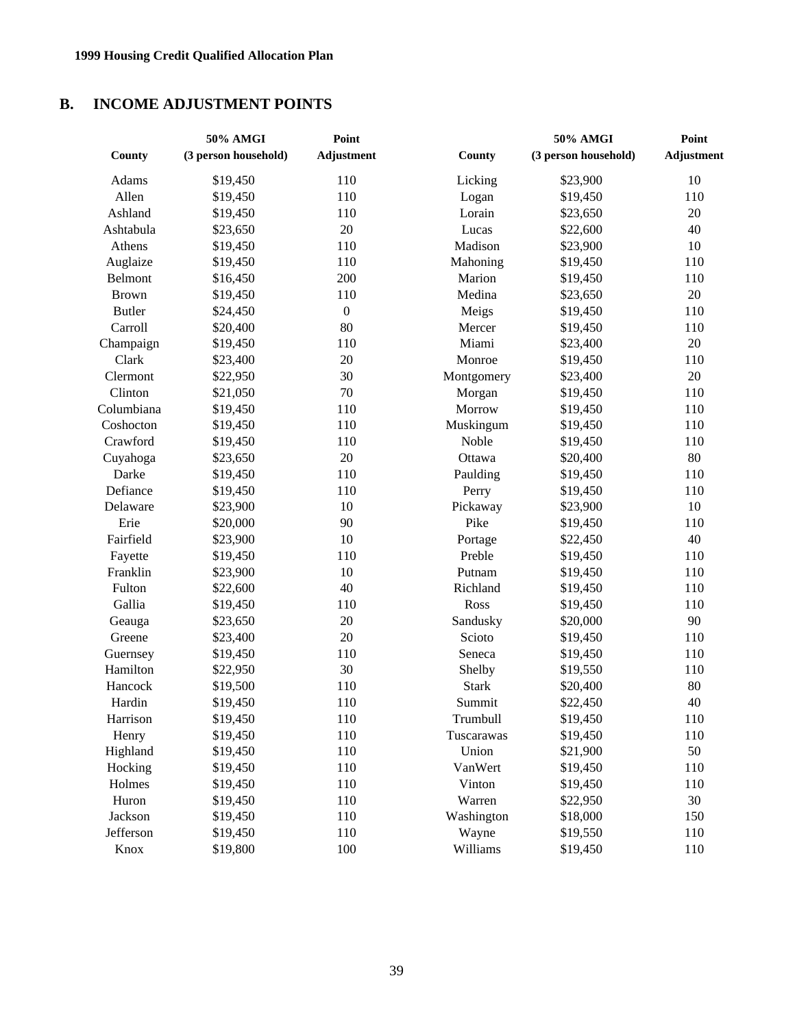## B. INCOME ADJUSTMENT POINTS

| County | 50% AMGI (3 person household) | Point Adjustment | County | 50% AMGI (3 person household) | Point Adjustment |
|---|---|---|---|---|---|
| Adams | $19,450 | 110 | Licking | $23,900 | 10 |
| Allen | $19,450 | 110 | Logan | $19,450 | 110 |
| Ashland | $19,450 | 110 | Lorain | $23,650 | 20 |
| Ashtabula | $23,650 | 20 | Lucas | $22,600 | 40 |
| Athens | $19,450 | 110 | Madison | $23,900 | 10 |
| Auglaize | $19,450 | 110 | Mahoning | $19,450 | 110 |
| Belmont | $16,450 | 200 | Marion | $19,450 | 110 |
| Brown | $19,450 | 110 | Medina | $23,650 | 20 |
| Butler | $24,450 | 0 | Meigs | $19,450 | 110 |
| Carroll | $20,400 | 80 | Mercer | $19,450 | 110 |
| Champaign | $19,450 | 110 | Miami | $23,400 | 20 |
| Clark | $23,400 | 20 | Monroe | $19,450 | 110 |
| Clermont | $22,950 | 30 | Montgomery | $23,400 | 20 |
| Clinton | $21,050 | 70 | Morgan | $19,450 | 110 |
| Columbiana | $19,450 | 110 | Morrow | $19,450 | 110 |
| Coshocton | $19,450 | 110 | Muskingum | $19,450 | 110 |
| Crawford | $19,450 | 110 | Noble | $19,450 | 110 |
| Cuyahoga | $23,650 | 20 | Ottawa | $20,400 | 80 |
| Darke | $19,450 | 110 | Paulding | $19,450 | 110 |
| Defiance | $19,450 | 110 | Perry | $19,450 | 110 |
| Delaware | $23,900 | 10 | Pickaway | $23,900 | 10 |
| Erie | $20,000 | 90 | Pike | $19,450 | 110 |
| Fairfield | $23,900 | 10 | Portage | $22,450 | 40 |
| Fayette | $19,450 | 110 | Preble | $19,450 | 110 |
| Franklin | $23,900 | 10 | Putnam | $19,450 | 110 |
| Fulton | $22,600 | 40 | Richland | $19,450 | 110 |
| Gallia | $19,450 | 110 | Ross | $19,450 | 110 |
| Geauga | $23,650 | 20 | Sandusky | $20,000 | 90 |
| Greene | $23,400 | 20 | Scioto | $19,450 | 110 |
| Guernsey | $19,450 | 110 | Seneca | $19,450 | 110 |
| Hamilton | $22,950 | 30 | Shelby | $19,550 | 110 |
| Hancock | $19,500 | 110 | Stark | $20,400 | 80 |
| Hardin | $19,450 | 110 | Summit | $22,450 | 40 |
| Harrison | $19,450 | 110 | Trumbull | $19,450 | 110 |
| Henry | $19,450 | 110 | Tuscarawas | $19,450 | 110 |
| Highland | $19,450 | 110 | Union | $21,900 | 50 |
| Hocking | $19,450 | 110 | VanWert | $19,450 | 110 |
| Holmes | $19,450 | 110 | Vinton | $19,450 | 110 |
| Huron | $19,450 | 110 | Warren | $22,950 | 30 |
| Jackson | $19,450 | 110 | Washington | $18,000 | 150 |
| Jefferson | $19,450 | 110 | Wayne | $19,550 | 110 |
| Knox | $19,800 | 100 | Williams | $19,450 | 110 |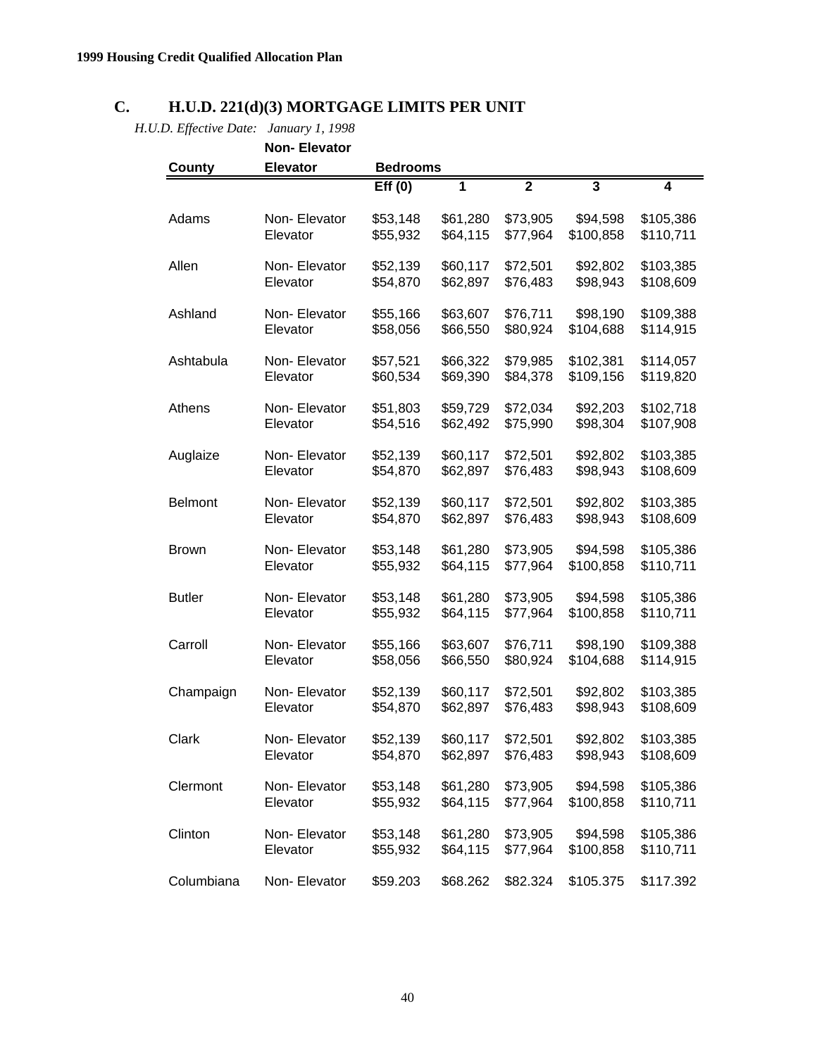## C. H.U.D. 221(d)(3) MORTGAGE LIMITS PER UNIT

*H.U.D. Effective Date: January 1, 1998*

| County | Non- Elevator / Elevator | Bedrooms Eff (0) | 1 | 2 | 3 | 4 |
|---|---|---|---|---|---|---|
| Adams | Non- Elevator | $53,148 | $61,280 | $73,905 | $94,598 | $105,386 |
| | Elevator | $55,932 | $64,115 | $77,964 | $100,858 | $110,711 |
| Allen | Non- Elevator | $52,139 | $60,117 | $72,501 | $92,802 | $103,385 |
| | Elevator | $54,870 | $62,897 | $76,483 | $98,943 | $108,609 |
| Ashland | Non- Elevator | $55,166 | $63,607 | $76,711 | $98,190 | $109,388 |
| | Elevator | $58,056 | $66,550 | $80,924 | $104,688 | $114,915 |
| Ashtabula | Non- Elevator | $57,521 | $66,322 | $79,985 | $102,381 | $114,057 |
| | Elevator | $60,534 | $69,390 | $84,378 | $109,156 | $119,820 |
| Athens | Non- Elevator | $51,803 | $59,729 | $72,034 | $92,203 | $102,718 |
| | Elevator | $54,516 | $62,492 | $75,990 | $98,304 | $107,908 |
| Auglaize | Non- Elevator | $52,139 | $60,117 | $72,501 | $92,802 | $103,385 |
| | Elevator | $54,870 | $62,897 | $76,483 | $98,943 | $108,609 |
| Belmont | Non- Elevator | $52,139 | $60,117 | $72,501 | $92,802 | $103,385 |
| | Elevator | $54,870 | $62,897 | $76,483 | $98,943 | $108,609 |
| Brown | Non- Elevator | $53,148 | $61,280 | $73,905 | $94,598 | $105,386 |
| | Elevator | $55,932 | $64,115 | $77,964 | $100,858 | $110,711 |
| Butler | Non- Elevator | $53,148 | $61,280 | $73,905 | $94,598 | $105,386 |
| | Elevator | $55,932 | $64,115 | $77,964 | $100,858 | $110,711 |
| Carroll | Non- Elevator | $55,166 | $63,607 | $76,711 | $98,190 | $109,388 |
| | Elevator | $58,056 | $66,550 | $80,924 | $104,688 | $114,915 |
| Champaign | Non- Elevator | $52,139 | $60,117 | $72,501 | $92,802 | $103,385 |
| | Elevator | $54,870 | $62,897 | $76,483 | $98,943 | $108,609 |
| Clark | Non- Elevator | $52,139 | $60,117 | $72,501 | $92,802 | $103,385 |
| | Elevator | $54,870 | $62,897 | $76,483 | $98,943 | $108,609 |
| Clermont | Non- Elevator | $53,148 | $61,280 | $73,905 | $94,598 | $105,386 |
| | Elevator | $55,932 | $64,115 | $77,964 | $100,858 | $110,711 |
| Clinton | Non- Elevator | $53,148 | $61,280 | $73,905 | $94,598 | $105,386 |
| | Elevator | $55,932 | $64,115 | $77,964 | $100,858 | $110,711 |
| Columbiana | Non- Elevator | $59.203 | $68.262 | $82.324 | $105.375 | $117.392 |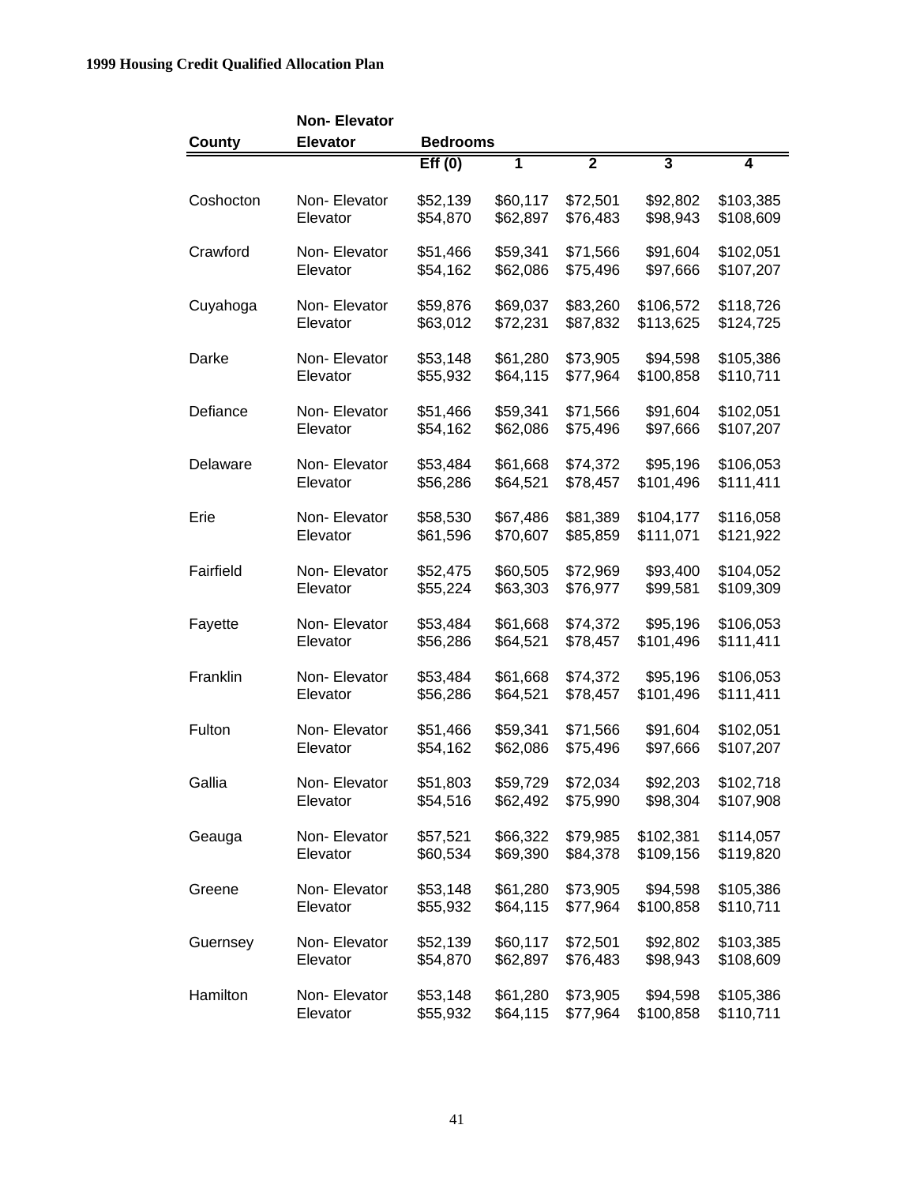| County | Non- Elevator Elevator | Bedrooms | | | | |
|---|---|---|---|---|---|---|
| | | Eff (0) | 1 | 2 | 3 | 4 |
| Coshocton | Non- Elevator | $52,139 | $60,117 | $72,501 | $92,802 | $103,385 |
| | Elevator | $54,870 | $62,897 | $76,483 | $98,943 | $108,609 |
| Crawford | Non- Elevator | $51,466 | $59,341 | $71,566 | $91,604 | $102,051 |
| | Elevator | $54,162 | $62,086 | $75,496 | $97,666 | $107,207 |
| Cuyahoga | Non- Elevator | $59,876 | $69,037 | $83,260 | $106,572 | $118,726 |
| | Elevator | $63,012 | $72,231 | $87,832 | $113,625 | $124,725 |
| Darke | Non- Elevator | $53,148 | $61,280 | $73,905 | $94,598 | $105,386 |
| | Elevator | $55,932 | $64,115 | $77,964 | $100,858 | $110,711 |
| Defiance | Non- Elevator | $51,466 | $59,341 | $71,566 | $91,604 | $102,051 |
| | Elevator | $54,162 | $62,086 | $75,496 | $97,666 | $107,207 |
| Delaware | Non- Elevator | $53,484 | $61,668 | $74,372 | $95,196 | $106,053 |
| | Elevator | $56,286 | $64,521 | $78,457 | $101,496 | $111,411 |
| Erie | Non- Elevator | $58,530 | $67,486 | $81,389 | $104,177 | $116,058 |
| | Elevator | $61,596 | $70,607 | $85,859 | $111,071 | $121,922 |
| Fairfield | Non- Elevator | $52,475 | $60,505 | $72,969 | $93,400 | $104,052 |
| | Elevator | $55,224 | $63,303 | $76,977 | $99,581 | $109,309 |
| Fayette | Non- Elevator | $53,484 | $61,668 | $74,372 | $95,196 | $106,053 |
| | Elevator | $56,286 | $64,521 | $78,457 | $101,496 | $111,411 |
| Franklin | Non- Elevator | $53,484 | $61,668 | $74,372 | $95,196 | $106,053 |
| | Elevator | $56,286 | $64,521 | $78,457 | $101,496 | $111,411 |
| Fulton | Non- Elevator | $51,466 | $59,341 | $71,566 | $91,604 | $102,051 |
| | Elevator | $54,162 | $62,086 | $75,496 | $97,666 | $107,207 |
| Gallia | Non- Elevator | $51,803 | $59,729 | $72,034 | $92,203 | $102,718 |
| | Elevator | $54,516 | $62,492 | $75,990 | $98,304 | $107,908 |
| Geauga | Non- Elevator | $57,521 | $66,322 | $79,985 | $102,381 | $114,057 |
| | Elevator | $60,534 | $69,390 | $84,378 | $109,156 | $119,820 |
| Greene | Non- Elevator | $53,148 | $61,280 | $73,905 | $94,598 | $105,386 |
| | Elevator | $55,932 | $64,115 | $77,964 | $100,858 | $110,711 |
| Guernsey | Non- Elevator | $52,139 | $60,117 | $72,501 | $92,802 | $103,385 |
| | Elevator | $54,870 | $62,897 | $76,483 | $98,943 | $108,609 |
| Hamilton | Non- Elevator | $53,148 | $61,280 | $73,905 | $94,598 | $105,386 |
| | Elevator | $55,932 | $64,115 | $77,964 | $100,858 | $110,711 |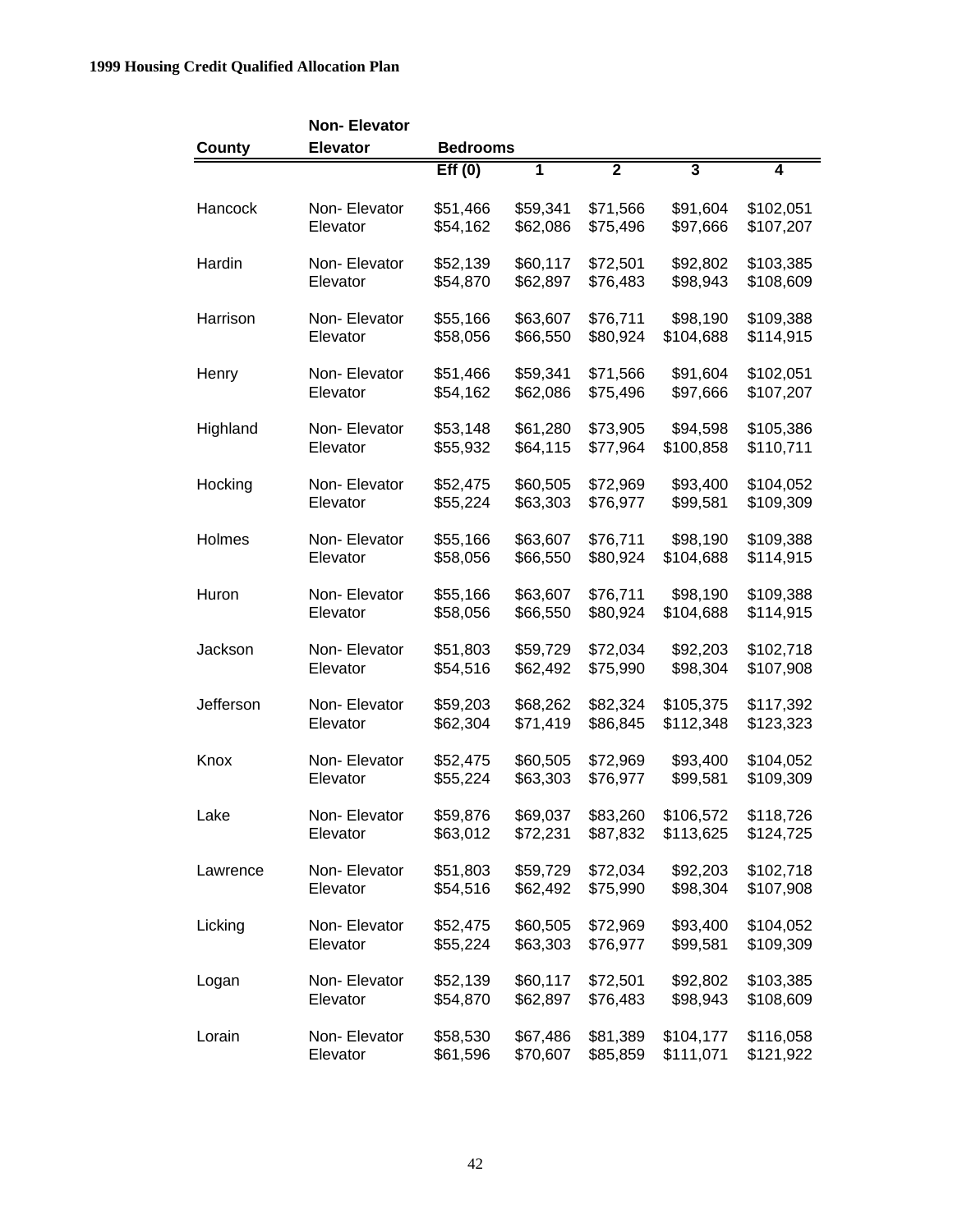| County | Non- Elevator Elevator | Bedrooms | | | | |
|---|---|---|---|---|---|---|
| | | Eff (0) | 1 | 2 | 3 | 4 |
| Hancock | Non- Elevator | $51,466 | $59,341 | $71,566 | $91,604 | $102,051 |
| | Elevator | $54,162 | $62,086 | $75,496 | $97,666 | $107,207 |
| Hardin | Non- Elevator | $52,139 | $60,117 | $72,501 | $92,802 | $103,385 |
| | Elevator | $54,870 | $62,897 | $76,483 | $98,943 | $108,609 |
| Harrison | Non- Elevator | $55,166 | $63,607 | $76,711 | $98,190 | $109,388 |
| | Elevator | $58,056 | $66,550 | $80,924 | $104,688 | $114,915 |
| Henry | Non- Elevator | $51,466 | $59,341 | $71,566 | $91,604 | $102,051 |
| | Elevator | $54,162 | $62,086 | $75,496 | $97,666 | $107,207 |
| Highland | Non- Elevator | $53,148 | $61,280 | $73,905 | $94,598 | $105,386 |
| | Elevator | $55,932 | $64,115 | $77,964 | $100,858 | $110,711 |
| Hocking | Non- Elevator | $52,475 | $60,505 | $72,969 | $93,400 | $104,052 |
| | Elevator | $55,224 | $63,303 | $76,977 | $99,581 | $109,309 |
| Holmes | Non- Elevator | $55,166 | $63,607 | $76,711 | $98,190 | $109,388 |
| | Elevator | $58,056 | $66,550 | $80,924 | $104,688 | $114,915 |
| Huron | Non- Elevator | $55,166 | $63,607 | $76,711 | $98,190 | $109,388 |
| | Elevator | $58,056 | $66,550 | $80,924 | $104,688 | $114,915 |
| Jackson | Non- Elevator | $51,803 | $59,729 | $72,034 | $92,203 | $102,718 |
| | Elevator | $54,516 | $62,492 | $75,990 | $98,304 | $107,908 |
| Jefferson | Non- Elevator | $59,203 | $68,262 | $82,324 | $105,375 | $117,392 |
| | Elevator | $62,304 | $71,419 | $86,845 | $112,348 | $123,323 |
| Knox | Non- Elevator | $52,475 | $60,505 | $72,969 | $93,400 | $104,052 |
| | Elevator | $55,224 | $63,303 | $76,977 | $99,581 | $109,309 |
| Lake | Non- Elevator | $59,876 | $69,037 | $83,260 | $106,572 | $118,726 |
| | Elevator | $63,012 | $72,231 | $87,832 | $113,625 | $124,725 |
| Lawrence | Non- Elevator | $51,803 | $59,729 | $72,034 | $92,203 | $102,718 |
| | Elevator | $54,516 | $62,492 | $75,990 | $98,304 | $107,908 |
| Licking | Non- Elevator | $52,475 | $60,505 | $72,969 | $93,400 | $104,052 |
| | Elevator | $55,224 | $63,303 | $76,977 | $99,581 | $109,309 |
| Logan | Non- Elevator | $52,139 | $60,117 | $72,501 | $92,802 | $103,385 |
| | Elevator | $54,870 | $62,897 | $76,483 | $98,943 | $108,609 |
| Lorain | Non- Elevator | $58,530 | $67,486 | $81,389 | $104,177 | $116,058 |
| | Elevator | $61,596 | $70,607 | $85,859 | $111,071 | $121,922 |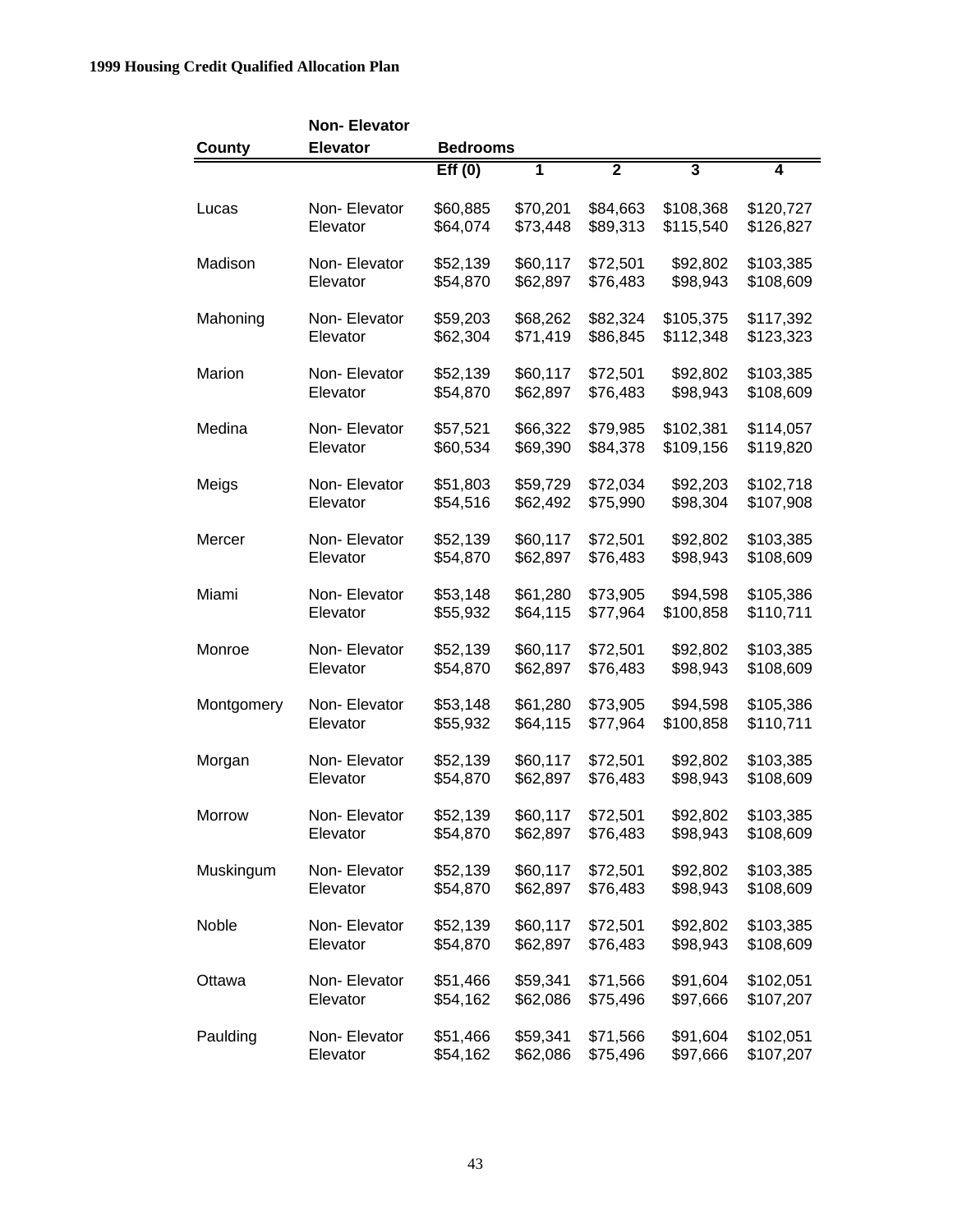| County | Non- Elevator Elevator | Bedrooms | | | | |
|---|---|---|---|---|---|---|
| | | Eff (0) | 1 | 2 | 3 | 4 |
| Lucas | Non- Elevator | $60,885 | $70,201 | $84,663 | $108,368 | $120,727 |
| | Elevator | $64,074 | $73,448 | $89,313 | $115,540 | $126,827 |
| Madison | Non- Elevator | $52,139 | $60,117 | $72,501 | $92,802 | $103,385 |
| | Elevator | $54,870 | $62,897 | $76,483 | $98,943 | $108,609 |
| Mahoning | Non- Elevator | $59,203 | $68,262 | $82,324 | $105,375 | $117,392 |
| | Elevator | $62,304 | $71,419 | $86,845 | $112,348 | $123,323 |
| Marion | Non- Elevator | $52,139 | $60,117 | $72,501 | $92,802 | $103,385 |
| | Elevator | $54,870 | $62,897 | $76,483 | $98,943 | $108,609 |
| Medina | Non- Elevator | $57,521 | $66,322 | $79,985 | $102,381 | $114,057 |
| | Elevator | $60,534 | $69,390 | $84,378 | $109,156 | $119,820 |
| Meigs | Non- Elevator | $51,803 | $59,729 | $72,034 | $92,203 | $102,718 |
| | Elevator | $54,516 | $62,492 | $75,990 | $98,304 | $107,908 |
| Mercer | Non- Elevator | $52,139 | $60,117 | $72,501 | $92,802 | $103,385 |
| | Elevator | $54,870 | $62,897 | $76,483 | $98,943 | $108,609 |
| Miami | Non- Elevator | $53,148 | $61,280 | $73,905 | $94,598 | $105,386 |
| | Elevator | $55,932 | $64,115 | $77,964 | $100,858 | $110,711 |
| Monroe | Non- Elevator | $52,139 | $60,117 | $72,501 | $92,802 | $103,385 |
| | Elevator | $54,870 | $62,897 | $76,483 | $98,943 | $108,609 |
| Montgomery | Non- Elevator | $53,148 | $61,280 | $73,905 | $94,598 | $105,386 |
| | Elevator | $55,932 | $64,115 | $77,964 | $100,858 | $110,711 |
| Morgan | Non- Elevator | $52,139 | $60,117 | $72,501 | $92,802 | $103,385 |
| | Elevator | $54,870 | $62,897 | $76,483 | $98,943 | $108,609 |
| Morrow | Non- Elevator | $52,139 | $60,117 | $72,501 | $92,802 | $103,385 |
| | Elevator | $54,870 | $62,897 | $76,483 | $98,943 | $108,609 |
| Muskingum | Non- Elevator | $52,139 | $60,117 | $72,501 | $92,802 | $103,385 |
| | Elevator | $54,870 | $62,897 | $76,483 | $98,943 | $108,609 |
| Noble | Non- Elevator | $52,139 | $60,117 | $72,501 | $92,802 | $103,385 |
| | Elevator | $54,870 | $62,897 | $76,483 | $98,943 | $108,609 |
| Ottawa | Non- Elevator | $51,466 | $59,341 | $71,566 | $91,604 | $102,051 |
| | Elevator | $54,162 | $62,086 | $75,496 | $97,666 | $107,207 |
| Paulding | Non- Elevator | $51,466 | $59,341 | $71,566 | $91,604 | $102,051 |
| | Elevator | $54,162 | $62,086 | $75,496 | $97,666 | $107,207 |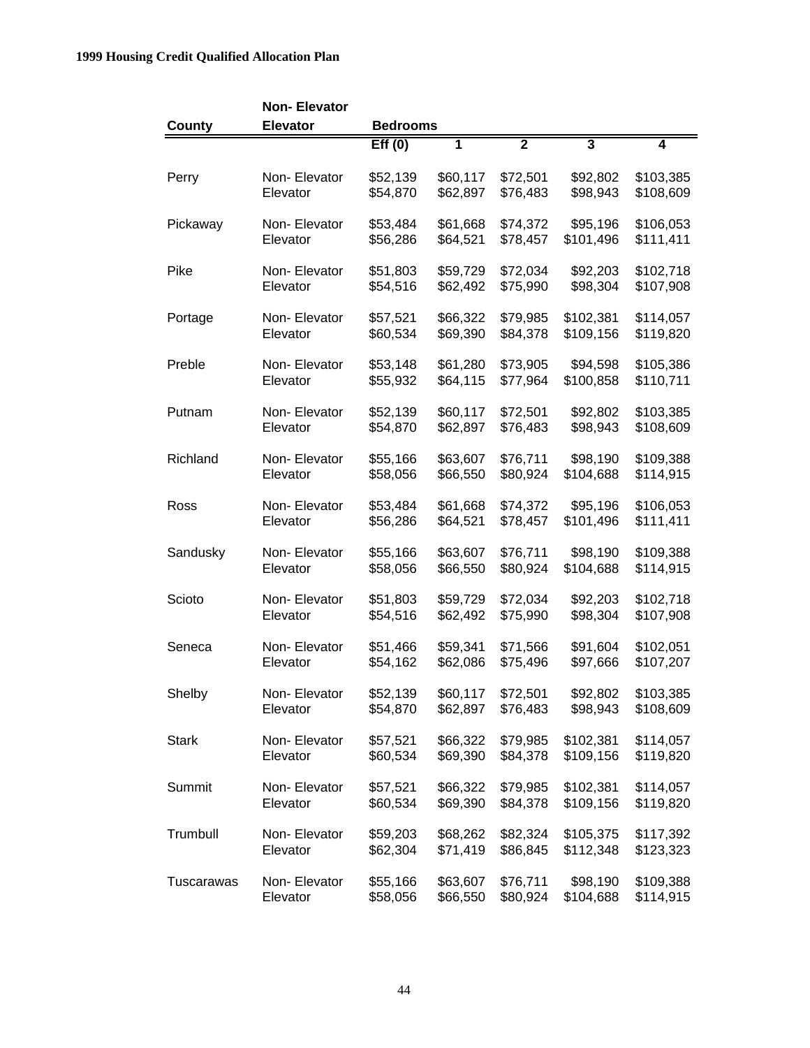| County | Non- Elevator Elevator | Bedrooms | | | | |
|---|---|---|---|---|---|---|
| | | Eff (0) | 1 | 2 | 3 | 4 |
| Perry | Non- Elevator | $52,139 | $60,117 | $72,501 | $92,802 | $103,385 |
| | Elevator | $54,870 | $62,897 | $76,483 | $98,943 | $108,609 |
| Pickaway | Non- Elevator | $53,484 | $61,668 | $74,372 | $95,196 | $106,053 |
| | Elevator | $56,286 | $64,521 | $78,457 | $101,496 | $111,411 |
| Pike | Non- Elevator | $51,803 | $59,729 | $72,034 | $92,203 | $102,718 |
| | Elevator | $54,516 | $62,492 | $75,990 | $98,304 | $107,908 |
| Portage | Non- Elevator | $57,521 | $66,322 | $79,985 | $102,381 | $114,057 |
| | Elevator | $60,534 | $69,390 | $84,378 | $109,156 | $119,820 |
| Preble | Non- Elevator | $53,148 | $61,280 | $73,905 | $94,598 | $105,386 |
| | Elevator | $55,932 | $64,115 | $77,964 | $100,858 | $110,711 |
| Putnam | Non- Elevator | $52,139 | $60,117 | $72,501 | $92,802 | $103,385 |
| | Elevator | $54,870 | $62,897 | $76,483 | $98,943 | $108,609 |
| Richland | Non- Elevator | $55,166 | $63,607 | $76,711 | $98,190 | $109,388 |
| | Elevator | $58,056 | $66,550 | $80,924 | $104,688 | $114,915 |
| Ross | Non- Elevator | $53,484 | $61,668 | $74,372 | $95,196 | $106,053 |
| | Elevator | $56,286 | $64,521 | $78,457 | $101,496 | $111,411 |
| Sandusky | Non- Elevator | $55,166 | $63,607 | $76,711 | $98,190 | $109,388 |
| | Elevator | $58,056 | $66,550 | $80,924 | $104,688 | $114,915 |
| Scioto | Non- Elevator | $51,803 | $59,729 | $72,034 | $92,203 | $102,718 |
| | Elevator | $54,516 | $62,492 | $75,990 | $98,304 | $107,908 |
| Seneca | Non- Elevator | $51,466 | $59,341 | $71,566 | $91,604 | $102,051 |
| | Elevator | $54,162 | $62,086 | $75,496 | $97,666 | $107,207 |
| Shelby | Non- Elevator | $52,139 | $60,117 | $72,501 | $92,802 | $103,385 |
| | Elevator | $54,870 | $62,897 | $76,483 | $98,943 | $108,609 |
| Stark | Non- Elevator | $57,521 | $66,322 | $79,985 | $102,381 | $114,057 |
| | Elevator | $60,534 | $69,390 | $84,378 | $109,156 | $119,820 |
| Summit | Non- Elevator | $57,521 | $66,322 | $79,985 | $102,381 | $114,057 |
| | Elevator | $60,534 | $69,390 | $84,378 | $109,156 | $119,820 |
| Trumbull | Non- Elevator | $59,203 | $68,262 | $82,324 | $105,375 | $117,392 |
| | Elevator | $62,304 | $71,419 | $86,845 | $112,348 | $123,323 |
| Tuscarawas | Non- Elevator | $55,166 | $63,607 | $76,711 | $98,190 | $109,388 |
| | Elevator | $58,056 | $66,550 | $80,924 | $104,688 | $114,915 |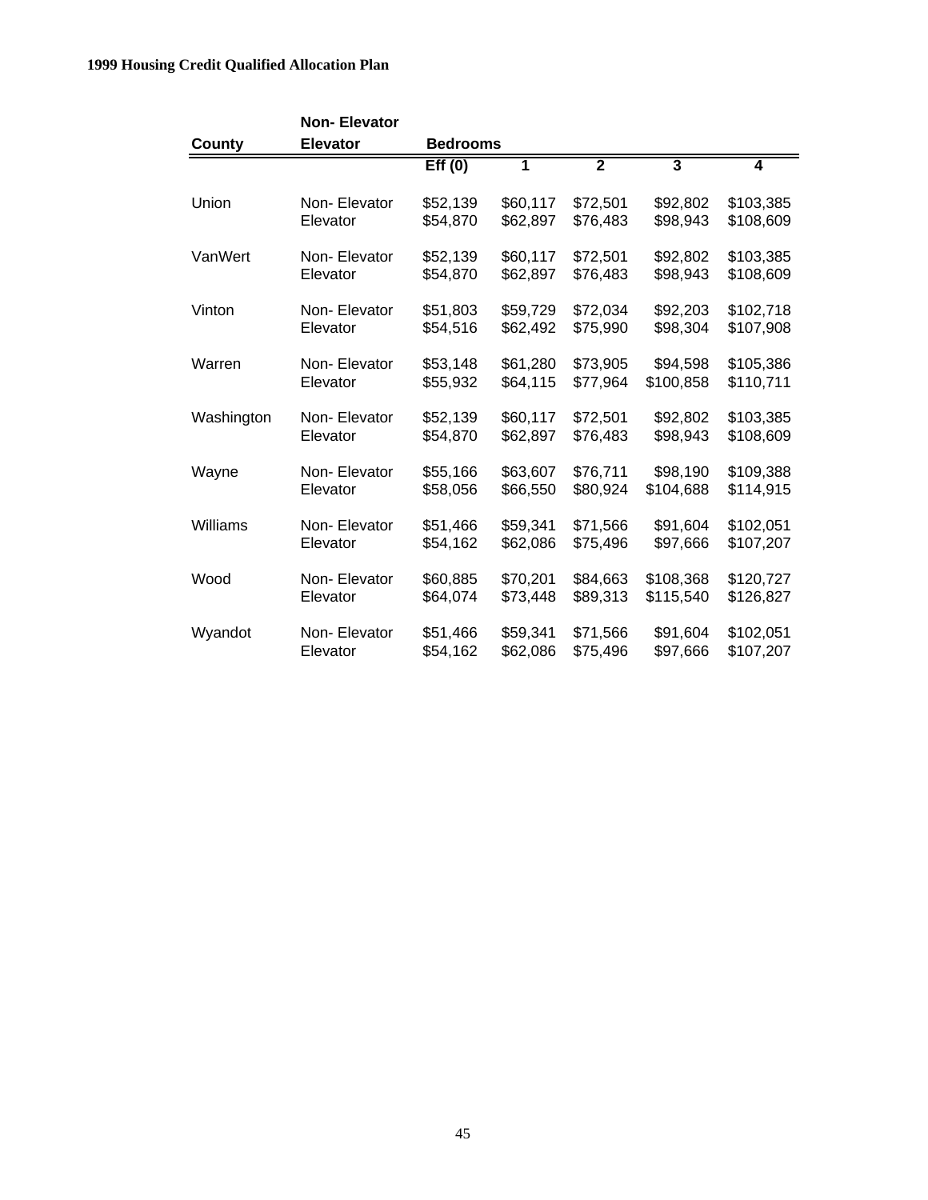| County | Non- Elevator<br>Elevator | Bedrooms | | | | |
|---|---|---|---|---|---|---|
| | | Eff (0) | 1 | 2 | 3 | 4 |
| Union | Non- Elevator | $52,139 | $60,117 | $72,501 | $92,802 | $103,385 |
| | Elevator | $54,870 | $62,897 | $76,483 | $98,943 | $108,609 |
| VanWert | Non- Elevator | $52,139 | $60,117 | $72,501 | $92,802 | $103,385 |
| | Elevator | $54,870 | $62,897 | $76,483 | $98,943 | $108,609 |
| Vinton | Non- Elevator | $51,803 | $59,729 | $72,034 | $92,203 | $102,718 |
| | Elevator | $54,516 | $62,492 | $75,990 | $98,304 | $107,908 |
| Warren | Non- Elevator | $53,148 | $61,280 | $73,905 | $94,598 | $105,386 |
| | Elevator | $55,932 | $64,115 | $77,964 | $100,858 | $110,711 |
| Washington | Non- Elevator | $52,139 | $60,117 | $72,501 | $92,802 | $103,385 |
| | Elevator | $54,870 | $62,897 | $76,483 | $98,943 | $108,609 |
| Wayne | Non- Elevator | $55,166 | $63,607 | $76,711 | $98,190 | $109,388 |
| | Elevator | $58,056 | $66,550 | $80,924 | $104,688 | $114,915 |
| Williams | Non- Elevator | $51,466 | $59,341 | $71,566 | $91,604 | $102,051 |
| | Elevator | $54,162 | $62,086 | $75,496 | $97,666 | $107,207 |
| Wood | Non- Elevator | $60,885 | $70,201 | $84,663 | $108,368 | $120,727 |
| | Elevator | $64,074 | $73,448 | $89,313 | $115,540 | $126,827 |
| Wyandot | Non- Elevator | $51,466 | $59,341 | $71,566 | $91,604 | $102,051 |
| | Elevator | $54,162 | $62,086 | $75,496 | $97,666 | $107,207 |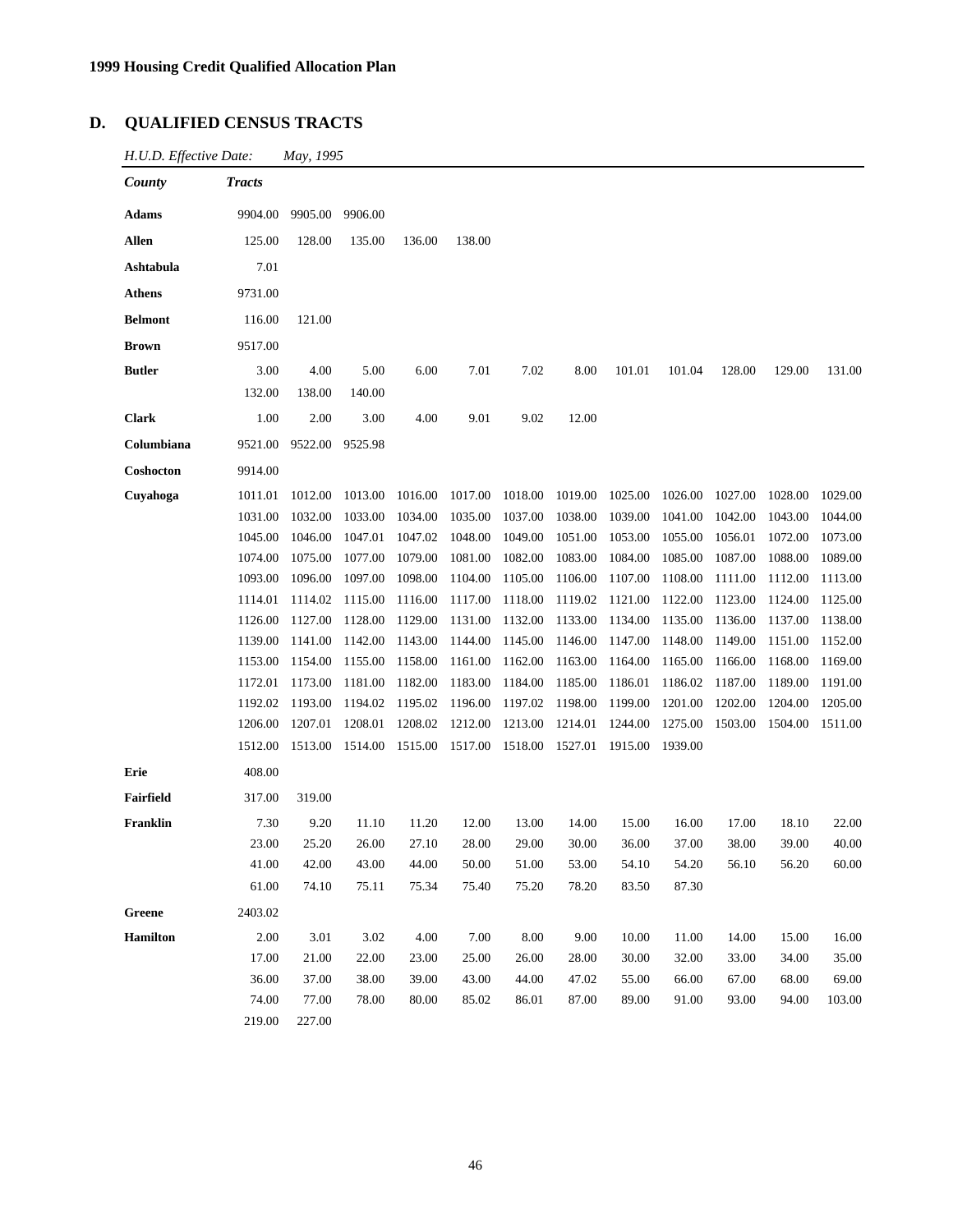## D. QUALIFIED CENSUS TRACTS

*H.U.D. Effective Date:* *May, 1995*

| County | Tracts | | | | | | | | | | | |
|---|---|---|---|---|---|---|---|---|---|---|---|---|
| **Adams** | 9904.00 | 9905.00 | 9906.00 | | | | | | | | | |
| **Allen** | 125.00 | 128.00 | 135.00 | 136.00 | 138.00 | | | | | | | |
| **Ashtabula** | 7.01 | | | | | | | | | | | |
| **Athens** | 9731.00 | | | | | | | | | | | |
| **Belmont** | 116.00 | 121.00 | | | | | | | | | | |
| **Brown** | 9517.00 | | | | | | | | | | | |
| **Butler** | 3.00 | 4.00 | 5.00 | 6.00 | 7.01 | 7.02 | 8.00 | 101.01 | 101.04 | 128.00 | 129.00 | 131.00 |
| | 132.00 | 138.00 | 140.00 | | | | | | | | | |
| **Clark** | 1.00 | 2.00 | 3.00 | 4.00 | 9.01 | 9.02 | 12.00 | | | | | |
| **Columbiana** | 9521.00 | 9522.00 | 9525.98 | | | | | | | | | |
| **Coshocton** | 9914.00 | | | | | | | | | | | |
| **Cuyahoga** | 1011.01 | 1012.00 | 1013.00 | 1016.00 | 1017.00 | 1018.00 | 1019.00 | 1025.00 | 1026.00 | 1027.00 | 1028.00 | 1029.00 |
| | 1031.00 | 1032.00 | 1033.00 | 1034.00 | 1035.00 | 1037.00 | 1038.00 | 1039.00 | 1041.00 | 1042.00 | 1043.00 | 1044.00 |
| | 1045.00 | 1046.00 | 1047.01 | 1047.02 | 1048.00 | 1049.00 | 1051.00 | 1053.00 | 1055.00 | 1056.01 | 1072.00 | 1073.00 |
| | 1074.00 | 1075.00 | 1077.00 | 1079.00 | 1081.00 | 1082.00 | 1083.00 | 1084.00 | 1085.00 | 1087.00 | 1088.00 | 1089.00 |
| | 1093.00 | 1096.00 | 1097.00 | 1098.00 | 1104.00 | 1105.00 | 1106.00 | 1107.00 | 1108.00 | 1111.00 | 1112.00 | 1113.00 |
| | 1114.01 | 1114.02 | 1115.00 | 1116.00 | 1117.00 | 1118.00 | 1119.02 | 1121.00 | 1122.00 | 1123.00 | 1124.00 | 1125.00 |
| | 1126.00 | 1127.00 | 1128.00 | 1129.00 | 1131.00 | 1132.00 | 1133.00 | 1134.00 | 1135.00 | 1136.00 | 1137.00 | 1138.00 |
| | 1139.00 | 1141.00 | 1142.00 | 1143.00 | 1144.00 | 1145.00 | 1146.00 | 1147.00 | 1148.00 | 1149.00 | 1151.00 | 1152.00 |
| | 1153.00 | 1154.00 | 1155.00 | 1158.00 | 1161.00 | 1162.00 | 1163.00 | 1164.00 | 1165.00 | 1166.00 | 1168.00 | 1169.00 |
| | 1172.01 | 1173.00 | 1181.00 | 1182.00 | 1183.00 | 1184.00 | 1185.00 | 1186.01 | 1186.02 | 1187.00 | 1189.00 | 1191.00 |
| | 1192.02 | 1193.00 | 1194.02 | 1195.02 | 1196.00 | 1197.02 | 1198.00 | 1199.00 | 1201.00 | 1202.00 | 1204.00 | 1205.00 |
| | 1206.00 | 1207.01 | 1208.01 | 1208.02 | 1212.00 | 1213.00 | 1214.01 | 1244.00 | 1275.00 | 1503.00 | 1504.00 | 1511.00 |
| | 1512.00 | 1513.00 | 1514.00 | 1515.00 | 1517.00 | 1518.00 | 1527.01 | 1915.00 | 1939.00 | | | |
| **Erie** | 408.00 | | | | | | | | | | | |
| **Fairfield** | 317.00 | 319.00 | | | | | | | | | | |
| **Franklin** | 7.30 | 9.20 | 11.10 | 11.20 | 12.00 | 13.00 | 14.00 | 15.00 | 16.00 | 17.00 | 18.10 | 22.00 |
| | 23.00 | 25.20 | 26.00 | 27.10 | 28.00 | 29.00 | 30.00 | 36.00 | 37.00 | 38.00 | 39.00 | 40.00 |
| | 41.00 | 42.00 | 43.00 | 44.00 | 50.00 | 51.00 | 53.00 | 54.10 | 54.20 | 56.10 | 56.20 | 60.00 |
| | 61.00 | 74.10 | 75.11 | 75.34 | 75.40 | 75.20 | 78.20 | 83.50 | 87.30 | | | |
| **Greene** | 2403.02 | | | | | | | | | | | |
| **Hamilton** | 2.00 | 3.01 | 3.02 | 4.00 | 7.00 | 8.00 | 9.00 | 10.00 | 11.00 | 14.00 | 15.00 | 16.00 |
| | 17.00 | 21.00 | 22.00 | 23.00 | 25.00 | 26.00 | 28.00 | 30.00 | 32.00 | 33.00 | 34.00 | 35.00 |
| | 36.00 | 37.00 | 38.00 | 39.00 | 43.00 | 44.00 | 47.02 | 55.00 | 66.00 | 67.00 | 68.00 | 69.00 |
| | 74.00 | 77.00 | 78.00 | 80.00 | 85.02 | 86.01 | 87.00 | 89.00 | 91.00 | 93.00 | 94.00 | 103.00 |
| | 219.00 | 227.00 | | | | | | | | | | |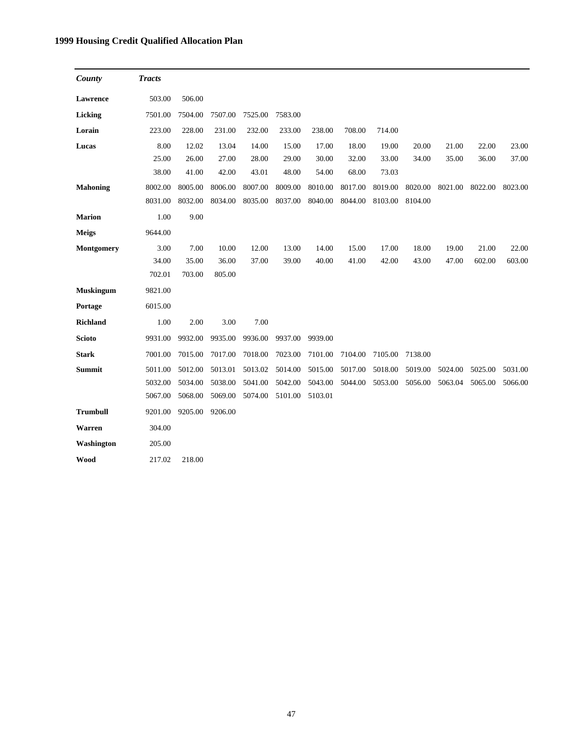**1999 Housing Credit Qualified Allocation Plan**

| *County* | *Tracts* | | | | | | | | | | | |
|---|---|---|---|---|---|---|---|---|---|---|---|---|
| **Lawrence** | 503.00 | 506.00 | | | | | | | | | | |
| **Licking** | 7501.00 | 7504.00 | 7507.00 | 7525.00 | 7583.00 | | | | | | | |
| **Lorain** | 223.00 | 228.00 | 231.00 | 232.00 | 233.00 | 238.00 | 708.00 | 714.00 | | | | |
| **Lucas** | 8.00 | 12.02 | 13.04 | 14.00 | 15.00 | 17.00 | 18.00 | 19.00 | 20.00 | 21.00 | 22.00 | 23.00 |
| | 25.00 | 26.00 | 27.00 | 28.00 | 29.00 | 30.00 | 32.00 | 33.00 | 34.00 | 35.00 | 36.00 | 37.00 |
| | 38.00 | 41.00 | 42.00 | 43.01 | 48.00 | 54.00 | 68.00 | 73.03 | | | | |
| **Mahoning** | 8002.00 | 8005.00 | 8006.00 | 8007.00 | 8009.00 | 8010.00 | 8017.00 | 8019.00 | 8020.00 | 8021.00 | 8022.00 | 8023.00 |
| | 8031.00 | 8032.00 | 8034.00 | 8035.00 | 8037.00 | 8040.00 | 8044.00 | 8103.00 | 8104.00 | | | |
| **Marion** | 1.00 | 9.00 | | | | | | | | | | |
| **Meigs** | 9644.00 | | | | | | | | | | | |
| **Montgomery** | 3.00 | 7.00 | 10.00 | 12.00 | 13.00 | 14.00 | 15.00 | 17.00 | 18.00 | 19.00 | 21.00 | 22.00 |
| | 34.00 | 35.00 | 36.00 | 37.00 | 39.00 | 40.00 | 41.00 | 42.00 | 43.00 | 47.00 | 602.00 | 603.00 |
| | 702.01 | 703.00 | 805.00 | | | | | | | | | |
| **Muskingum** | 9821.00 | | | | | | | | | | | |
| **Portage** | 6015.00 | | | | | | | | | | | |
| **Richland** | 1.00 | 2.00 | 3.00 | 7.00 | | | | | | | | |
| **Scioto** | 9931.00 | 9932.00 | 9935.00 | 9936.00 | 9937.00 | 9939.00 | | | | | | |
| **Stark** | 7001.00 | 7015.00 | 7017.00 | 7018.00 | 7023.00 | 7101.00 | 7104.00 | 7105.00 | 7138.00 | | | |
| **Summit** | 5011.00 | 5012.00 | 5013.01 | 5013.02 | 5014.00 | 5015.00 | 5017.00 | 5018.00 | 5019.00 | 5024.00 | 5025.00 | 5031.00 |
| | 5032.00 | 5034.00 | 5038.00 | 5041.00 | 5042.00 | 5043.00 | 5044.00 | 5053.00 | 5056.00 | 5063.04 | 5065.00 | 5066.00 |
| | 5067.00 | 5068.00 | 5069.00 | 5074.00 | 5101.00 | 5103.01 | | | | | | |
| **Trumbull** | 9201.00 | 9205.00 | 9206.00 | | | | | | | | | |
| **Warren** | 304.00 | | | | | | | | | | | |
| **Washington** | 205.00 | | | | | | | | | | | |
| **Wood** | 217.02 | 218.00 | | | | | | | | | | |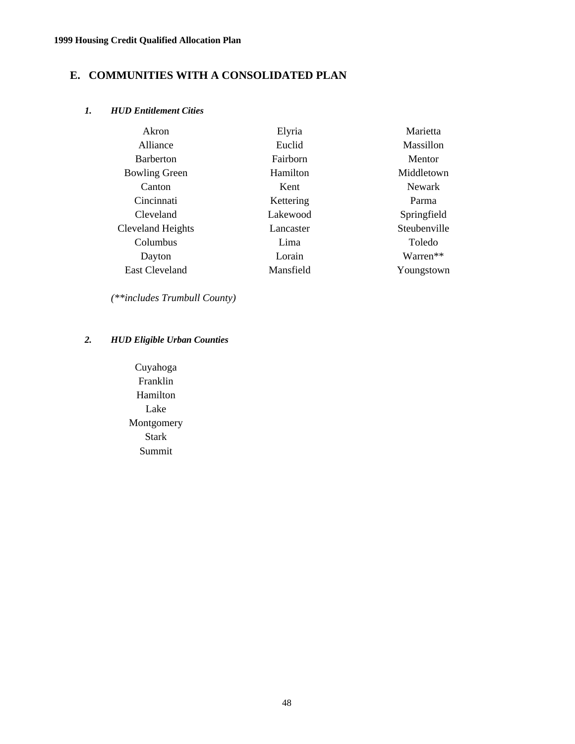## E. COMMUNITIES WITH A CONSOLIDATED PLAN

### *1. HUD Entitlement Cities*

| | | |
|---|---|---|
| Akron | Elyria | Marietta |
| Alliance | Euclid | Massillon |
| Barberton | Fairborn | Mentor |
| Bowling Green | Hamilton | Middletown |
| Canton | Kent | Newark |
| Cincinnati | Kettering | Parma |
| Cleveland | Lakewood | Springfield |
| Cleveland Heights | Lancaster | Steubenville |
| Columbus | Lima | Toledo |
| Dayton | Lorain | Warren** |
| East Cleveland | Mansfield | Youngstown |

*(**includes Trumbull County)*

### *2. HUD Eligible Urban Counties*

Cuyahoga
Franklin
Hamilton
Lake
Montgomery
Stark
Summit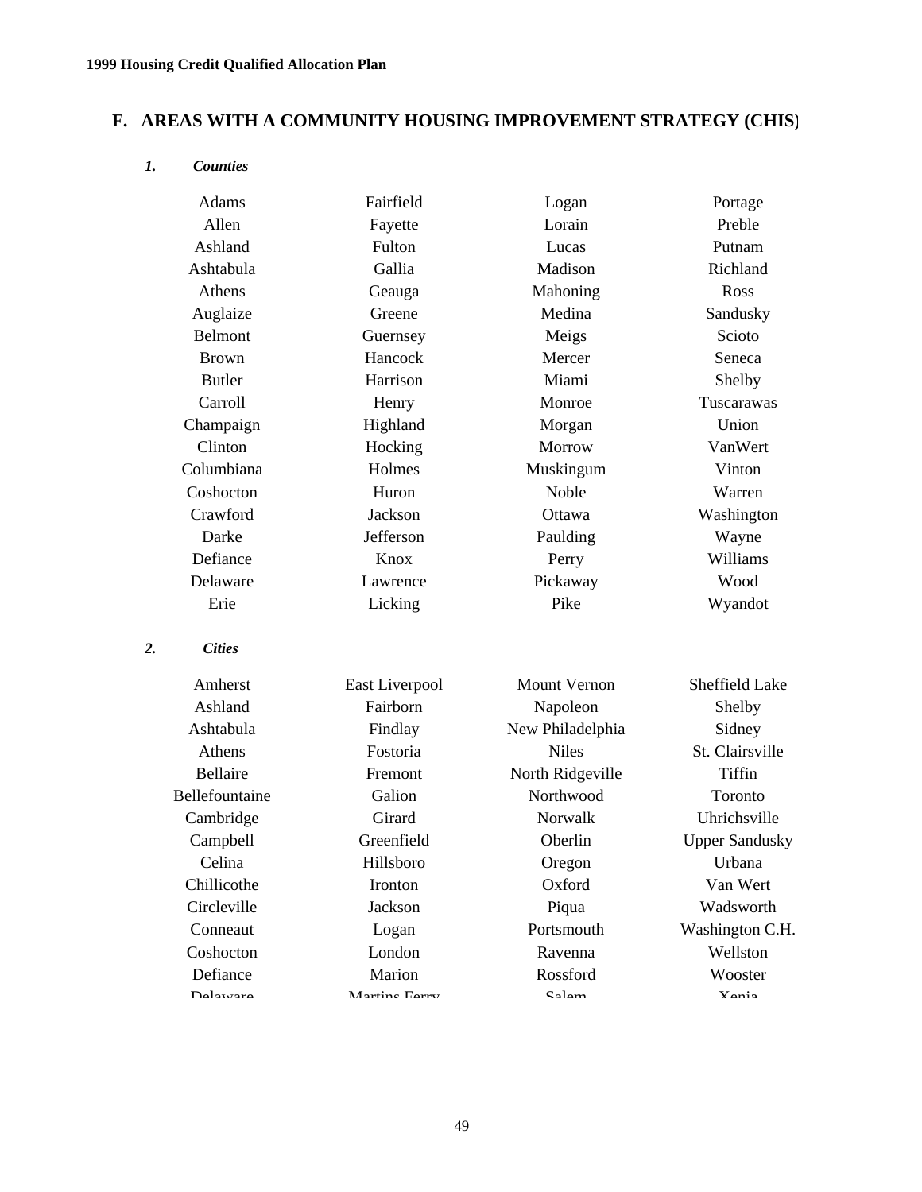## F. AREAS WITH A COMMUNITY HOUSING IMPROVEMENT STRATEGY (CHIS)

### *1. Counties*

| | | | |
|---|---|---|---|
| Adams | Fairfield | Logan | Portage |
| Allen | Fayette | Lorain | Preble |
| Ashland | Fulton | Lucas | Putnam |
| Ashtabula | Gallia | Madison | Richland |
| Athens | Geauga | Mahoning | Ross |
| Auglaize | Greene | Medina | Sandusky |
| Belmont | Guernsey | Meigs | Scioto |
| Brown | Hancock | Mercer | Seneca |
| Butler | Harrison | Miami | Shelby |
| Carroll | Henry | Monroe | Tuscarawas |
| Champaign | Highland | Morgan | Union |
| Clinton | Hocking | Morrow | VanWert |
| Columbiana | Holmes | Muskingum | Vinton |
| Coshocton | Huron | Noble | Warren |
| Crawford | Jackson | Ottawa | Washington |
| Darke | Jefferson | Paulding | Wayne |
| Defiance | Knox | Perry | Williams |
| Delaware | Lawrence | Pickaway | Wood |
| Erie | Licking | Pike | Wyandot |

### *2. Cities*

| | | | |
|---|---|---|---|
| Amherst | East Liverpool | Mount Vernon | Sheffield Lake |
| Ashland | Fairborn | Napoleon | Shelby |
| Ashtabula | Findlay | New Philadelphia | Sidney |
| Athens | Fostoria | Niles | St. Clairsville |
| Bellaire | Fremont | North Ridgeville | Tiffin |
| Bellefountaine | Galion | Northwood | Toronto |
| Cambridge | Girard | Norwalk | Uhrichsville |
| Campbell | Greenfield | Oberlin | Upper Sandusky |
| Celina | Hillsboro | Oregon | Urbana |
| Chillicothe | Ironton | Oxford | Van Wert |
| Circleville | Jackson | Piqua | Wadsworth |
| Conneaut | Logan | Portsmouth | Washington C.H. |
| Coshocton | London | Ravenna | Wellston |
| Defiance | Marion | Rossford | Wooster |
| Delaware | Martins Ferry | Salem | Xenia |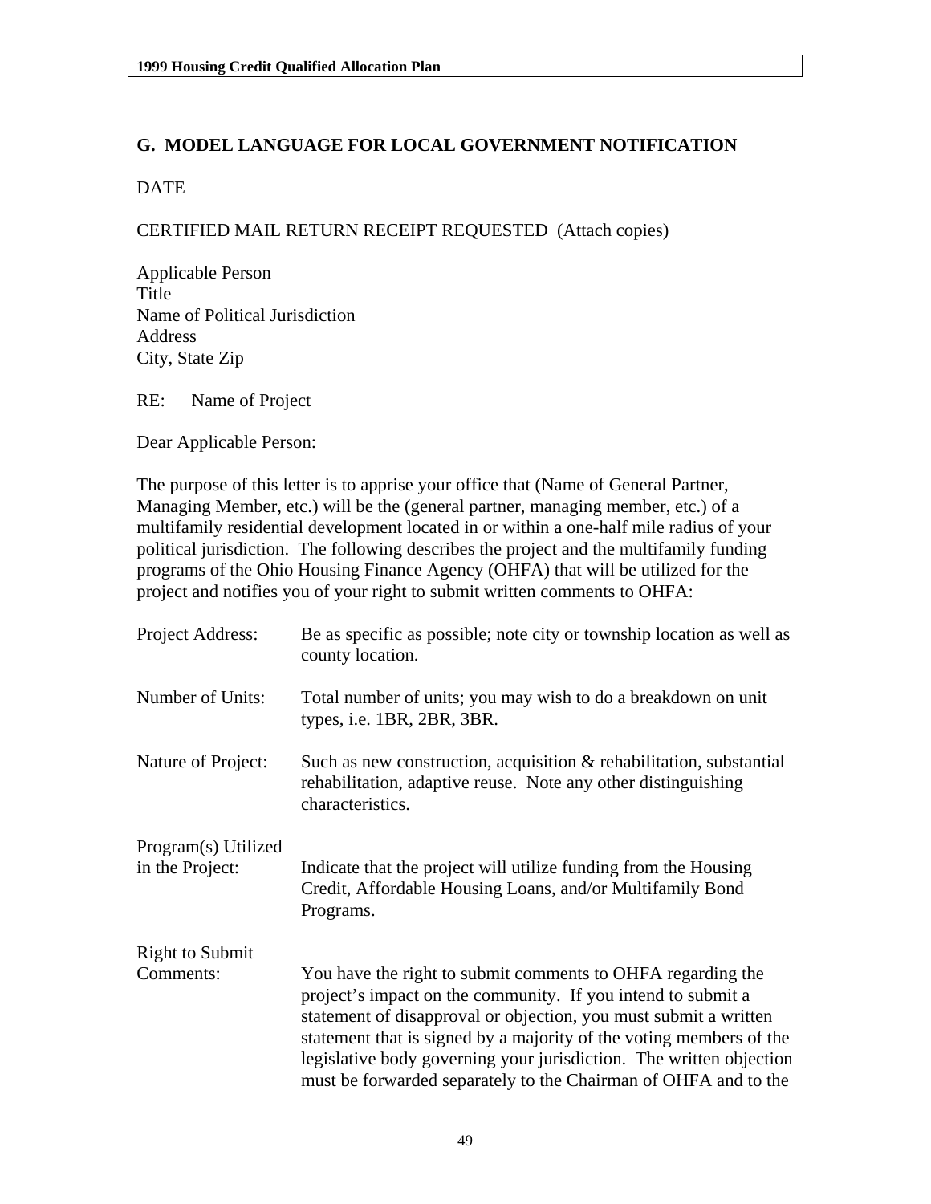## G. MODEL LANGUAGE FOR LOCAL GOVERNMENT NOTIFICATION

DATE

CERTIFIED MAIL RETURN RECEIPT REQUESTED (Attach copies)

Applicable Person
Title
Name of Political Jurisdiction
Address
City, State Zip

RE: Name of Project

Dear Applicable Person:

The purpose of this letter is to apprise your office that (Name of General Partner, Managing Member, etc.) will be the (general partner, managing member, etc.) of a multifamily residential development located in or within a one-half mile radius of your political jurisdiction. The following describes the project and the multifamily funding programs of the Ohio Housing Finance Agency (OHFA) that will be utilized for the project and notifies you of your right to submit written comments to OHFA:

| | |
|---|---|
| Project Address: | Be as specific as possible; note city or township location as well as county location. |
| Number of Units: | Total number of units; you may wish to do a breakdown on unit types, i.e. 1BR, 2BR, 3BR. |
| Nature of Project: | Such as new construction, acquisition & rehabilitation, substantial rehabilitation, adaptive reuse. Note any other distinguishing characteristics. |
| Program(s) Utilized in the Project: | Indicate that the project will utilize funding from the Housing Credit, Affordable Housing Loans, and/or Multifamily Bond Programs. |
| Right to Submit Comments: | You have the right to submit comments to OHFA regarding the project's impact on the community. If you intend to submit a statement of disapproval or objection, you must submit a written statement that is signed by a majority of the voting members of the legislative body governing your jurisdiction. The written objection must be forwarded separately to the Chairman of OHFA and to the |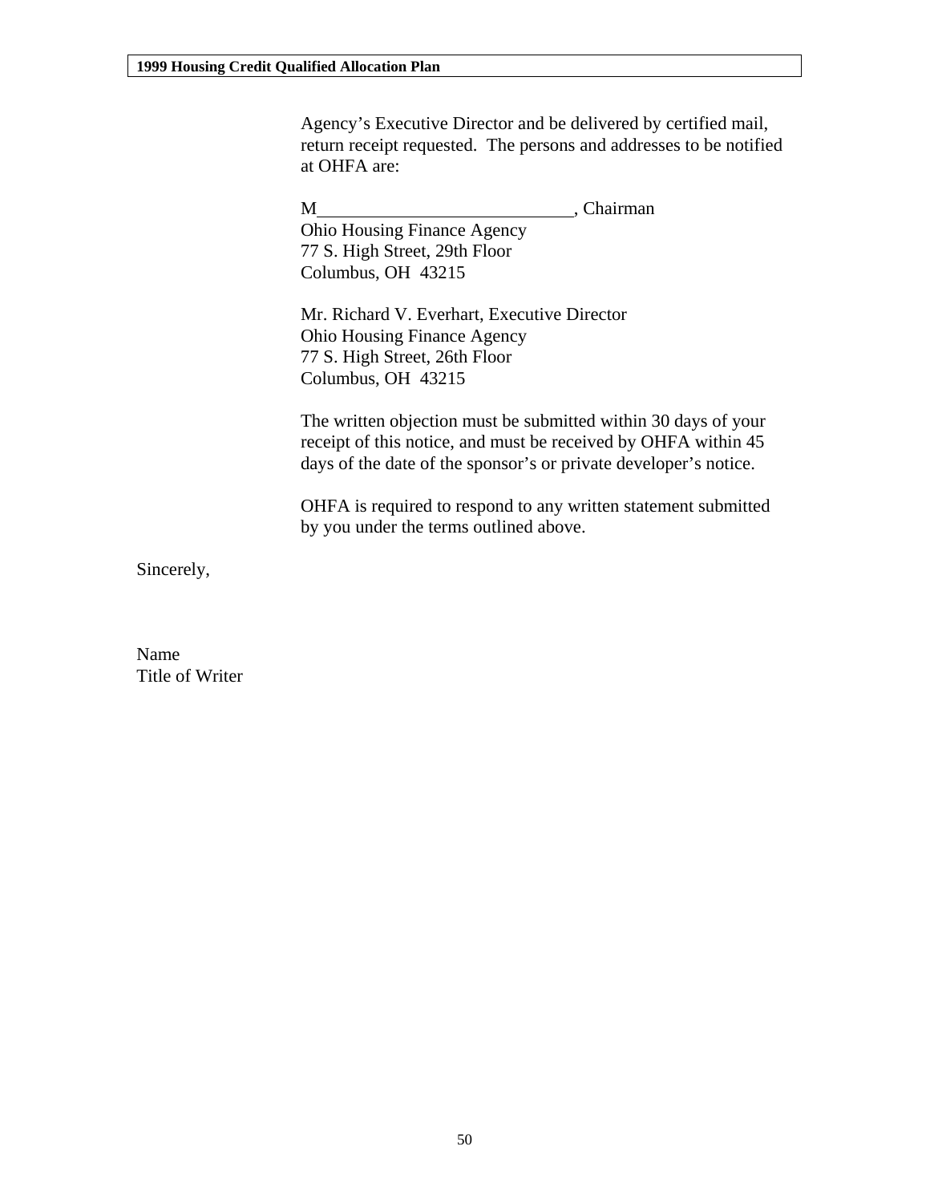Agency's Executive Director and be delivered by certified mail, return receipt requested. The persons and addresses to be notified at OHFA are:

M____________________________, Chairman  
Ohio Housing Finance Agency  
77 S. High Street, 29th Floor  
Columbus, OH 43215

Mr. Richard V. Everhart, Executive Director  
Ohio Housing Finance Agency  
77 S. High Street, 26th Floor  
Columbus, OH 43215

The written objection must be submitted within 30 days of your receipt of this notice, and must be received by OHFA within 45 days of the date of the sponsor's or private developer's notice.

OHFA is required to respond to any written statement submitted by you under the terms outlined above.

Sincerely,

Name  
Title of Writer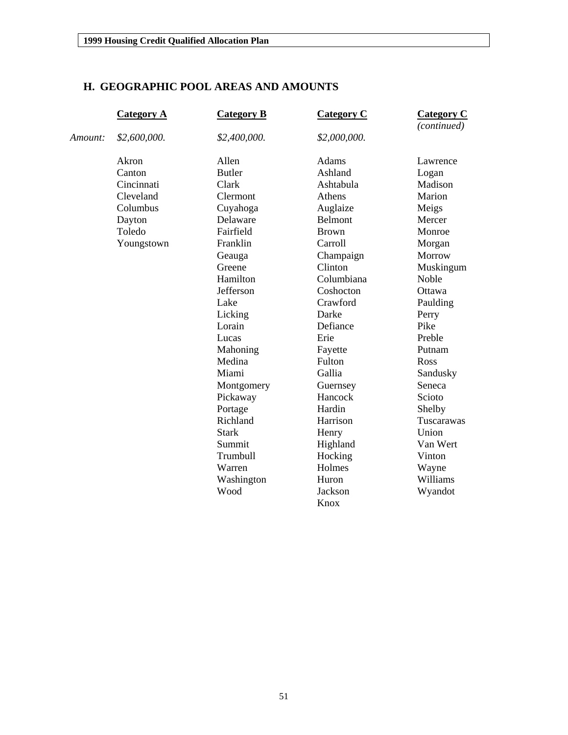## H. GEOGRAPHIC POOL AREAS AND AMOUNTS

| | **Category A** | **Category B** | **Category C** | **Category C** *(continued)* |
|---|---|---|---|---|
| *Amount:* | *$2,600,000.* | *$2,400,000.* | *$2,000,000.* | |
| | Akron | Allen | Adams | Lawrence |
| | Canton | Butler | Ashland | Logan |
| | Cincinnati | Clark | Ashtabula | Madison |
| | Cleveland | Clermont | Athens | Marion |
| | Columbus | Cuyahoga | Auglaize | Meigs |
| | Dayton | Delaware | Belmont | Mercer |
| | Toledo | Fairfield | Brown | Monroe |
| | Youngstown | Franklin | Carroll | Morgan |
| | | Geauga | Champaign | Morrow |
| | | Greene | Clinton | Muskingum |
| | | Hamilton | Columbiana | Noble |
| | | Jefferson | Coshocton | Ottawa |
| | | Lake | Crawford | Paulding |
| | | Licking | Darke | Perry |
| | | Lorain | Defiance | Pike |
| | | Lucas | Erie | Preble |
| | | Mahoning | Fayette | Putnam |
| | | Medina | Fulton | Ross |
| | | Miami | Gallia | Sandusky |
| | | Montgomery | Guernsey | Seneca |
| | | Pickaway | Hancock | Scioto |
| | | Portage | Hardin | Shelby |
| | | Richland | Harrison | Tuscarawas |
| | | Stark | Henry | Union |
| | | Summit | Highland | Van Wert |
| | | Trumbull | Hocking | Vinton |
| | | Warren | Holmes | Wayne |
| | | Washington | Huron | Williams |
| | | Wood | Jackson | Wyandot |
| | | | Knox | |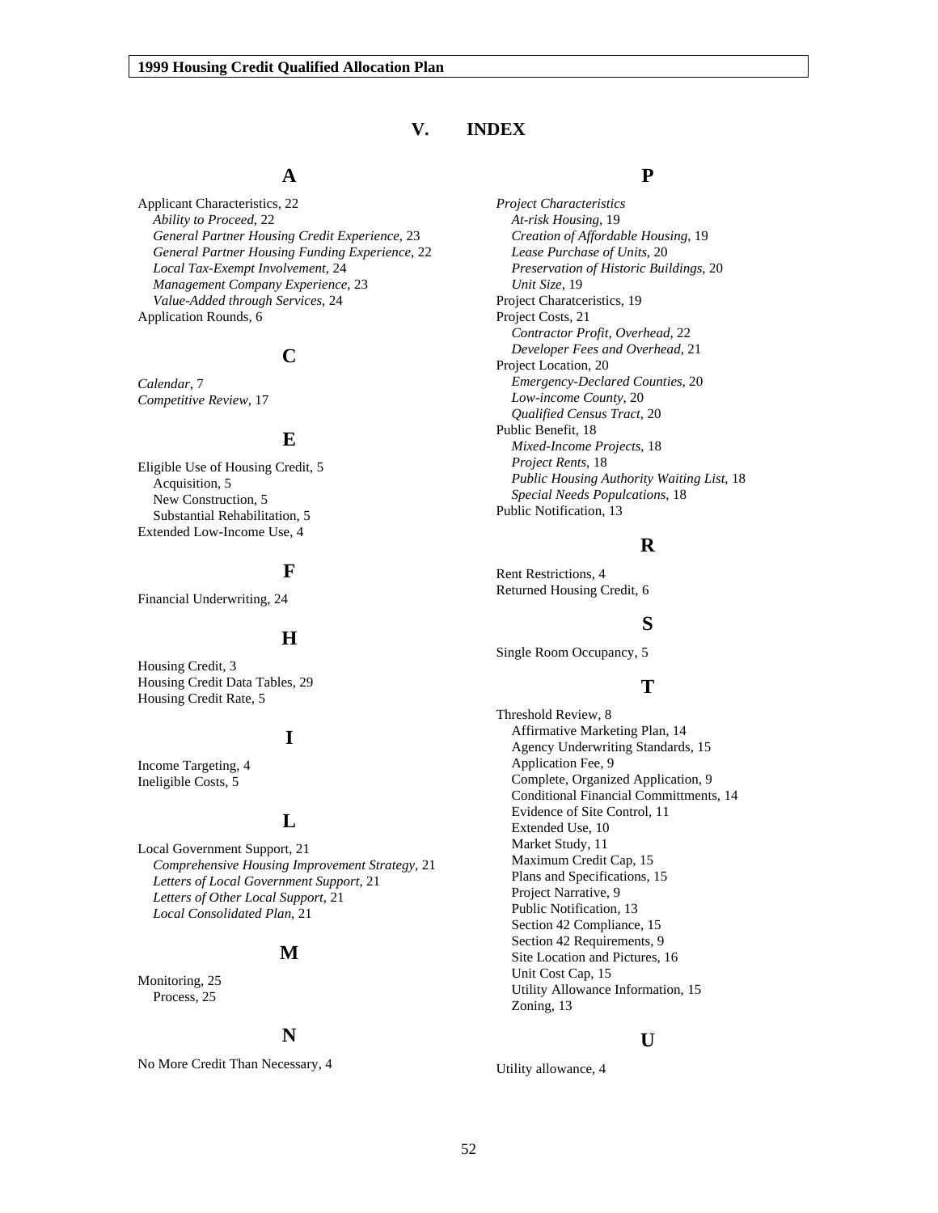# V. INDEX

## A

Applicant Characteristics, 22
- *Ability to Proceed*, 22
- *General Partner Housing Credit Experience*, 23
- *General Partner Housing Funding Experience*, 22
- *Local Tax-Exempt Involvement*, 24
- *Management Company Experience*, 23
- *Value-Added through Services*, 24

Application Rounds, 6

## C

*Calendar*, 7
*Competitive Review*, 17

## E

Eligible Use of Housing Credit, 5
- Acquisition, 5
- New Construction, 5
- Substantial Rehabilitation, 5

Extended Low-Income Use, 4

## F

Financial Underwriting, 24

## H

Housing Credit, 3
Housing Credit Data Tables, 29
Housing Credit Rate, 5

## I

Income Targeting, 4
Ineligible Costs, 5

## L

Local Government Support, 21
- *Comprehensive Housing Improvement Strategy*, 21
- *Letters of Local Government Support*, 21
- *Letters of Other Local Support*, 21
- *Local Consolidated Plan*, 21

## M

Monitoring, 25
- Process, 25

## N

No More Credit Than Necessary, 4

## P

*Project Characteristics*
- *At-risk Housing*, 19
- *Creation of Affordable Housing*, 19
- *Lease Purchase of Units*, 20
- *Preservation of Historic Buildings*, 20
- *Unit Size*, 19

Project Charatceristics, 19
Project Costs, 21
- *Contractor Profit, Overhead*, 22
- *Developer Fees and Overhead*, 21

Project Location, 20
- *Emergency-Declared Counties*, 20
- *Low-income County*, 20
- *Qualified Census Tract*, 20

Public Benefit, 18
- *Mixed-Income Projects*, 18
- *Project Rents*, 18
- *Public Housing Authority Waiting List*, 18
- *Special Needs Populcations*, 18

Public Notification, 13

## R

Rent Restrictions, 4
Returned Housing Credit, 6

## S

Single Room Occupancy, 5

## T

Threshold Review, 8
- Affirmative Marketing Plan, 14
- Agency Underwriting Standards, 15
- Application Fee, 9
- Complete, Organized Application, 9
- Conditional Financial Committments, 14
- Evidence of Site Control, 11
- Extended Use, 10
- Market Study, 11
- Maximum Credit Cap, 15
- Plans and Specifications, 15
- Project Narrative, 9
- Public Notification, 13
- Section 42 Compliance, 15
- Section 42 Requirements, 9
- Site Location and Pictures, 16
- Unit Cost Cap, 15
- Utility Allowance Information, 15
- Zoning, 13

## U

Utility allowance, 4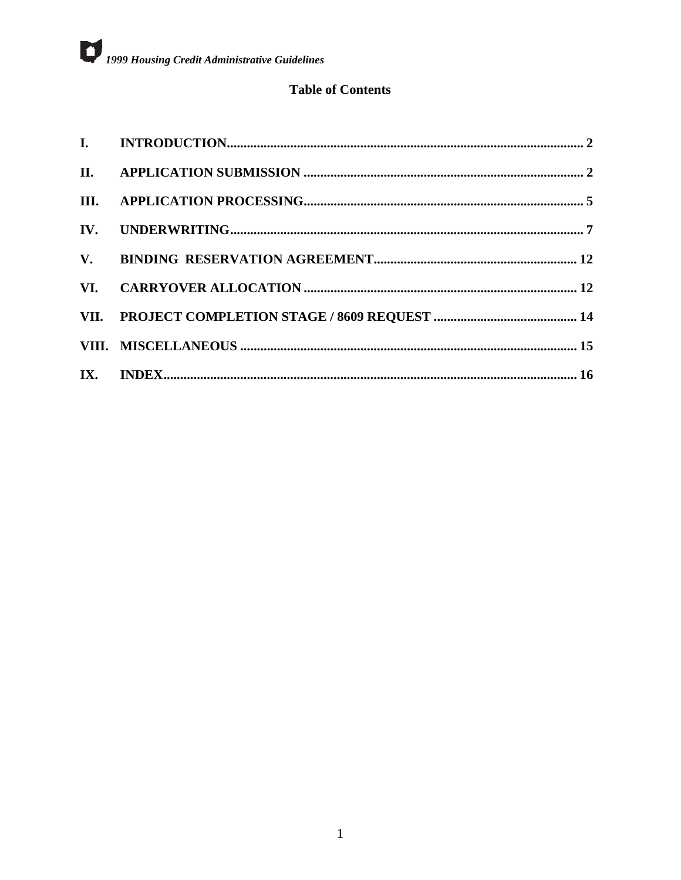## Table of Contents

| | | |
|---|---|---|
| I. | INTRODUCTION | 2 |
| II. | APPLICATION SUBMISSION | 2 |
| III. | APPLICATION PROCESSING | 5 |
| IV. | UNDERWRITING | 7 |
| V. | BINDING RESERVATION AGREEMENT | 12 |
| VI. | CARRYOVER ALLOCATION | 12 |
| VII. | PROJECT COMPLETION STAGE / 8609 REQUEST | 14 |
| VIII. | MISCELLANEOUS | 15 |
| IX. | INDEX | 16 |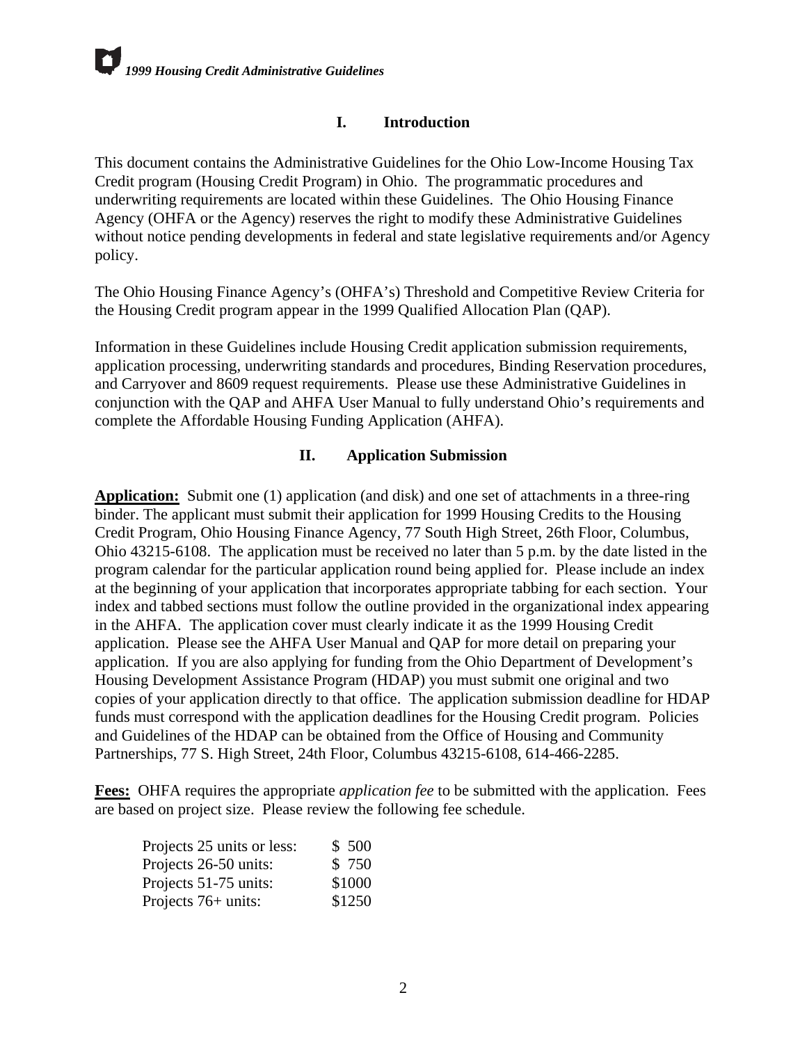## I. Introduction

This document contains the Administrative Guidelines for the Ohio Low-Income Housing Tax Credit program (Housing Credit Program) in Ohio. The programmatic procedures and underwriting requirements are located within these Guidelines. The Ohio Housing Finance Agency (OHFA or the Agency) reserves the right to modify these Administrative Guidelines without notice pending developments in federal and state legislative requirements and/or Agency policy.

The Ohio Housing Finance Agency's (OHFA's) Threshold and Competitive Review Criteria for the Housing Credit program appear in the 1999 Qualified Allocation Plan (QAP).

Information in these Guidelines include Housing Credit application submission requirements, application processing, underwriting standards and procedures, Binding Reservation procedures, and Carryover and 8609 request requirements. Please use these Administrative Guidelines in conjunction with the QAP and AHFA User Manual to fully understand Ohio's requirements and complete the Affordable Housing Funding Application (AHFA).

## II. Application Submission

**Application:** Submit one (1) application (and disk) and one set of attachments in a three-ring binder. The applicant must submit their application for 1999 Housing Credits to the Housing Credit Program, Ohio Housing Finance Agency, 77 South High Street, 26th Floor, Columbus, Ohio 43215-6108. The application must be received no later than 5 p.m. by the date listed in the program calendar for the particular application round being applied for. Please include an index at the beginning of your application that incorporates appropriate tabbing for each section. Your index and tabbed sections must follow the outline provided in the organizational index appearing in the AHFA. The application cover must clearly indicate it as the 1999 Housing Credit application. Please see the AHFA User Manual and QAP for more detail on preparing your application. If you are also applying for funding from the Ohio Department of Development's Housing Development Assistance Program (HDAP) you must submit one original and two copies of your application directly to that office. The application submission deadline for HDAP funds must correspond with the application deadlines for the Housing Credit program. Policies and Guidelines of the HDAP can be obtained from the Office of Housing and Community Partnerships, 77 S. High Street, 24th Floor, Columbus 43215-6108, 614-466-2285.

**Fees:** OHFA requires the appropriate *application fee* to be submitted with the application. Fees are based on project size. Please review the following fee schedule.

| | |
|---|---|
| Projects 25 units or less: | $ 500 |
| Projects 26-50 units: | $ 750 |
| Projects 51-75 units: | $1000 |
| Projects 76+ units: | $1250 |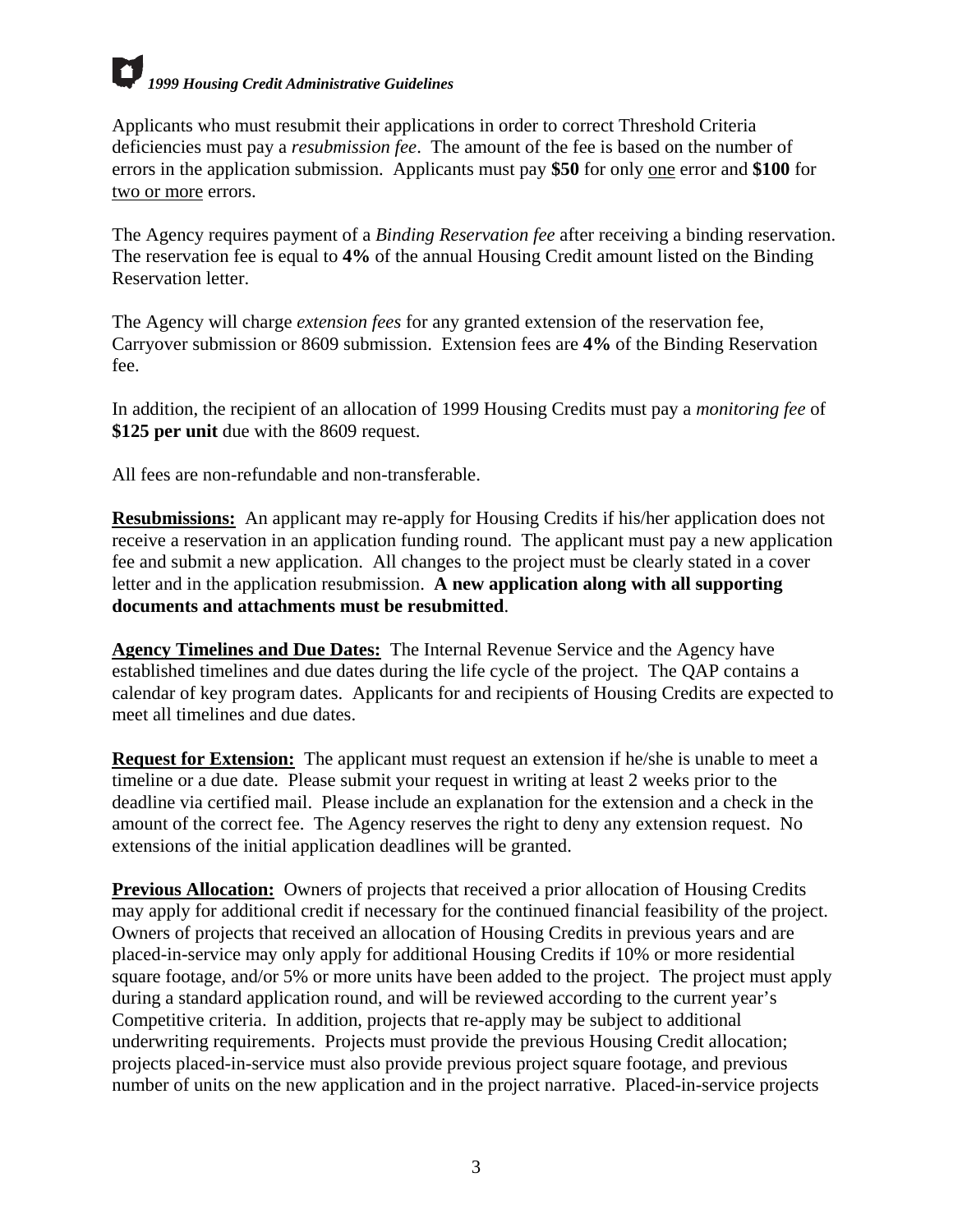Applicants who must resubmit their applications in order to correct Threshold Criteria deficiencies must pay a *resubmission fee*. The amount of the fee is based on the number of errors in the application submission. Applicants must pay **$50** for only one error and **$100** for two or more errors.

The Agency requires payment of a *Binding Reservation fee* after receiving a binding reservation. The reservation fee is equal to **4%** of the annual Housing Credit amount listed on the Binding Reservation letter.

The Agency will charge *extension fees* for any granted extension of the reservation fee, Carryover submission or 8609 submission. Extension fees are **4%** of the Binding Reservation fee.

In addition, the recipient of an allocation of 1999 Housing Credits must pay a *monitoring fee* of **$125 per unit** due with the 8609 request.

All fees are non-refundable and non-transferable.

**Resubmissions:** An applicant may re-apply for Housing Credits if his/her application does not receive a reservation in an application funding round. The applicant must pay a new application fee and submit a new application. All changes to the project must be clearly stated in a cover letter and in the application resubmission. **A new application along with all supporting documents and attachments must be resubmitted**.

**Agency Timelines and Due Dates:** The Internal Revenue Service and the Agency have established timelines and due dates during the life cycle of the project. The QAP contains a calendar of key program dates. Applicants for and recipients of Housing Credits are expected to meet all timelines and due dates.

**Request for Extension:** The applicant must request an extension if he/she is unable to meet a timeline or a due date. Please submit your request in writing at least 2 weeks prior to the deadline via certified mail. Please include an explanation for the extension and a check in the amount of the correct fee. The Agency reserves the right to deny any extension request. No extensions of the initial application deadlines will be granted.

**Previous Allocation:** Owners of projects that received a prior allocation of Housing Credits may apply for additional credit if necessary for the continued financial feasibility of the project. Owners of projects that received an allocation of Housing Credits in previous years and are placed-in-service may only apply for additional Housing Credits if 10% or more residential square footage, and/or 5% or more units have been added to the project. The project must apply during a standard application round, and will be reviewed according to the current year's Competitive criteria. In addition, projects that re-apply may be subject to additional underwriting requirements. Projects must provide the previous Housing Credit allocation; projects placed-in-service must also provide previous project square footage, and previous number of units on the new application and in the project narrative. Placed-in-service projects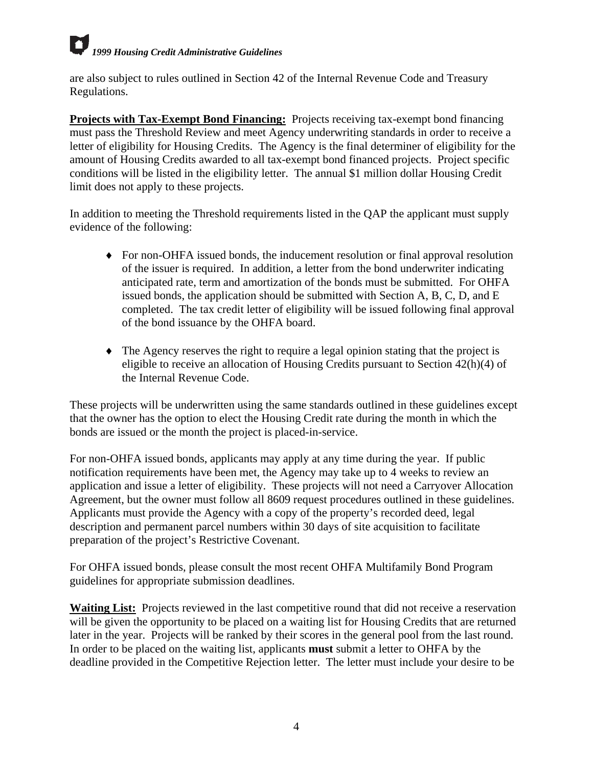are also subject to rules outlined in Section 42 of the Internal Revenue Code and Treasury Regulations.

**Projects with Tax-Exempt Bond Financing:** Projects receiving tax-exempt bond financing must pass the Threshold Review and meet Agency underwriting standards in order to receive a letter of eligibility for Housing Credits. The Agency is the final determiner of eligibility for the amount of Housing Credits awarded to all tax-exempt bond financed projects. Project specific conditions will be listed in the eligibility letter. The annual $1 million dollar Housing Credit limit does not apply to these projects.

In addition to meeting the Threshold requirements listed in the QAP the applicant must supply evidence of the following:

- For non-OHFA issued bonds, the inducement resolution or final approval resolution of the issuer is required. In addition, a letter from the bond underwriter indicating anticipated rate, term and amortization of the bonds must be submitted. For OHFA issued bonds, the application should be submitted with Section A, B, C, D, and E completed. The tax credit letter of eligibility will be issued following final approval of the bond issuance by the OHFA board.
- The Agency reserves the right to require a legal opinion stating that the project is eligible to receive an allocation of Housing Credits pursuant to Section 42(h)(4) of the Internal Revenue Code.

These projects will be underwritten using the same standards outlined in these guidelines except that the owner has the option to elect the Housing Credit rate during the month in which the bonds are issued or the month the project is placed-in-service.

For non-OHFA issued bonds, applicants may apply at any time during the year. If public notification requirements have been met, the Agency may take up to 4 weeks to review an application and issue a letter of eligibility. These projects will not need a Carryover Allocation Agreement, but the owner must follow all 8609 request procedures outlined in these guidelines. Applicants must provide the Agency with a copy of the property's recorded deed, legal description and permanent parcel numbers within 30 days of site acquisition to facilitate preparation of the project's Restrictive Covenant.

For OHFA issued bonds, please consult the most recent OHFA Multifamily Bond Program guidelines for appropriate submission deadlines.

**Waiting List:** Projects reviewed in the last competitive round that did not receive a reservation will be given the opportunity to be placed on a waiting list for Housing Credits that are returned later in the year. Projects will be ranked by their scores in the general pool from the last round. In order to be placed on the waiting list, applicants **must** submit a letter to OHFA by the deadline provided in the Competitive Rejection letter. The letter must include your desire to be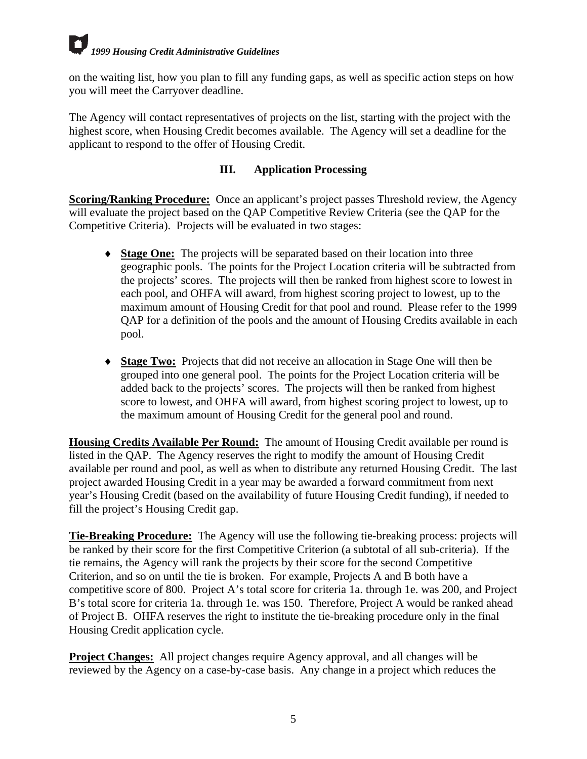on the waiting list, how you plan to fill any funding gaps, as well as specific action steps on how you will meet the Carryover deadline.

The Agency will contact representatives of projects on the list, starting with the project with the highest score, when Housing Credit becomes available. The Agency will set a deadline for the applicant to respond to the offer of Housing Credit.

## III. Application Processing

**Scoring/Ranking Procedure:** Once an applicant's project passes Threshold review, the Agency will evaluate the project based on the QAP Competitive Review Criteria (see the QAP for the Competitive Criteria). Projects will be evaluated in two stages:

- **Stage One:** The projects will be separated based on their location into three geographic pools. The points for the Project Location criteria will be subtracted from the projects' scores. The projects will then be ranked from highest score to lowest in each pool, and OHFA will award, from highest scoring project to lowest, up to the maximum amount of Housing Credit for that pool and round. Please refer to the 1999 QAP for a definition of the pools and the amount of Housing Credits available in each pool.

- **Stage Two:** Projects that did not receive an allocation in Stage One will then be grouped into one general pool. The points for the Project Location criteria will be added back to the projects' scores. The projects will then be ranked from highest score to lowest, and OHFA will award, from highest scoring project to lowest, up to the maximum amount of Housing Credit for the general pool and round.

**Housing Credits Available Per Round:** The amount of Housing Credit available per round is listed in the QAP. The Agency reserves the right to modify the amount of Housing Credit available per round and pool, as well as when to distribute any returned Housing Credit. The last project awarded Housing Credit in a year may be awarded a forward commitment from next year's Housing Credit (based on the availability of future Housing Credit funding), if needed to fill the project's Housing Credit gap.

**Tie-Breaking Procedure:** The Agency will use the following tie-breaking process: projects will be ranked by their score for the first Competitive Criterion (a subtotal of all sub-criteria). If the tie remains, the Agency will rank the projects by their score for the second Competitive Criterion, and so on until the tie is broken. For example, Projects A and B both have a competitive score of 800. Project A's total score for criteria 1a. through 1e. was 200, and Project B's total score for criteria 1a. through 1e. was 150. Therefore, Project A would be ranked ahead of Project B. OHFA reserves the right to institute the tie-breaking procedure only in the final Housing Credit application cycle.

**Project Changes:** All project changes require Agency approval, and all changes will be reviewed by the Agency on a case-by-case basis. Any change in a project which reduces the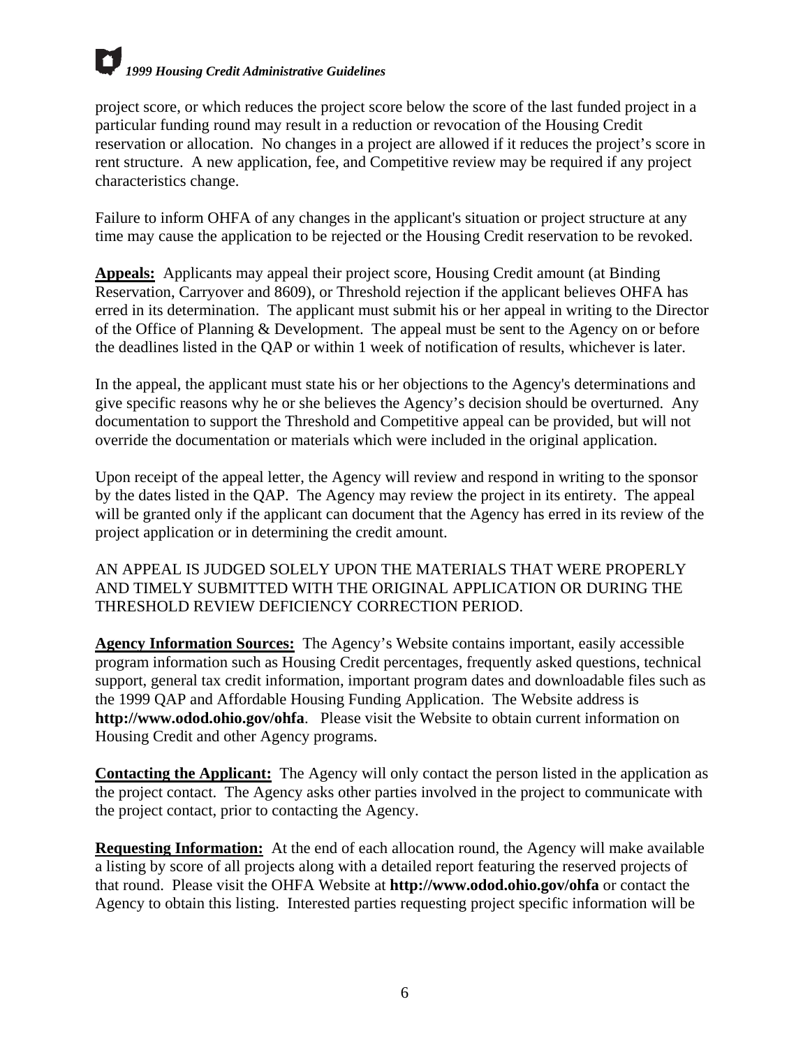project score, or which reduces the project score below the score of the last funded project in a particular funding round may result in a reduction or revocation of the Housing Credit reservation or allocation. No changes in a project are allowed if it reduces the project's score in rent structure. A new application, fee, and Competitive review may be required if any project characteristics change.

Failure to inform OHFA of any changes in the applicant's situation or project structure at any time may cause the application to be rejected or the Housing Credit reservation to be revoked.

**Appeals:** Applicants may appeal their project score, Housing Credit amount (at Binding Reservation, Carryover and 8609), or Threshold rejection if the applicant believes OHFA has erred in its determination. The applicant must submit his or her appeal in writing to the Director of the Office of Planning & Development. The appeal must be sent to the Agency on or before the deadlines listed in the QAP or within 1 week of notification of results, whichever is later.

In the appeal, the applicant must state his or her objections to the Agency's determinations and give specific reasons why he or she believes the Agency's decision should be overturned. Any documentation to support the Threshold and Competitive appeal can be provided, but will not override the documentation or materials which were included in the original application.

Upon receipt of the appeal letter, the Agency will review and respond in writing to the sponsor by the dates listed in the QAP. The Agency may review the project in its entirety. The appeal will be granted only if the applicant can document that the Agency has erred in its review of the project application or in determining the credit amount.

AN APPEAL IS JUDGED SOLELY UPON THE MATERIALS THAT WERE PROPERLY AND TIMELY SUBMITTED WITH THE ORIGINAL APPLICATION OR DURING THE THRESHOLD REVIEW DEFICIENCY CORRECTION PERIOD.

**Agency Information Sources:** The Agency's Website contains important, easily accessible program information such as Housing Credit percentages, frequently asked questions, technical support, general tax credit information, important program dates and downloadable files such as the 1999 QAP and Affordable Housing Funding Application. The Website address is **http://www.odod.ohio.gov/ohfa**. Please visit the Website to obtain current information on Housing Credit and other Agency programs.

**Contacting the Applicant:** The Agency will only contact the person listed in the application as the project contact. The Agency asks other parties involved in the project to communicate with the project contact, prior to contacting the Agency.

**Requesting Information:** At the end of each allocation round, the Agency will make available a listing by score of all projects along with a detailed report featuring the reserved projects of that round. Please visit the OHFA Website at **http://www.odod.ohio.gov/ohfa** or contact the Agency to obtain this listing. Interested parties requesting project specific information will be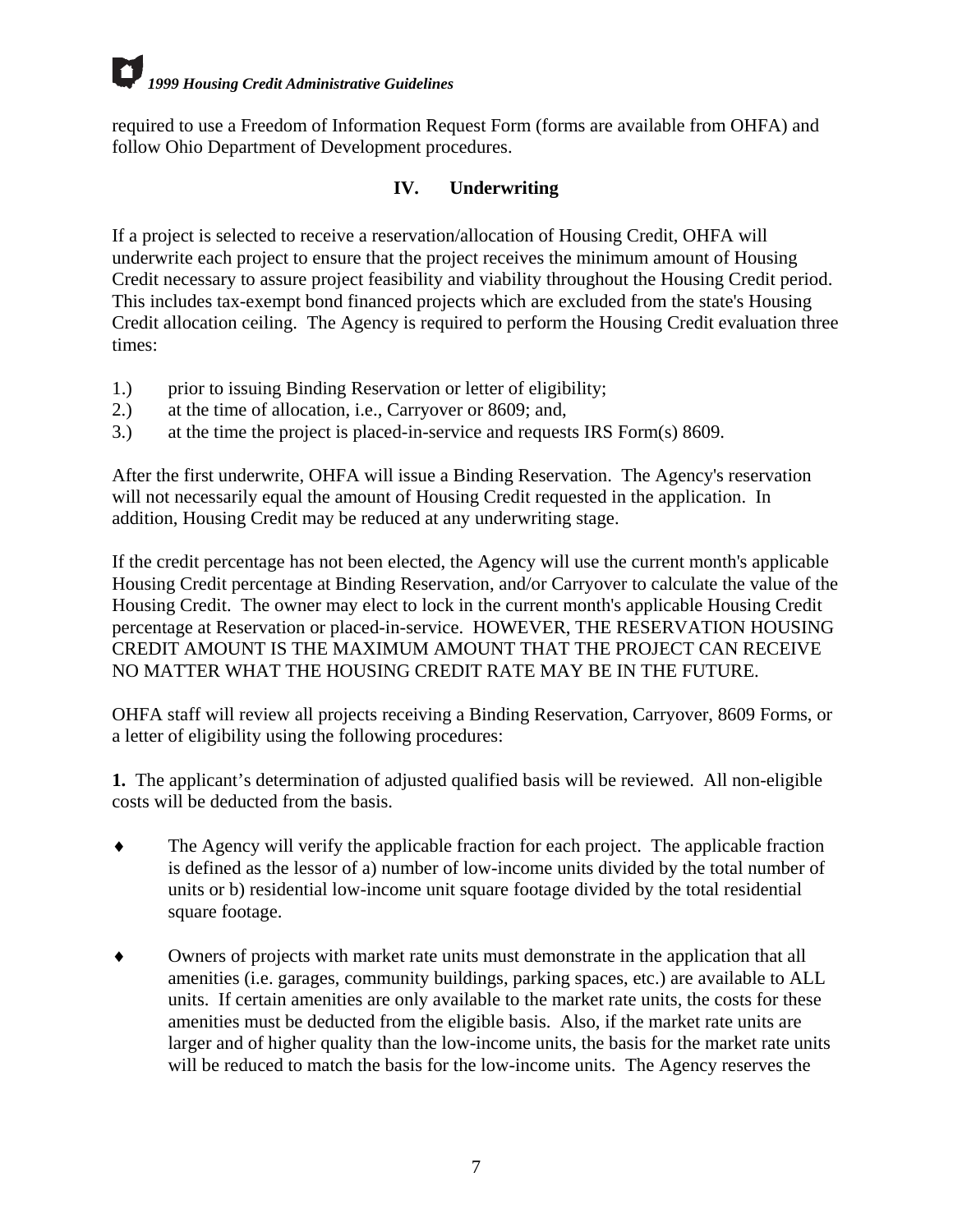required to use a Freedom of Information Request Form (forms are available from OHFA) and follow Ohio Department of Development procedures.

## IV. Underwriting

If a project is selected to receive a reservation/allocation of Housing Credit, OHFA will underwrite each project to ensure that the project receives the minimum amount of Housing Credit necessary to assure project feasibility and viability throughout the Housing Credit period. This includes tax-exempt bond financed projects which are excluded from the state's Housing Credit allocation ceiling. The Agency is required to perform the Housing Credit evaluation three times:

1.) prior to issuing Binding Reservation or letter of eligibility;
2.) at the time of allocation, i.e., Carryover or 8609; and,
3.) at the time the project is placed-in-service and requests IRS Form(s) 8609.

After the first underwrite, OHFA will issue a Binding Reservation. The Agency's reservation will not necessarily equal the amount of Housing Credit requested in the application. In addition, Housing Credit may be reduced at any underwriting stage.

If the credit percentage has not been elected, the Agency will use the current month's applicable Housing Credit percentage at Binding Reservation, and/or Carryover to calculate the value of the Housing Credit. The owner may elect to lock in the current month's applicable Housing Credit percentage at Reservation or placed-in-service. HOWEVER, THE RESERVATION HOUSING CREDIT AMOUNT IS THE MAXIMUM AMOUNT THAT THE PROJECT CAN RECEIVE NO MATTER WHAT THE HOUSING CREDIT RATE MAY BE IN THE FUTURE.

OHFA staff will review all projects receiving a Binding Reservation, Carryover, 8609 Forms, or a letter of eligibility using the following procedures:

**1.** The applicant's determination of adjusted qualified basis will be reviewed. All non-eligible costs will be deducted from the basis.

- The Agency will verify the applicable fraction for each project. The applicable fraction is defined as the lessor of a) number of low-income units divided by the total number of units or b) residential low-income unit square footage divided by the total residential square footage.

- Owners of projects with market rate units must demonstrate in the application that all amenities (i.e. garages, community buildings, parking spaces, etc.) are available to ALL units. If certain amenities are only available to the market rate units, the costs for these amenities must be deducted from the eligible basis. Also, if the market rate units are larger and of higher quality than the low-income units, the basis for the market rate units will be reduced to match the basis for the low-income units. The Agency reserves the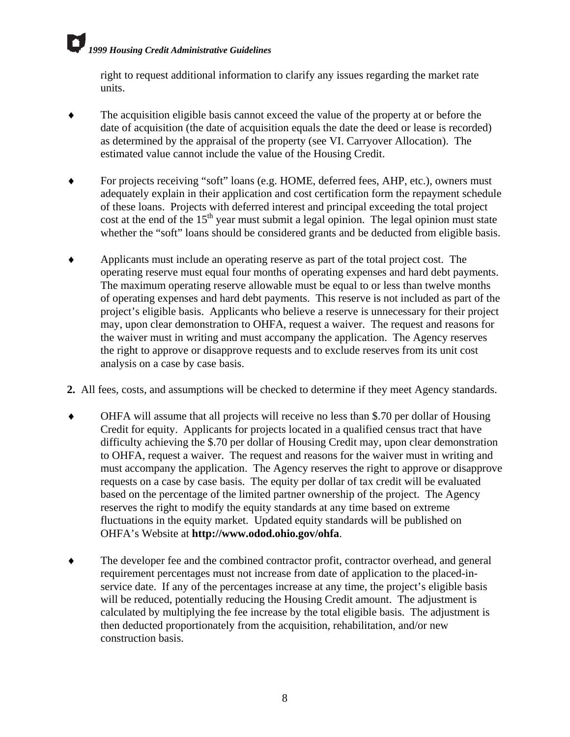right to request additional information to clarify any issues regarding the market rate units.

- The acquisition eligible basis cannot exceed the value of the property at or before the date of acquisition (the date of acquisition equals the date the deed or lease is recorded) as determined by the appraisal of the property (see VI. Carryover Allocation). The estimated value cannot include the value of the Housing Credit.

- For projects receiving "soft" loans (e.g. HOME, deferred fees, AHP, etc.), owners must adequately explain in their application and cost certification form the repayment schedule of these loans. Projects with deferred interest and principal exceeding the total project cost at the end of the 15th year must submit a legal opinion. The legal opinion must state whether the "soft" loans should be considered grants and be deducted from eligible basis.

- Applicants must include an operating reserve as part of the total project cost. The operating reserve must equal four months of operating expenses and hard debt payments. The maximum operating reserve allowable must be equal to or less than twelve months of operating expenses and hard debt payments. This reserve is not included as part of the project's eligible basis. Applicants who believe a reserve is unnecessary for their project may, upon clear demonstration to OHFA, request a waiver. The request and reasons for the waiver must in writing and must accompany the application. The Agency reserves the right to approve or disapprove requests and to exclude reserves from its unit cost analysis on a case by case basis.

**2.** All fees, costs, and assumptions will be checked to determine if they meet Agency standards.

- OHFA will assume that all projects will receive no less than $.70 per dollar of Housing Credit for equity. Applicants for projects located in a qualified census tract that have difficulty achieving the $.70 per dollar of Housing Credit may, upon clear demonstration to OHFA, request a waiver. The request and reasons for the waiver must in writing and must accompany the application. The Agency reserves the right to approve or disapprove requests on a case by case basis. The equity per dollar of tax credit will be evaluated based on the percentage of the limited partner ownership of the project. The Agency reserves the right to modify the equity standards at any time based on extreme fluctuations in the equity market. Updated equity standards will be published on OHFA's Website at **http://www.odod.ohio.gov/ohfa**.

- The developer fee and the combined contractor profit, contractor overhead, and general requirement percentages must not increase from date of application to the placed-in-service date. If any of the percentages increase at any time, the project's eligible basis will be reduced, potentially reducing the Housing Credit amount. The adjustment is calculated by multiplying the fee increase by the total eligible basis. The adjustment is then deducted proportionately from the acquisition, rehabilitation, and/or new construction basis.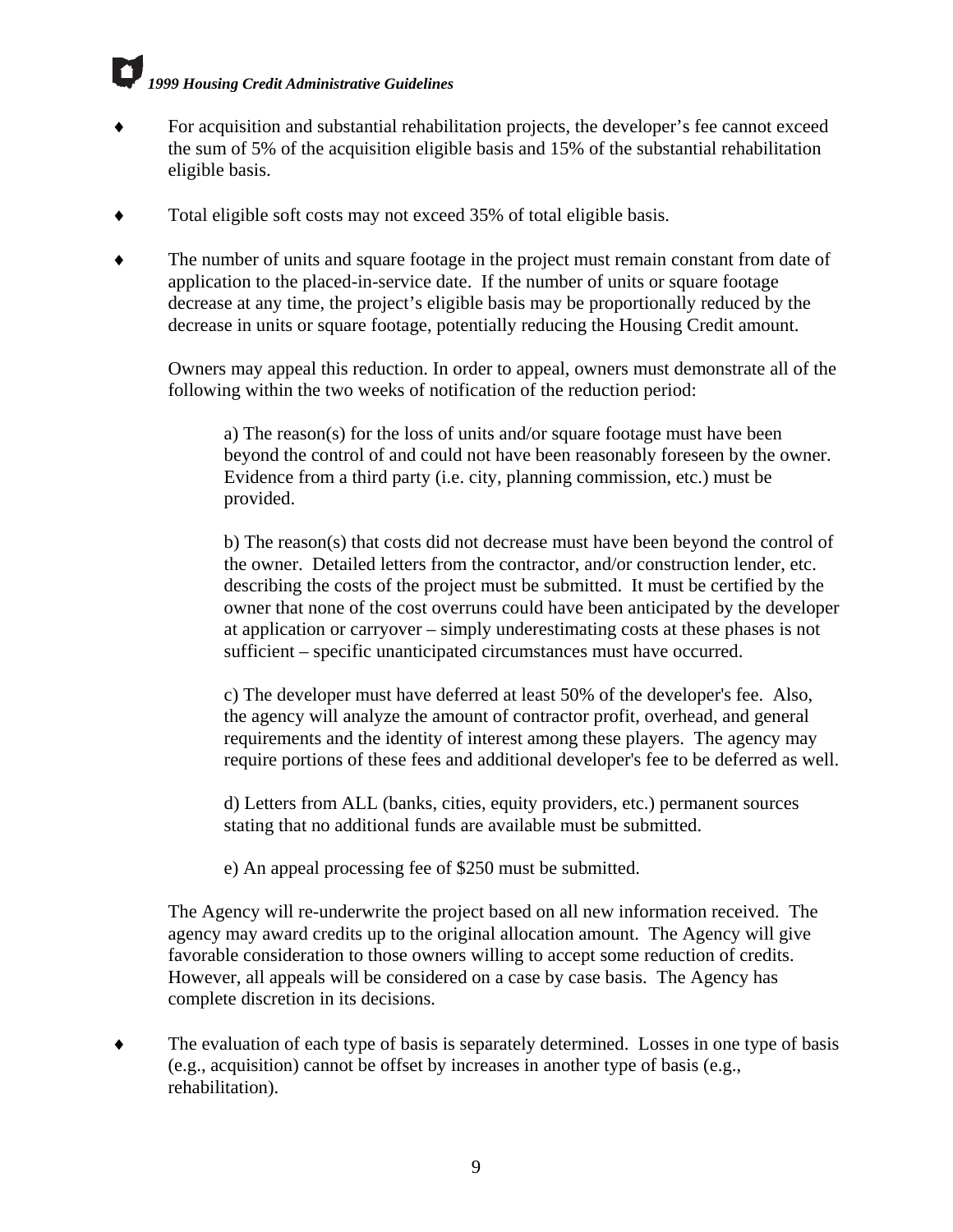- For acquisition and substantial rehabilitation projects, the developer's fee cannot exceed the sum of 5% of the acquisition eligible basis and 15% of the substantial rehabilitation eligible basis.

- Total eligible soft costs may not exceed 35% of total eligible basis.

- The number of units and square footage in the project must remain constant from date of application to the placed-in-service date. If the number of units or square footage decrease at any time, the project's eligible basis may be proportionally reduced by the decrease in units or square footage, potentially reducing the Housing Credit amount.

  Owners may appeal this reduction. In order to appeal, owners must demonstrate all of the following within the two weeks of notification of the reduction period:

  a) The reason(s) for the loss of units and/or square footage must have been beyond the control of and could not have been reasonably foreseen by the owner. Evidence from a third party (i.e. city, planning commission, etc.) must be provided.

  b) The reason(s) that costs did not decrease must have been beyond the control of the owner. Detailed letters from the contractor, and/or construction lender, etc. describing the costs of the project must be submitted. It must be certified by the owner that none of the cost overruns could have been anticipated by the developer at application or carryover – simply underestimating costs at these phases is not sufficient – specific unanticipated circumstances must have occurred.

  c) The developer must have deferred at least 50% of the developer's fee. Also, the agency will analyze the amount of contractor profit, overhead, and general requirements and the identity of interest among these players. The agency may require portions of these fees and additional developer's fee to be deferred as well.

  d) Letters from ALL (banks, cities, equity providers, etc.) permanent sources stating that no additional funds are available must be submitted.

  e) An appeal processing fee of $250 must be submitted.

  The Agency will re-underwrite the project based on all new information received. The agency may award credits up to the original allocation amount. The Agency will give favorable consideration to those owners willing to accept some reduction of credits. However, all appeals will be considered on a case by case basis. The Agency has complete discretion in its decisions.

- The evaluation of each type of basis is separately determined. Losses in one type of basis (e.g., acquisition) cannot be offset by increases in another type of basis (e.g., rehabilitation).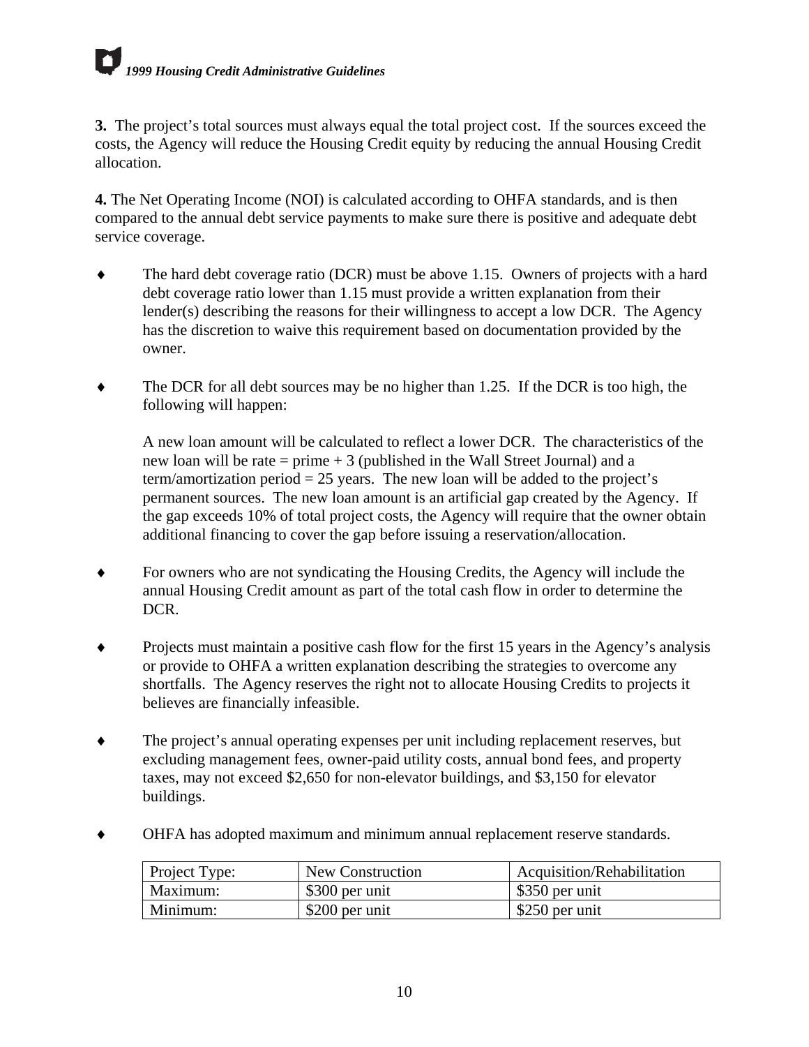**3.** The project's total sources must always equal the total project cost. If the sources exceed the costs, the Agency will reduce the Housing Credit equity by reducing the annual Housing Credit allocation.

**4.** The Net Operating Income (NOI) is calculated according to OHFA standards, and is then compared to the annual debt service payments to make sure there is positive and adequate debt service coverage.

- The hard debt coverage ratio (DCR) must be above 1.15. Owners of projects with a hard debt coverage ratio lower than 1.15 must provide a written explanation from their lender(s) describing the reasons for their willingness to accept a low DCR. The Agency has the discretion to waive this requirement based on documentation provided by the owner.

- The DCR for all debt sources may be no higher than 1.25. If the DCR is too high, the following will happen:

  A new loan amount will be calculated to reflect a lower DCR. The characteristics of the new loan will be rate = prime + 3 (published in the Wall Street Journal) and a term/amortization period = 25 years. The new loan will be added to the project's permanent sources. The new loan amount is an artificial gap created by the Agency. If the gap exceeds 10% of total project costs, the Agency will require that the owner obtain additional financing to cover the gap before issuing a reservation/allocation.

- For owners who are not syndicating the Housing Credits, the Agency will include the annual Housing Credit amount as part of the total cash flow in order to determine the DCR.

- Projects must maintain a positive cash flow for the first 15 years in the Agency's analysis or provide to OHFA a written explanation describing the strategies to overcome any shortfalls. The Agency reserves the right not to allocate Housing Credits to projects it believes are financially infeasible.

- The project's annual operating expenses per unit including replacement reserves, but excluding management fees, owner-paid utility costs, annual bond fees, and property taxes, may not exceed $2,650 for non-elevator buildings, and $3,150 for elevator buildings.

- OHFA has adopted maximum and minimum annual replacement reserve standards.

| Project Type: | New Construction | Acquisition/Rehabilitation |
|---|---|---|
| Maximum: | $300 per unit | $350 per unit |
| Minimum: | $200 per unit | $250 per unit |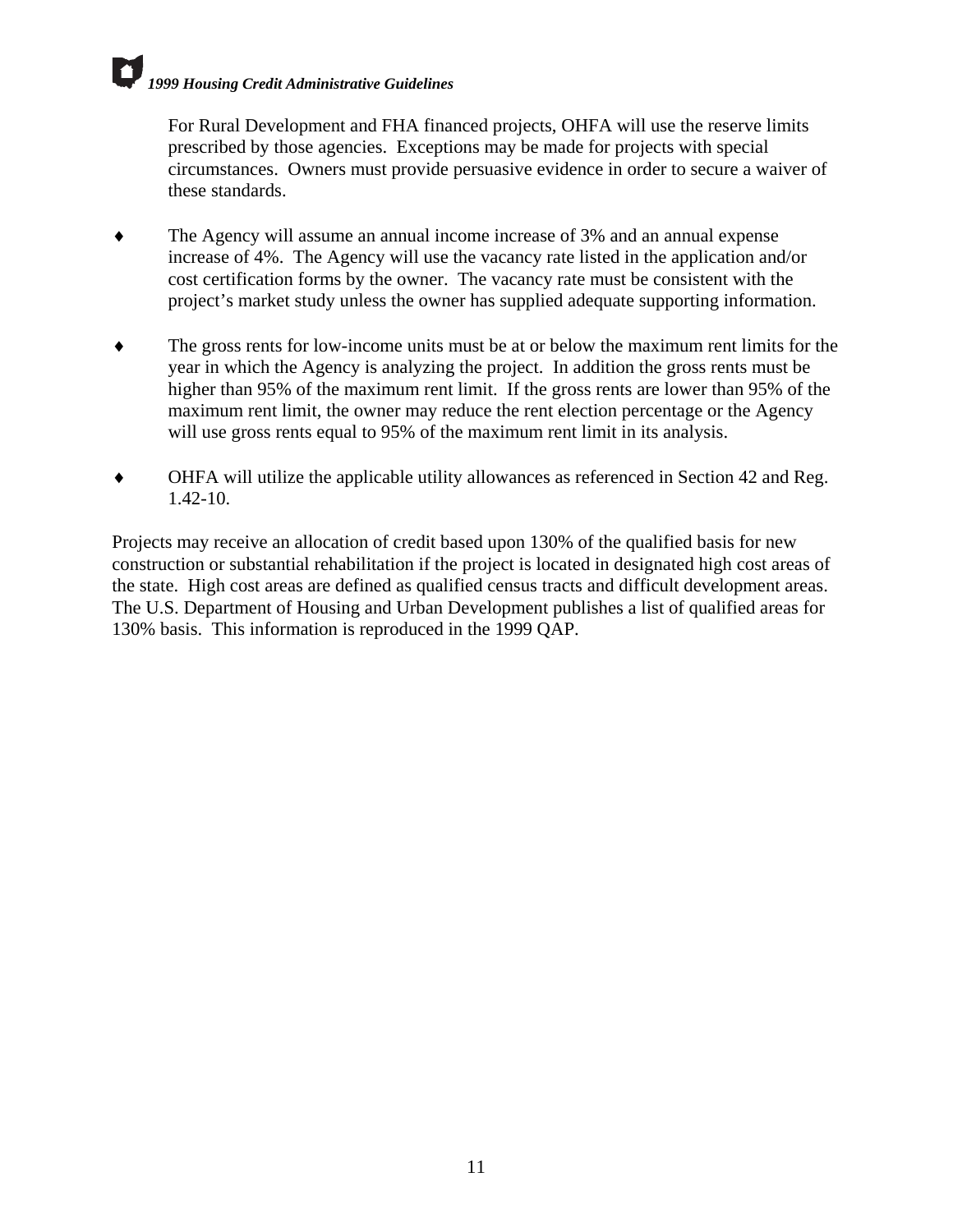For Rural Development and FHA financed projects, OHFA will use the reserve limits prescribed by those agencies. Exceptions may be made for projects with special circumstances. Owners must provide persuasive evidence in order to secure a waiver of these standards.

- The Agency will assume an annual income increase of 3% and an annual expense increase of 4%. The Agency will use the vacancy rate listed in the application and/or cost certification forms by the owner. The vacancy rate must be consistent with the project's market study unless the owner has supplied adequate supporting information.

- The gross rents for low-income units must be at or below the maximum rent limits for the year in which the Agency is analyzing the project. In addition the gross rents must be higher than 95% of the maximum rent limit. If the gross rents are lower than 95% of the maximum rent limit, the owner may reduce the rent election percentage or the Agency will use gross rents equal to 95% of the maximum rent limit in its analysis.

- OHFA will utilize the applicable utility allowances as referenced in Section 42 and Reg. 1.42-10.

Projects may receive an allocation of credit based upon 130% of the qualified basis for new construction or substantial rehabilitation if the project is located in designated high cost areas of the state. High cost areas are defined as qualified census tracts and difficult development areas. The U.S. Department of Housing and Urban Development publishes a list of qualified areas for 130% basis. This information is reproduced in the 1999 QAP.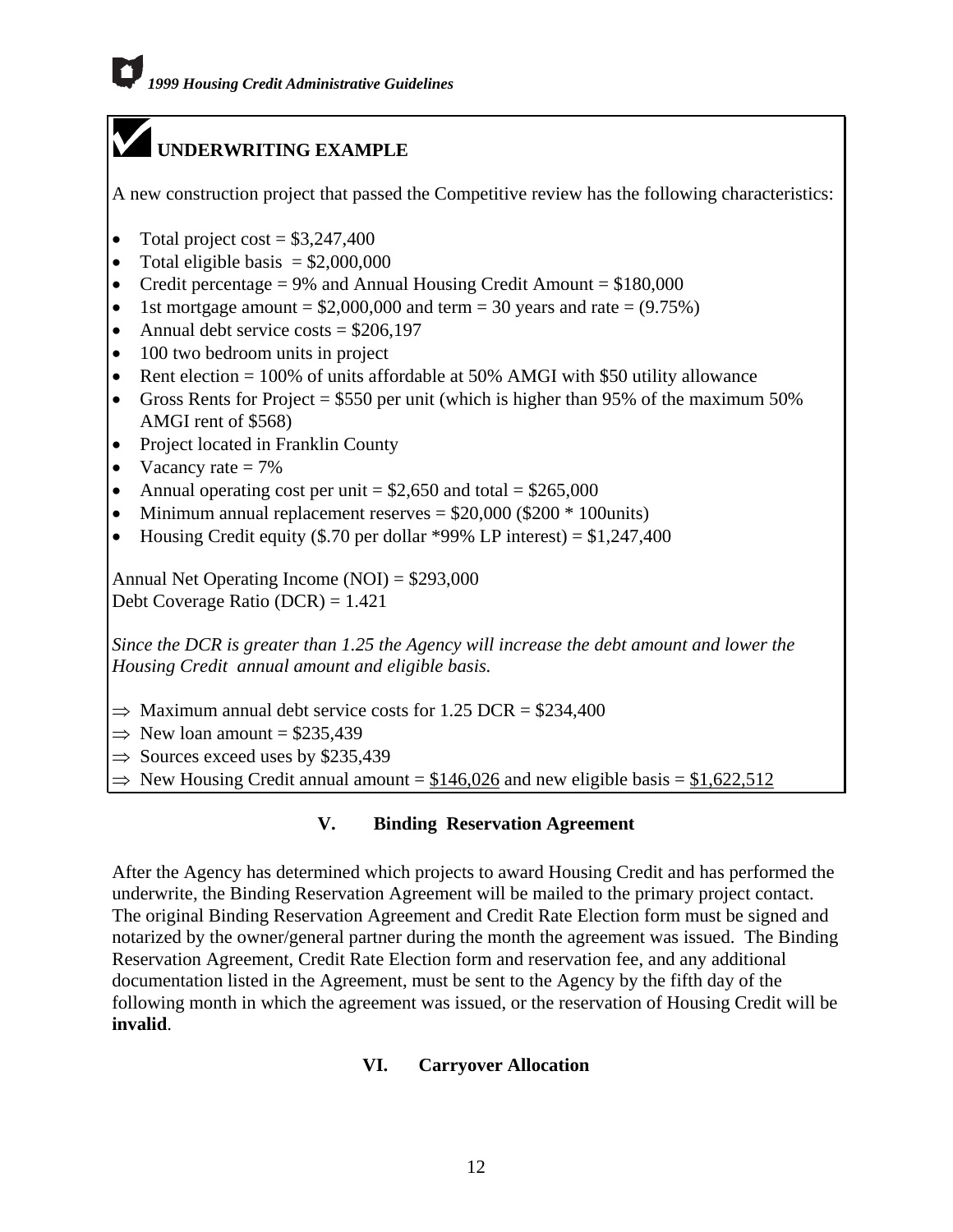## UNDERWRITING EXAMPLE

A new construction project that passed the Competitive review has the following characteristics:

- Total project cost = $3,247,400
- Total eligible basis = $2,000,000
- Credit percentage = 9% and Annual Housing Credit Amount = $180,000
- 1st mortgage amount = $2,000,000 and term = 30 years and rate = (9.75%)
- Annual debt service costs = $206,197
- 100 two bedroom units in project
- Rent election = 100% of units affordable at 50% AMGI with $50 utility allowance
- Gross Rents for Project = $550 per unit (which is higher than 95% of the maximum 50% AMGI rent of $568)
- Project located in Franklin County
- Vacancy rate = 7%
- Annual operating cost per unit = $2,650 and total = $265,000
- Minimum annual replacement reserves = $20,000 ($200 * 100units)
- Housing Credit equity ($.70 per dollar *99% LP interest) = $1,247,400

Annual Net Operating Income (NOI) = $293,000
Debt Coverage Ratio (DCR) = 1.421

*Since the DCR is greater than 1.25 the Agency will increase the debt amount and lower the Housing Credit annual amount and eligible basis.*

⇒ Maximum annual debt service costs for 1.25 DCR = $234,400
⇒ New loan amount = $235,439
⇒ Sources exceed uses by $235,439
⇒ New Housing Credit annual amount = $146,026 and new eligible basis = $1,622,512

## V. Binding Reservation Agreement

After the Agency has determined which projects to award Housing Credit and has performed the underwrite, the Binding Reservation Agreement will be mailed to the primary project contact. The original Binding Reservation Agreement and Credit Rate Election form must be signed and notarized by the owner/general partner during the month the agreement was issued. The Binding Reservation Agreement, Credit Rate Election form and reservation fee, and any additional documentation listed in the Agreement, must be sent to the Agency by the fifth day of the following month in which the agreement was issued, or the reservation of Housing Credit will be **invalid**.

## VI. Carryover Allocation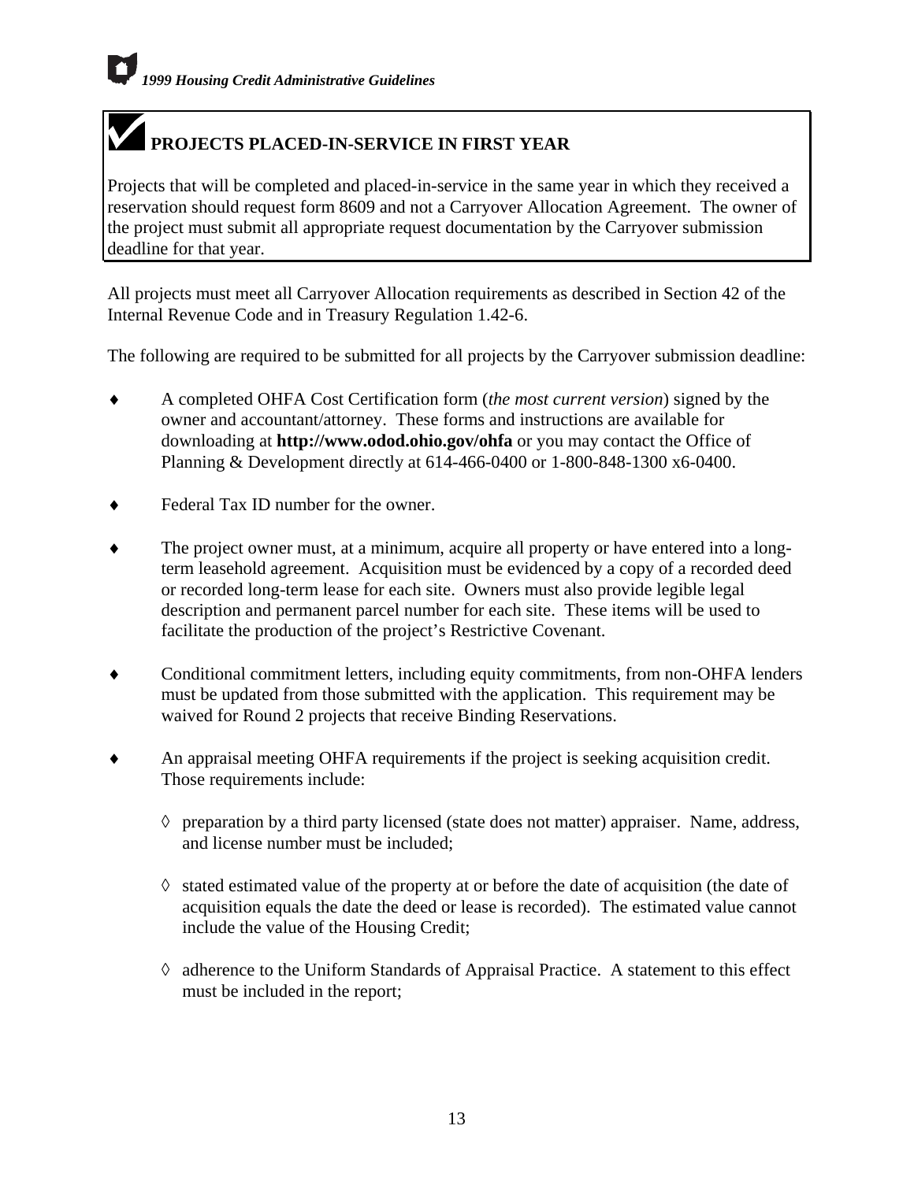## PROJECTS PLACED-IN-SERVICE IN FIRST YEAR

Projects that will be completed and placed-in-service in the same year in which they received a reservation should request form 8609 and not a Carryover Allocation Agreement. The owner of the project must submit all appropriate request documentation by the Carryover submission deadline for that year.

All projects must meet all Carryover Allocation requirements as described in Section 42 of the Internal Revenue Code and in Treasury Regulation 1.42-6.

The following are required to be submitted for all projects by the Carryover submission deadline:

- A completed OHFA Cost Certification form (*the most current version*) signed by the owner and accountant/attorney. These forms and instructions are available for downloading at **http://www.odod.ohio.gov/ohfa** or you may contact the Office of Planning & Development directly at 614-466-0400 or 1-800-848-1300 x6-0400.
- Federal Tax ID number for the owner.
- The project owner must, at a minimum, acquire all property or have entered into a long-term leasehold agreement. Acquisition must be evidenced by a copy of a recorded deed or recorded long-term lease for each site. Owners must also provide legible legal description and permanent parcel number for each site. These items will be used to facilitate the production of the project's Restrictive Covenant.
- Conditional commitment letters, including equity commitments, from non-OHFA lenders must be updated from those submitted with the application. This requirement may be waived for Round 2 projects that receive Binding Reservations.
- An appraisal meeting OHFA requirements if the project is seeking acquisition credit. Those requirements include:
  - preparation by a third party licensed (state does not matter) appraiser. Name, address, and license number must be included;
  - stated estimated value of the property at or before the date of acquisition (the date of acquisition equals the date the deed or lease is recorded). The estimated value cannot include the value of the Housing Credit;
  - adherence to the Uniform Standards of Appraisal Practice. A statement to this effect must be included in the report;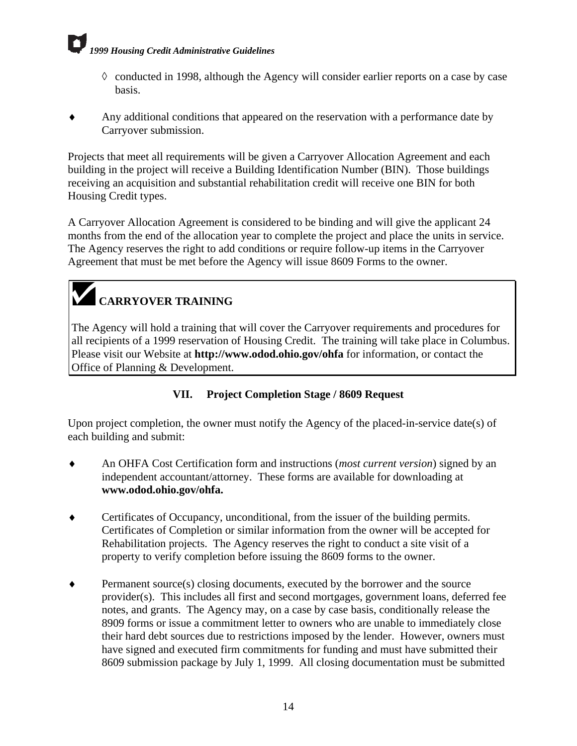- ◊ conducted in 1998, although the Agency will consider earlier reports on a case by case basis.

- Any additional conditions that appeared on the reservation with a performance date by Carryover submission.

Projects that meet all requirements will be given a Carryover Allocation Agreement and each building in the project will receive a Building Identification Number (BIN). Those buildings receiving an acquisition and substantial rehabilitation credit will receive one BIN for both Housing Credit types.

A Carryover Allocation Agreement is considered to be binding and will give the applicant 24 months from the end of the allocation year to complete the project and place the units in service. The Agency reserves the right to add conditions or require follow-up items in the Carryover Agreement that must be met before the Agency will issue 8609 Forms to the owner.

> ✔ **CARRYOVER TRAINING**
>
> The Agency will hold a training that will cover the Carryover requirements and procedures for all recipients of a 1999 reservation of Housing Credit. The training will take place in Columbus. Please visit our Website at **http://www.odod.ohio.gov/ohfa** for information, or contact the Office of Planning & Development.

## VII. Project Completion Stage / 8609 Request

Upon project completion, the owner must notify the Agency of the placed-in-service date(s) of each building and submit:

- An OHFA Cost Certification form and instructions (*most current version*) signed by an independent accountant/attorney. These forms are available for downloading at **www.odod.ohio.gov/ohfa.**

- Certificates of Occupancy, unconditional, from the issuer of the building permits. Certificates of Completion or similar information from the owner will be accepted for Rehabilitation projects. The Agency reserves the right to conduct a site visit of a property to verify completion before issuing the 8609 forms to the owner.

- Permanent source(s) closing documents, executed by the borrower and the source provider(s). This includes all first and second mortgages, government loans, deferred fee notes, and grants. The Agency may, on a case by case basis, conditionally release the 8909 forms or issue a commitment letter to owners who are unable to immediately close their hard debt sources due to restrictions imposed by the lender. However, owners must have signed and executed firm commitments for funding and must have submitted their 8609 submission package by July 1, 1999. All closing documentation must be submitted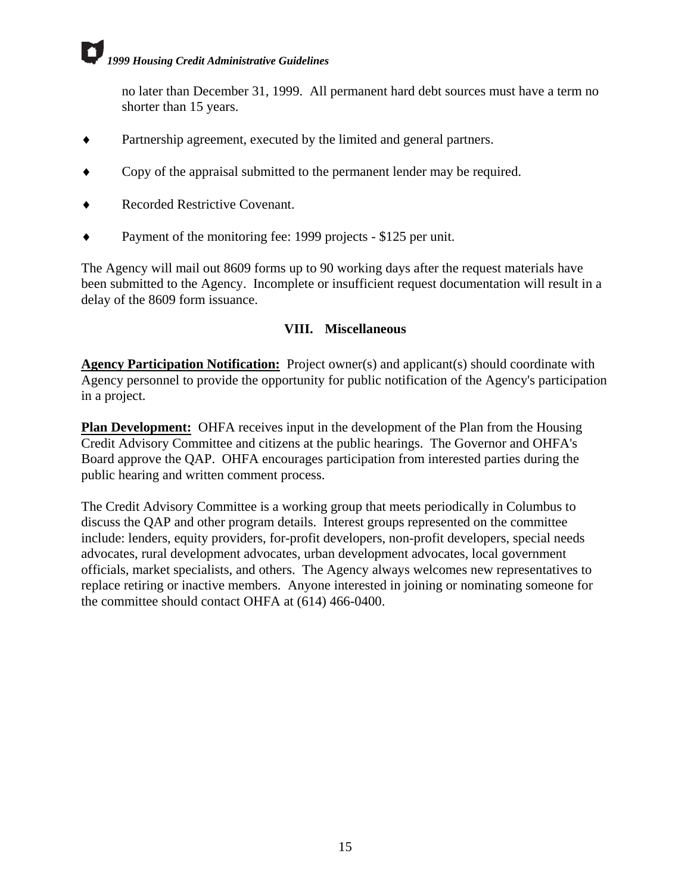no later than December 31, 1999. All permanent hard debt sources must have a term no shorter than 15 years.

- Partnership agreement, executed by the limited and general partners.
- Copy of the appraisal submitted to the permanent lender may be required.
- Recorded Restrictive Covenant.
- Payment of the monitoring fee: 1999 projects - $125 per unit.

The Agency will mail out 8609 forms up to 90 working days after the request materials have been submitted to the Agency. Incomplete or insufficient request documentation will result in a delay of the 8609 form issuance.

## VIII. Miscellaneous

**Agency Participation Notification:** Project owner(s) and applicant(s) should coordinate with Agency personnel to provide the opportunity for public notification of the Agency's participation in a project.

**Plan Development:** OHFA receives input in the development of the Plan from the Housing Credit Advisory Committee and citizens at the public hearings. The Governor and OHFA's Board approve the QAP. OHFA encourages participation from interested parties during the public hearing and written comment process.

The Credit Advisory Committee is a working group that meets periodically in Columbus to discuss the QAP and other program details. Interest groups represented on the committee include: lenders, equity providers, for-profit developers, non-profit developers, special needs advocates, rural development advocates, urban development advocates, local government officials, market specialists, and others. The Agency always welcomes new representatives to replace retiring or inactive members. Anyone interested in joining or nominating someone for the committee should contact OHFA at (614) 466-0400.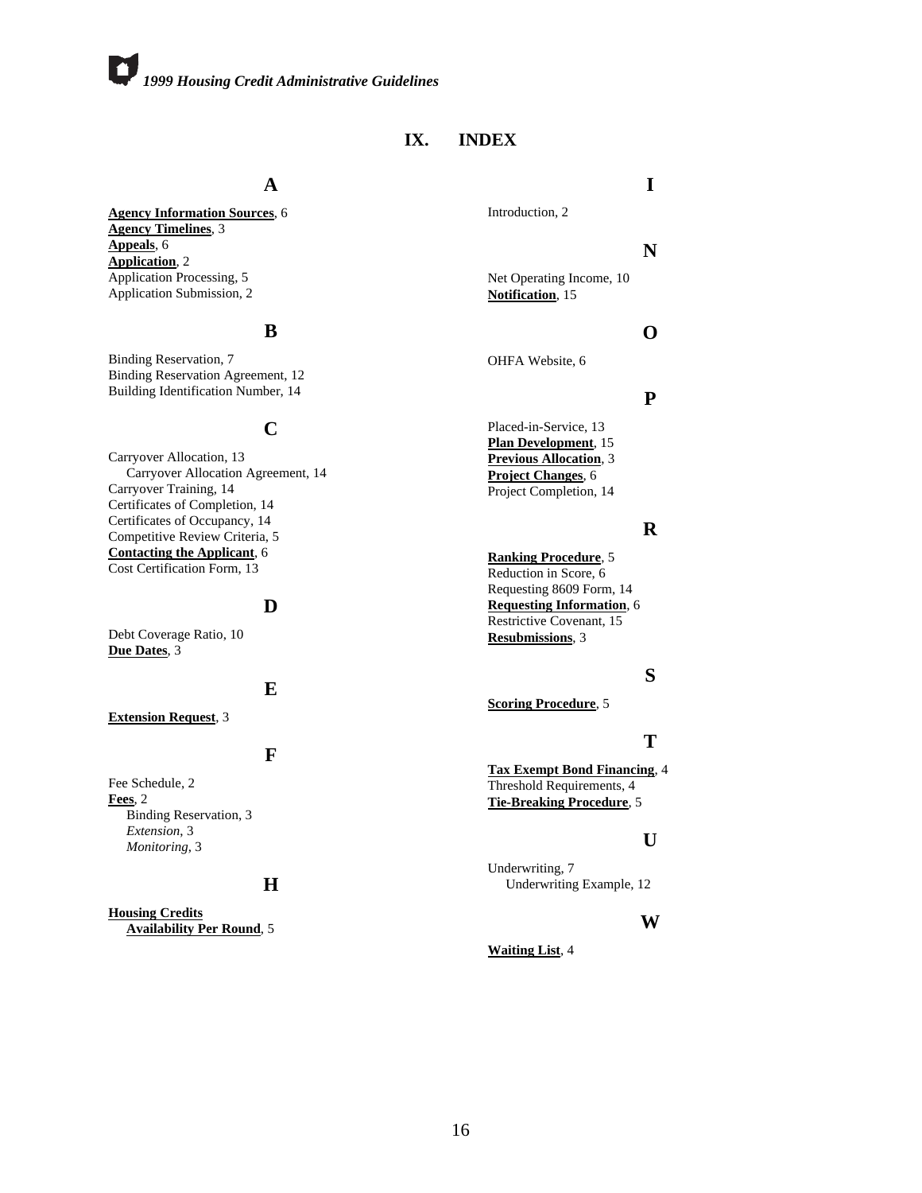# IX. INDEX

### A

**Agency Information Sources**, 6
**Agency Timelines**, 3
**Appeals**, 6
**Application**, 2
Application Processing, 5
Application Submission, 2

### B

Binding Reservation, 7
Binding Reservation Agreement, 12
Building Identification Number, 14

### C

Carryover Allocation, 13
- Carryover Allocation Agreement, 14

Carryover Training, 14
Certificates of Completion, 14
Certificates of Occupancy, 14
Competitive Review Criteria, 5
**Contacting the Applicant**, 6
Cost Certification Form, 13

### D

Debt Coverage Ratio, 10
**Due Dates**, 3

### E

**Extension Request**, 3

### F

Fee Schedule, 2
**Fees**, 2
- Binding Reservation, 3
- *Extension*, 3
- *Monitoring*, 3

### H

**Housing Credits**
- **Availability Per Round**, 5

### I

Introduction, 2

### N

Net Operating Income, 10
**Notification**, 15

### O

OHFA Website, 6

### P

Placed-in-Service, 13
**Plan Development**, 15
**Previous Allocation**, 3
**Project Changes**, 6
Project Completion, 14

### R

**Ranking Procedure**, 5
Reduction in Score, 6
Requesting 8609 Form, 14
**Requesting Information**, 6
Restrictive Covenant, 15
**Resubmissions**, 3

### S

**Scoring Procedure**, 5

### T

**Tax Exempt Bond Financing**, 4
Threshold Requirements, 4
**Tie-Breaking Procedure**, 5

### U

Underwriting, 7
- Underwriting Example, 12

### W

**Waiting List**, 4